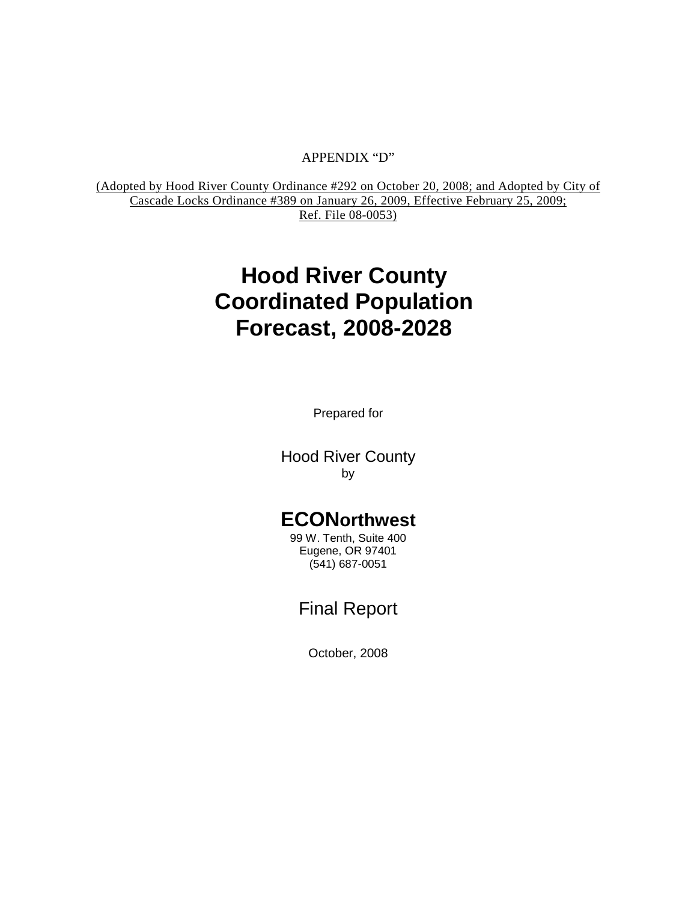APPENDIX “D”

(Adopted by Hood River County Ordinance #292 on October 20, 2008; and Adopted by City of Cascade Locks Ordinance #389 on January 26, 2009, Effective February 25, 2009; Ref. File 08-0053)

# Hood River County Coordinated Population Forecast, 2008-2028

Prepared for

Hood River County

by

**ECONorthwest**

99 W. Tenth, Suite 400
Eugene, OR 97401
(541) 687-0051

Final Report

October, 2008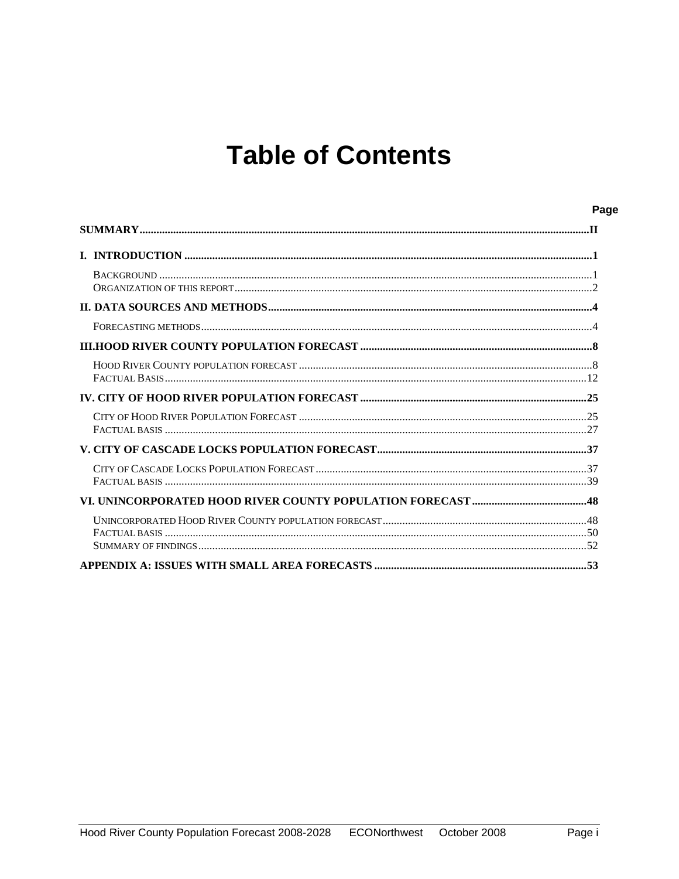# Table of Contents

**Page**

**SUMMARY** ............................................................ **II**

**I. INTRODUCTION** ............................................................ **1**

- BACKGROUND ............................................................ 1
- ORGANIZATION OF THIS REPORT ............................................................ 2

**II. DATA SOURCES AND METHODS** ............................................................ **4**

- FORECASTING METHODS ............................................................ 4

**III.HOOD RIVER COUNTY POPULATION FORECAST** ............................................................ **8**

- HOOD RIVER COUNTY POPULATION FORECAST ............................................................ 8
- FACTUAL BASIS ............................................................ 12

**IV. CITY OF HOOD RIVER POPULATION FORECAST** ............................................................ **25**

- CITY OF HOOD RIVER POPULATION FORECAST ............................................................ 25
- FACTUAL BASIS ............................................................ 27

**V. CITY OF CASCADE LOCKS POPULATION FORECAST** ............................................................ **37**

- CITY OF CASCADE LOCKS POPULATION FORECAST ............................................................ 37
- FACTUAL BASIS ............................................................ 39

**VI. UNINCORPORATED HOOD RIVER COUNTY POPULATION FORECAST** ............................................................ **48**

- UNINCORPORATED HOOD RIVER COUNTY POPULATION FORECAST ............................................................ 48
- FACTUAL BASIS ............................................................ 50
- SUMMARY OF FINDINGS ............................................................ 52

**APPENDIX A: ISSUES WITH SMALL AREA FORECASTS** ............................................................ **53**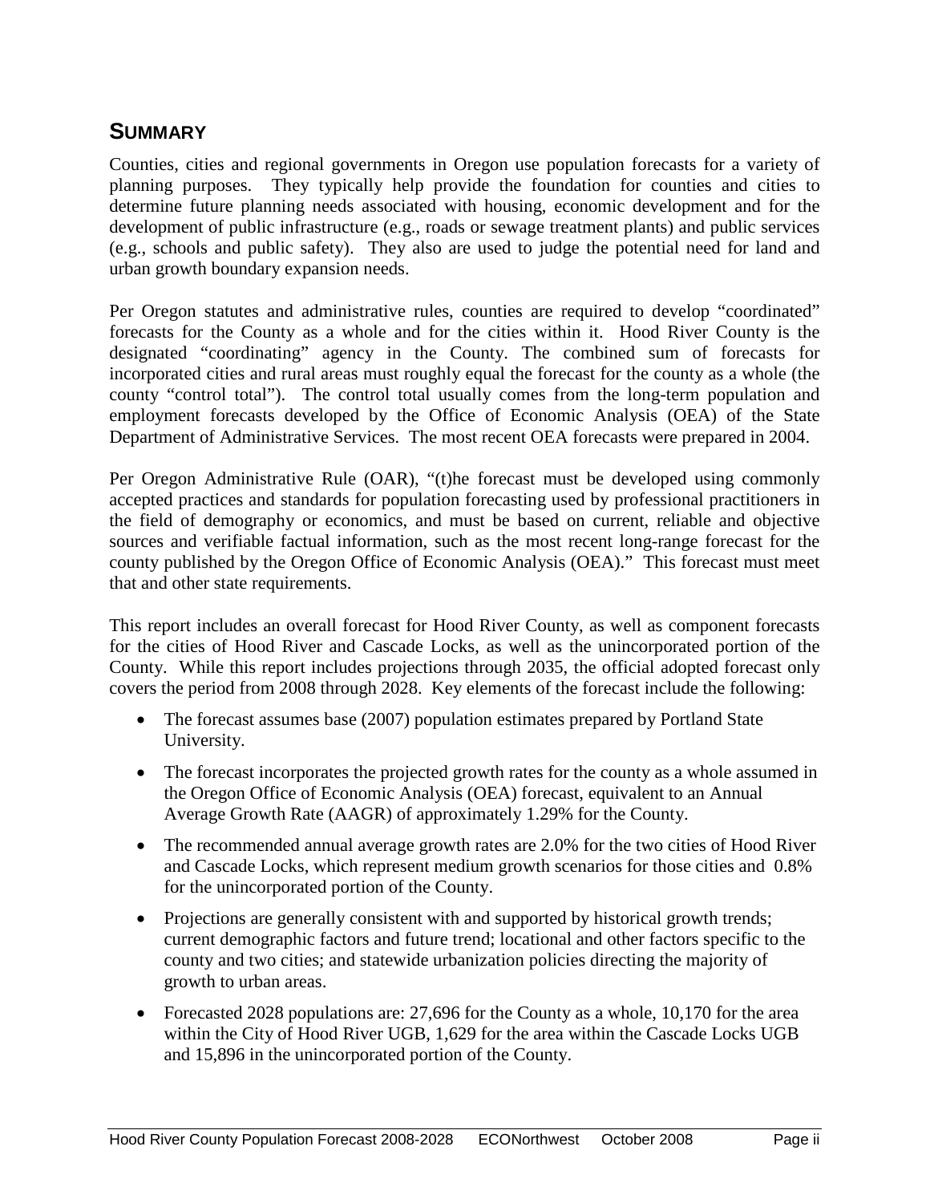## SUMMARY

Counties, cities and regional governments in Oregon use population forecasts for a variety of planning purposes. They typically help provide the foundation for counties and cities to determine future planning needs associated with housing, economic development and for the development of public infrastructure (e.g., roads or sewage treatment plants) and public services (e.g., schools and public safety). They also are used to judge the potential need for land and urban growth boundary expansion needs.

Per Oregon statutes and administrative rules, counties are required to develop "coordinated" forecasts for the County as a whole and for the cities within it. Hood River County is the designated "coordinating" agency in the County. The combined sum of forecasts for incorporated cities and rural areas must roughly equal the forecast for the county as a whole (the county "control total"). The control total usually comes from the long-term population and employment forecasts developed by the Office of Economic Analysis (OEA) of the State Department of Administrative Services. The most recent OEA forecasts were prepared in 2004.

Per Oregon Administrative Rule (OAR), "(t)he forecast must be developed using commonly accepted practices and standards for population forecasting used by professional practitioners in the field of demography or economics, and must be based on current, reliable and objective sources and verifiable factual information, such as the most recent long-range forecast for the county published by the Oregon Office of Economic Analysis (OEA)." This forecast must meet that and other state requirements.

This report includes an overall forecast for Hood River County, as well as component forecasts for the cities of Hood River and Cascade Locks, as well as the unincorporated portion of the County. While this report includes projections through 2035, the official adopted forecast only covers the period from 2008 through 2028. Key elements of the forecast include the following:

- The forecast assumes base (2007) population estimates prepared by Portland State University.
- The forecast incorporates the projected growth rates for the county as a whole assumed in the Oregon Office of Economic Analysis (OEA) forecast, equivalent to an Annual Average Growth Rate (AAGR) of approximately 1.29% for the County.
- The recommended annual average growth rates are 2.0% for the two cities of Hood River and Cascade Locks, which represent medium growth scenarios for those cities and 0.8% for the unincorporated portion of the County.
- Projections are generally consistent with and supported by historical growth trends; current demographic factors and future trend; locational and other factors specific to the county and two cities; and statewide urbanization policies directing the majority of growth to urban areas.
- Forecasted 2028 populations are: 27,696 for the County as a whole, 10,170 for the area within the City of Hood River UGB, 1,629 for the area within the Cascade Locks UGB and 15,896 in the unincorporated portion of the County.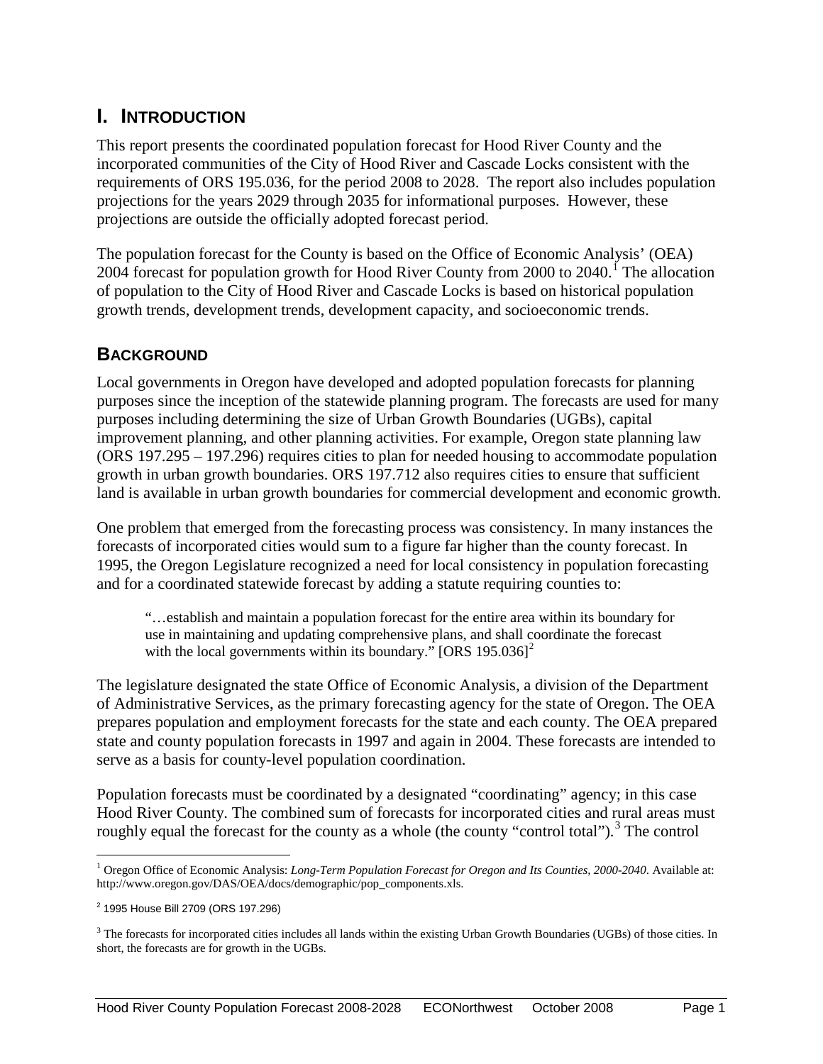# I. INTRODUCTION

This report presents the coordinated population forecast for Hood River County and the incorporated communities of the City of Hood River and Cascade Locks consistent with the requirements of ORS 195.036, for the period 2008 to 2028. The report also includes population projections for the years 2029 through 2035 for informational purposes. However, these projections are outside the officially adopted forecast period.

The population forecast for the County is based on the Office of Economic Analysis' (OEA) 2004 forecast for population growth for Hood River County from 2000 to 2040.[1] The allocation of population to the City of Hood River and Cascade Locks is based on historical population growth trends, development trends, development capacity, and socioeconomic trends.

## BACKGROUND

Local governments in Oregon have developed and adopted population forecasts for planning purposes since the inception of the statewide planning program. The forecasts are used for many purposes including determining the size of Urban Growth Boundaries (UGBs), capital improvement planning, and other planning activities. For example, Oregon state planning law (ORS 197.295 – 197.296) requires cities to plan for needed housing to accommodate population growth in urban growth boundaries. ORS 197.712 also requires cities to ensure that sufficient land is available in urban growth boundaries for commercial development and economic growth.

One problem that emerged from the forecasting process was consistency. In many instances the forecasts of incorporated cities would sum to a figure far higher than the county forecast. In 1995, the Oregon Legislature recognized a need for local consistency in population forecasting and for a coordinated statewide forecast by adding a statute requiring counties to:

> "…establish and maintain a population forecast for the entire area within its boundary for use in maintaining and updating comprehensive plans, and shall coordinate the forecast with the local governments within its boundary." [ORS 195.036][2]

The legislature designated the state Office of Economic Analysis, a division of the Department of Administrative Services, as the primary forecasting agency for the state of Oregon. The OEA prepares population and employment forecasts for the state and each county. The OEA prepared state and county population forecasts in 1997 and again in 2004. These forecasts are intended to serve as a basis for county-level population coordination.

Population forecasts must be coordinated by a designated "coordinating" agency; in this case Hood River County. The combined sum of forecasts for incorporated cities and rural areas must roughly equal the forecast for the county as a whole (the county "control total").[3] The control

---

[1] Oregon Office of Economic Analysis: *Long-Term Population Forecast for Oregon and Its Counties, 2000-2040*. Available at: http://www.oregon.gov/DAS/OEA/docs/demographic/pop_components.xls.

[2] 1995 House Bill 2709 (ORS 197.296)

[3] The forecasts for incorporated cities includes all lands within the existing Urban Growth Boundaries (UGBs) of those cities. In short, the forecasts are for growth in the UGBs.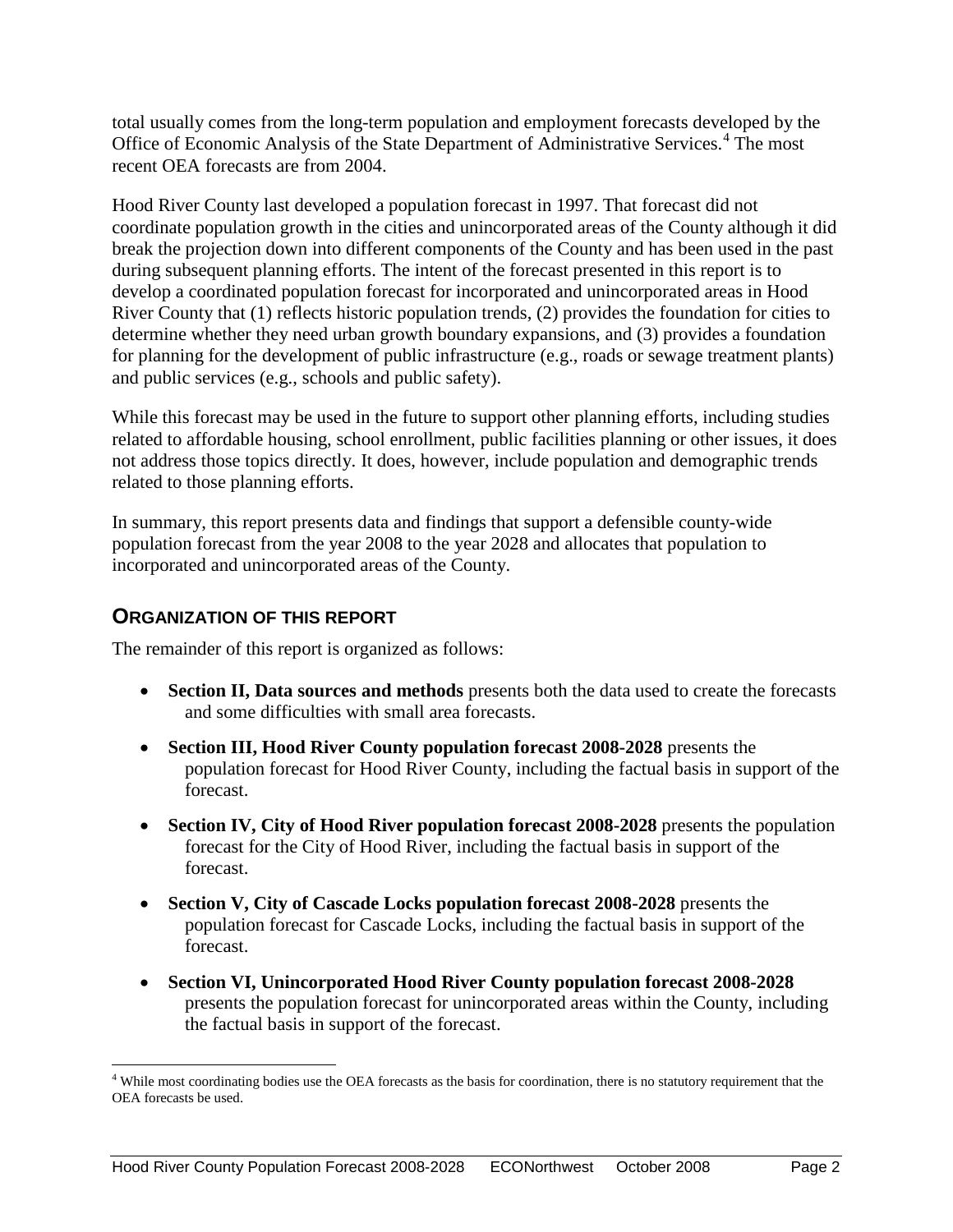total usually comes from the long-term population and employment forecasts developed by the Office of Economic Analysis of the State Department of Administrative Services.[4] The most recent OEA forecasts are from 2004.

Hood River County last developed a population forecast in 1997. That forecast did not coordinate population growth in the cities and unincorporated areas of the County although it did break the projection down into different components of the County and has been used in the past during subsequent planning efforts. The intent of the forecast presented in this report is to develop a coordinated population forecast for incorporated and unincorporated areas in Hood River County that (1) reflects historic population trends, (2) provides the foundation for cities to determine whether they need urban growth boundary expansions, and (3) provides a foundation for planning for the development of public infrastructure (e.g., roads or sewage treatment plants) and public services (e.g., schools and public safety).

While this forecast may be used in the future to support other planning efforts, including studies related to affordable housing, school enrollment, public facilities planning or other issues, it does not address those topics directly. It does, however, include population and demographic trends related to those planning efforts.

In summary, this report presents data and findings that support a defensible county-wide population forecast from the year 2008 to the year 2028 and allocates that population to incorporated and unincorporated areas of the County.

## ORGANIZATION OF THIS REPORT

The remainder of this report is organized as follows:

- **Section II, Data sources and methods** presents both the data used to create the forecasts and some difficulties with small area forecasts.
- **Section III, Hood River County population forecast 2008-2028** presents the population forecast for Hood River County, including the factual basis in support of the forecast.
- **Section IV, City of Hood River population forecast 2008-2028** presents the population forecast for the City of Hood River, including the factual basis in support of the forecast.
- **Section V, City of Cascade Locks population forecast 2008-2028** presents the population forecast for Cascade Locks, including the factual basis in support of the forecast.
- **Section VI, Unincorporated Hood River County population forecast 2008-2028** presents the population forecast for unincorporated areas within the County, including the factual basis in support of the forecast.

[4] While most coordinating bodies use the OEA forecasts as the basis for coordination, there is no statutory requirement that the OEA forecasts be used.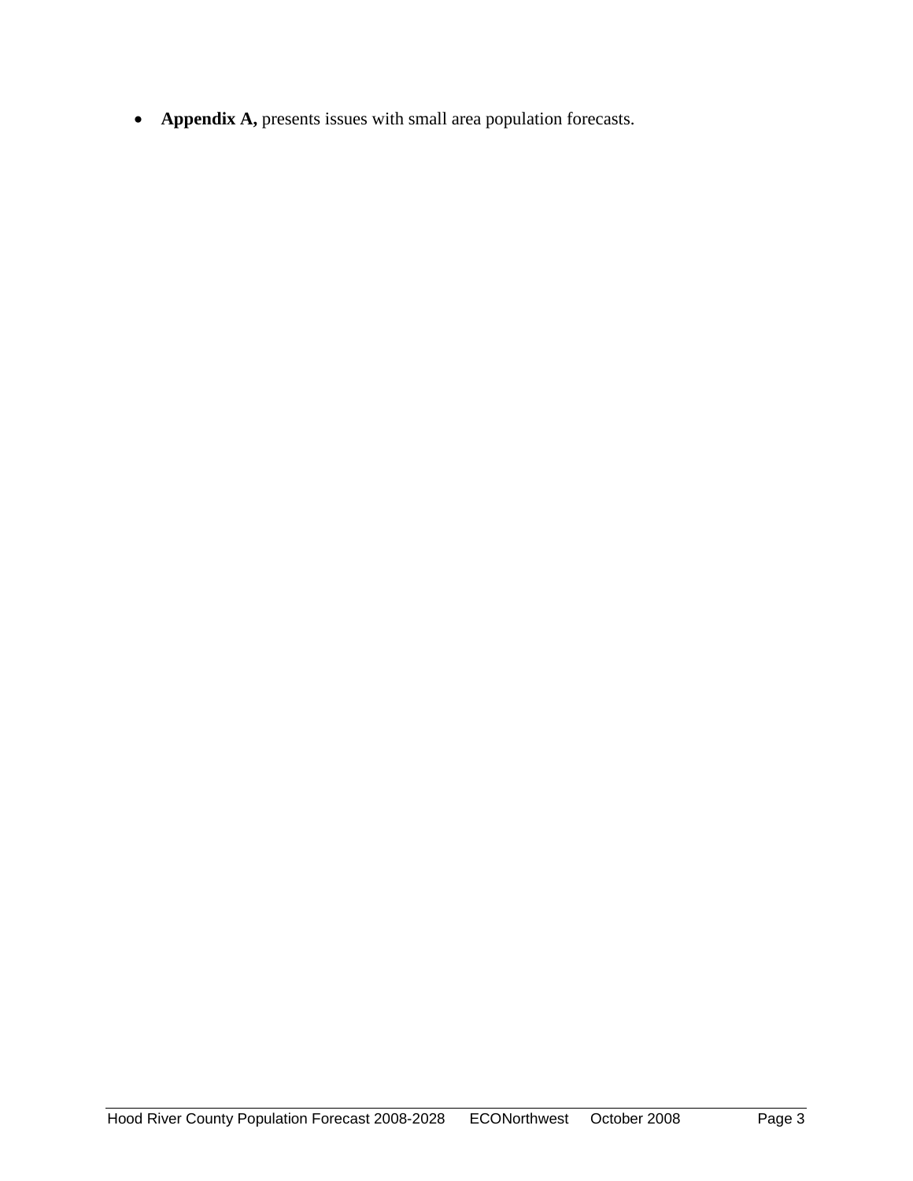- **Appendix A,** presents issues with small area population forecasts.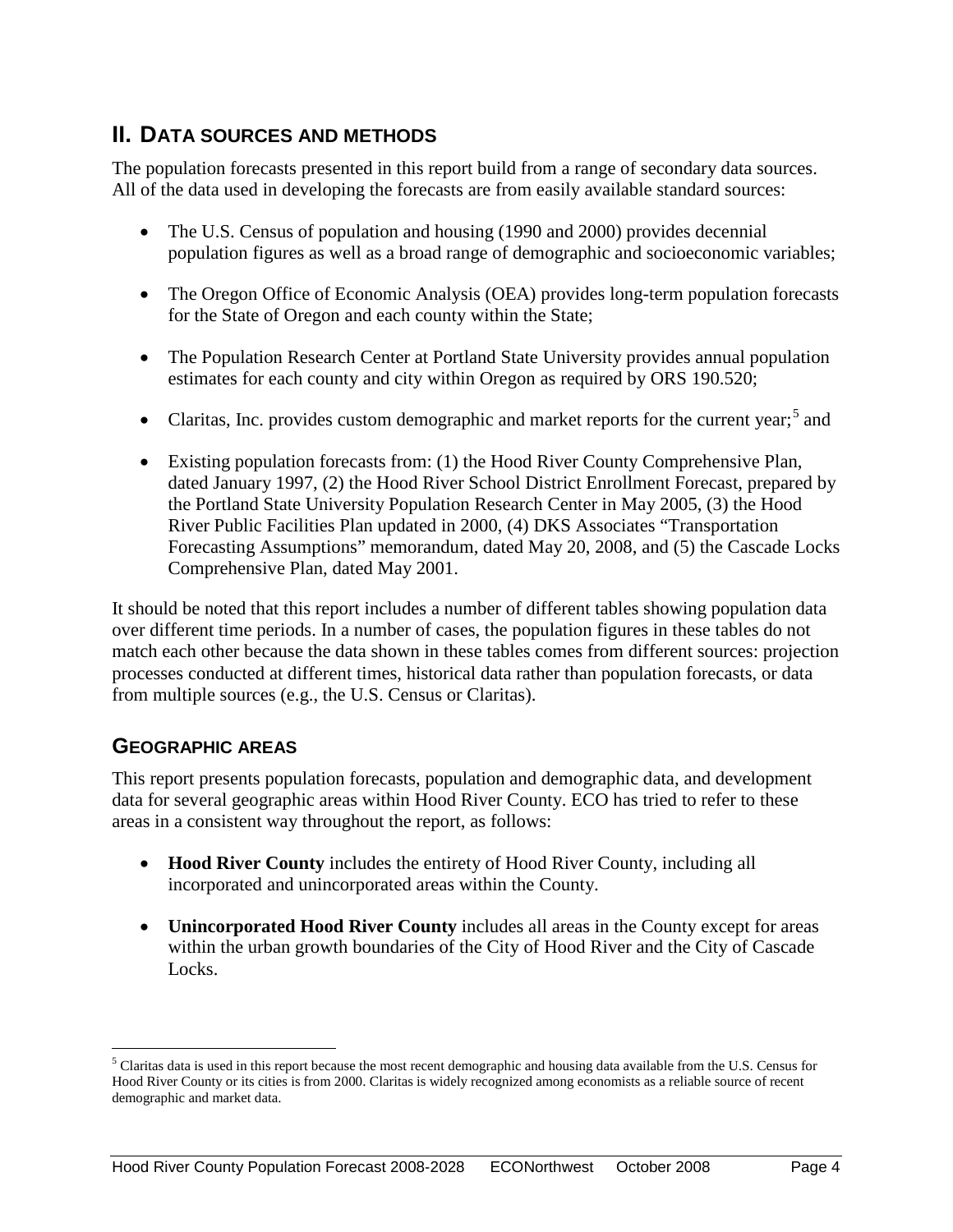## II. DATA SOURCES AND METHODS

The population forecasts presented in this report build from a range of secondary data sources. All of the data used in developing the forecasts are from easily available standard sources:

- The U.S. Census of population and housing (1990 and 2000) provides decennial population figures as well as a broad range of demographic and socioeconomic variables;
- The Oregon Office of Economic Analysis (OEA) provides long-term population forecasts for the State of Oregon and each county within the State;
- The Population Research Center at Portland State University provides annual population estimates for each county and city within Oregon as required by ORS 190.520;
- Claritas, Inc. provides custom demographic and market reports for the current year;[5] and
- Existing population forecasts from: (1) the Hood River County Comprehensive Plan, dated January 1997, (2) the Hood River School District Enrollment Forecast, prepared by the Portland State University Population Research Center in May 2005, (3) the Hood River Public Facilities Plan updated in 2000, (4) DKS Associates "Transportation Forecasting Assumptions" memorandum, dated May 20, 2008, and (5) the Cascade Locks Comprehensive Plan, dated May 2001.

It should be noted that this report includes a number of different tables showing population data over different time periods. In a number of cases, the population figures in these tables do not match each other because the data shown in these tables comes from different sources: projection processes conducted at different times, historical data rather than population forecasts, or data from multiple sources (e.g., the U.S. Census or Claritas).

### GEOGRAPHIC AREAS

This report presents population forecasts, population and demographic data, and development data for several geographic areas within Hood River County. ECO has tried to refer to these areas in a consistent way throughout the report, as follows:

- **Hood River County** includes the entirety of Hood River County, including all incorporated and unincorporated areas within the County.
- **Unincorporated Hood River County** includes all areas in the County except for areas within the urban growth boundaries of the City of Hood River and the City of Cascade Locks.

[5] Claritas data is used in this report because the most recent demographic and housing data available from the U.S. Census for Hood River County or its cities is from 2000. Claritas is widely recognized among economists as a reliable source of recent demographic and market data.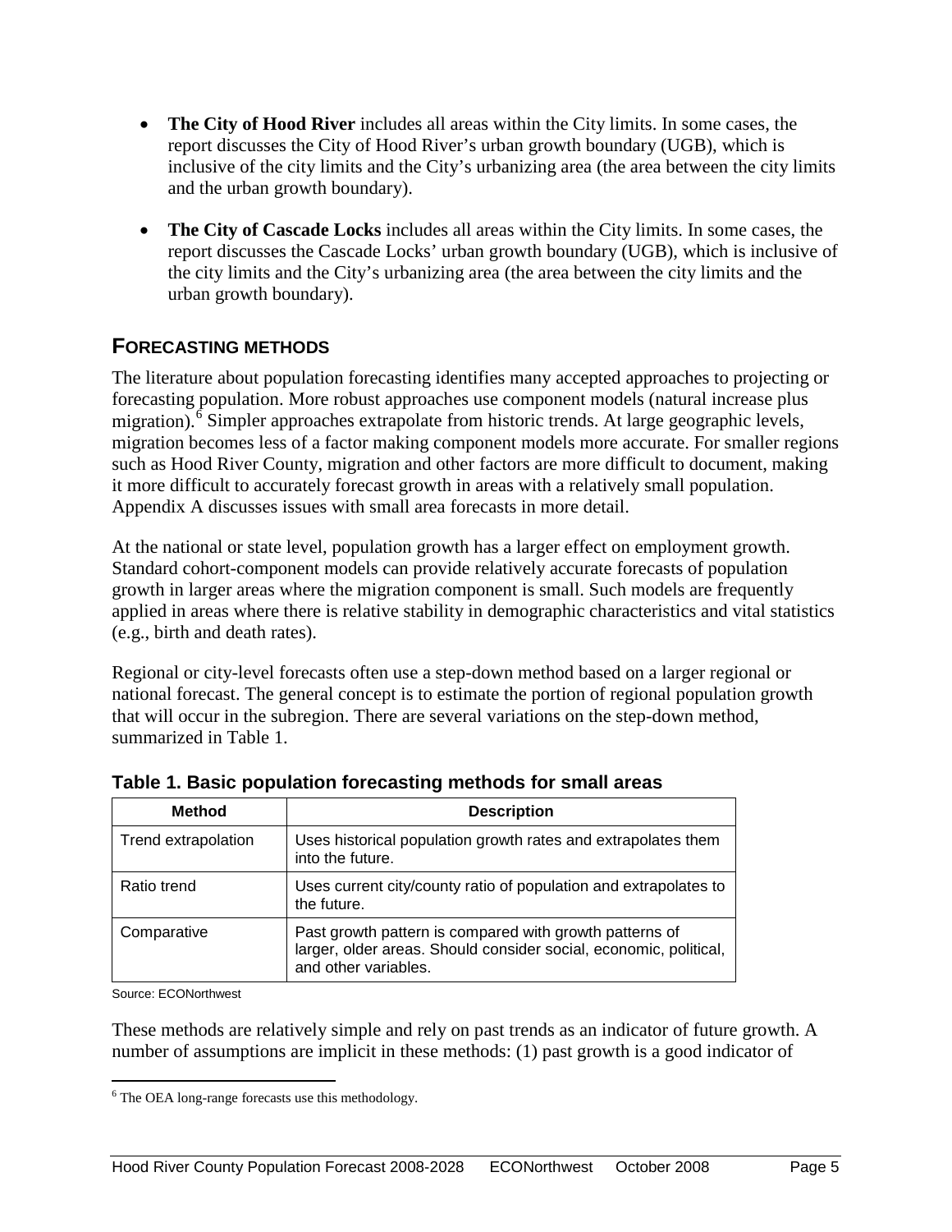- **The City of Hood River** includes all areas within the City limits. In some cases, the report discusses the City of Hood River's urban growth boundary (UGB), which is inclusive of the city limits and the City's urbanizing area (the area between the city limits and the urban growth boundary).

- **The City of Cascade Locks** includes all areas within the City limits. In some cases, the report discusses the Cascade Locks' urban growth boundary (UGB), which is inclusive of the city limits and the City's urbanizing area (the area between the city limits and the urban growth boundary).

## FORECASTING METHODS

The literature about population forecasting identifies many accepted approaches to projecting or forecasting population. More robust approaches use component models (natural increase plus migration).[6] Simpler approaches extrapolate from historic trends. At large geographic levels, migration becomes less of a factor making component models more accurate. For smaller regions such as Hood River County, migration and other factors are more difficult to document, making it more difficult to accurately forecast growth in areas with a relatively small population. Appendix A discusses issues with small area forecasts in more detail.

At the national or state level, population growth has a larger effect on employment growth. Standard cohort-component models can provide relatively accurate forecasts of population growth in larger areas where the migration component is small. Such models are frequently applied in areas where there is relative stability in demographic characteristics and vital statistics (e.g., birth and death rates).

Regional or city-level forecasts often use a step-down method based on a larger regional or national forecast. The general concept is to estimate the portion of regional population growth that will occur in the subregion. There are several variations on the step-down method, summarized in Table 1.

**Table 1. Basic population forecasting methods for small areas**

| Method | Description |
|---|---|
| Trend extrapolation | Uses historical population growth rates and extrapolates them into the future. |
| Ratio trend | Uses current city/county ratio of population and extrapolates to the future. |
| Comparative | Past growth pattern is compared with growth patterns of larger, older areas. Should consider social, economic, political, and other variables. |

Source: ECONorthwest

These methods are relatively simple and rely on past trends as an indicator of future growth. A number of assumptions are implicit in these methods: (1) past growth is a good indicator of

[6] The OEA long-range forecasts use this methodology.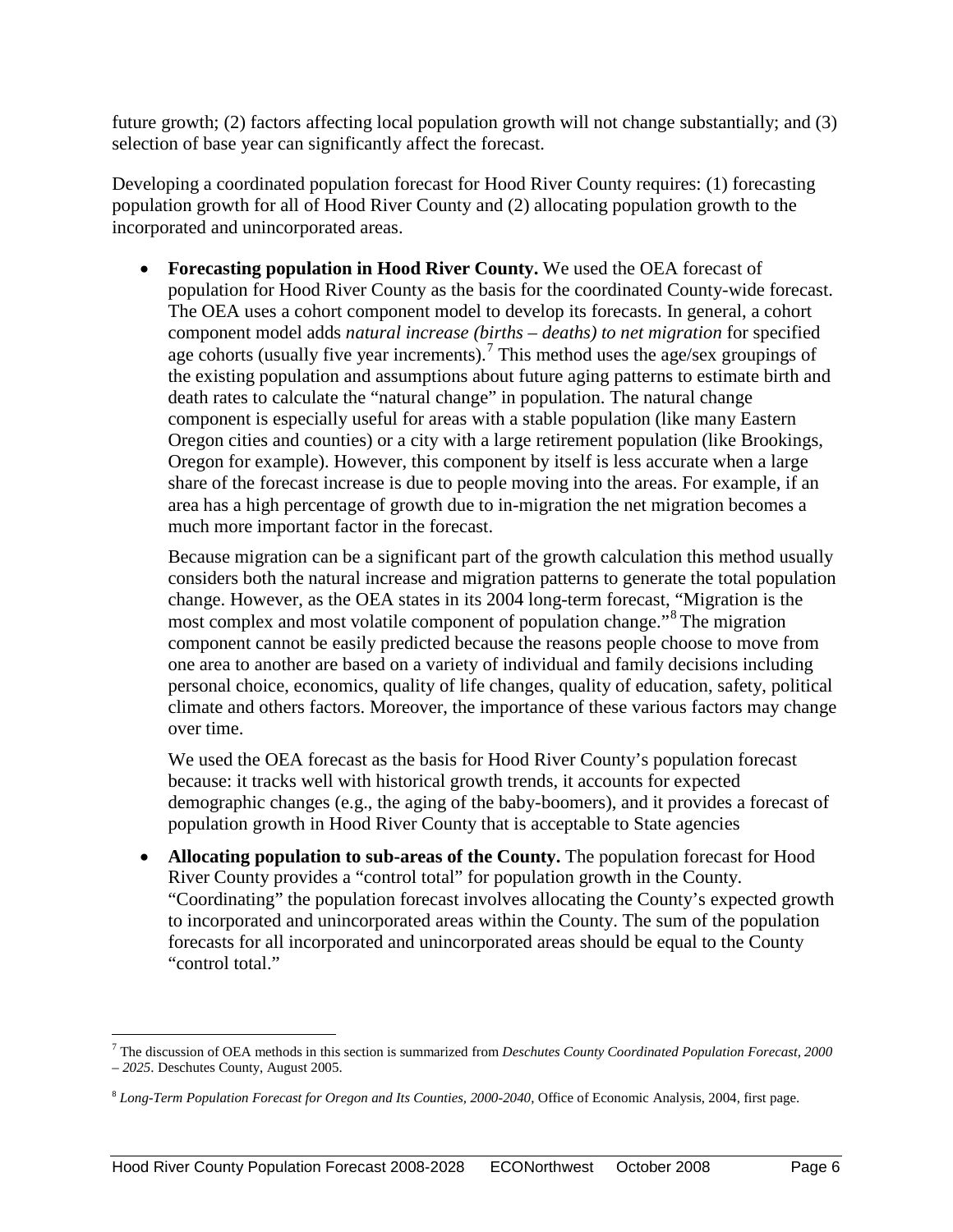future growth; (2) factors affecting local population growth will not change substantially; and (3) selection of base year can significantly affect the forecast.

Developing a coordinated population forecast for Hood River County requires: (1) forecasting population growth for all of Hood River County and (2) allocating population growth to the incorporated and unincorporated areas.

- **Forecasting population in Hood River County.** We used the OEA forecast of population for Hood River County as the basis for the coordinated County-wide forecast. The OEA uses a cohort component model to develop its forecasts. In general, a cohort component model adds *natural increase (births – deaths) to net migration* for specified age cohorts (usually five year increments).[7] This method uses the age/sex groupings of the existing population and assumptions about future aging patterns to estimate birth and death rates to calculate the "natural change" in population. The natural change component is especially useful for areas with a stable population (like many Eastern Oregon cities and counties) or a city with a large retirement population (like Brookings, Oregon for example). However, this component by itself is less accurate when a large share of the forecast increase is due to people moving into the areas. For example, if an area has a high percentage of growth due to in-migration the net migration becomes a much more important factor in the forecast.

  Because migration can be a significant part of the growth calculation this method usually considers both the natural increase and migration patterns to generate the total population change. However, as the OEA states in its 2004 long-term forecast, "Migration is the most complex and most volatile component of population change."[8] The migration component cannot be easily predicted because the reasons people choose to move from one area to another are based on a variety of individual and family decisions including personal choice, economics, quality of life changes, quality of education, safety, political climate and others factors. Moreover, the importance of these various factors may change over time.

  We used the OEA forecast as the basis for Hood River County's population forecast because: it tracks well with historical growth trends, it accounts for expected demographic changes (e.g., the aging of the baby-boomers), and it provides a forecast of population growth in Hood River County that is acceptable to State agencies

- **Allocating population to sub-areas of the County.** The population forecast for Hood River County provides a "control total" for population growth in the County. "Coordinating" the population forecast involves allocating the County's expected growth to incorporated and unincorporated areas within the County. The sum of the population forecasts for all incorporated and unincorporated areas should be equal to the County "control total."

---

[7] The discussion of OEA methods in this section is summarized from *Deschutes County Coordinated Population Forecast, 2000 – 2025*. Deschutes County, August 2005.

[8] *Long-Term Population Forecast for Oregon and Its Counties, 2000-2040*, Office of Economic Analysis, 2004, first page.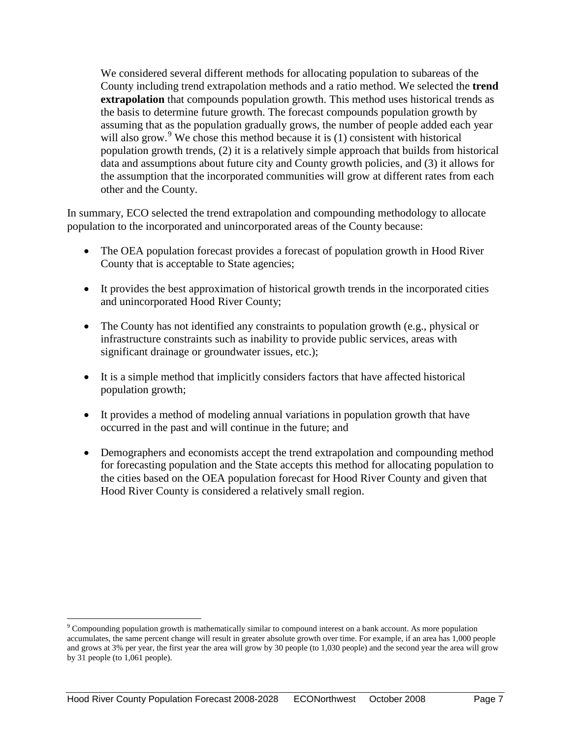We considered several different methods for allocating population to subareas of the County including trend extrapolation methods and a ratio method. We selected the **trend extrapolation** that compounds population growth. This method uses historical trends as the basis to determine future growth. The forecast compounds population growth by assuming that as the population gradually grows, the number of people added each year will also grow.[9] We chose this method because it is (1) consistent with historical population growth trends, (2) it is a relatively simple approach that builds from historical data and assumptions about future city and County growth policies, and (3) it allows for the assumption that the incorporated communities will grow at different rates from each other and the County.

In summary, ECO selected the trend extrapolation and compounding methodology to allocate population to the incorporated and unincorporated areas of the County because:

- The OEA population forecast provides a forecast of population growth in Hood River County that is acceptable to State agencies;
- It provides the best approximation of historical growth trends in the incorporated cities and unincorporated Hood River County;
- The County has not identified any constraints to population growth (e.g., physical or infrastructure constraints such as inability to provide public services, areas with significant drainage or groundwater issues, etc.);
- It is a simple method that implicitly considers factors that have affected historical population growth;
- It provides a method of modeling annual variations in population growth that have occurred in the past and will continue in the future; and
- Demographers and economists accept the trend extrapolation and compounding method for forecasting population and the State accepts this method for allocating population to the cities based on the OEA population forecast for Hood River County and given that Hood River County is considered a relatively small region.

[9] Compounding population growth is mathematically similar to compound interest on a bank account. As more population accumulates, the same percent change will result in greater absolute growth over time. For example, if an area has 1,000 people and grows at 3% per year, the first year the area will grow by 30 people (to 1,030 people) and the second year the area will grow by 31 people (to 1,061 people).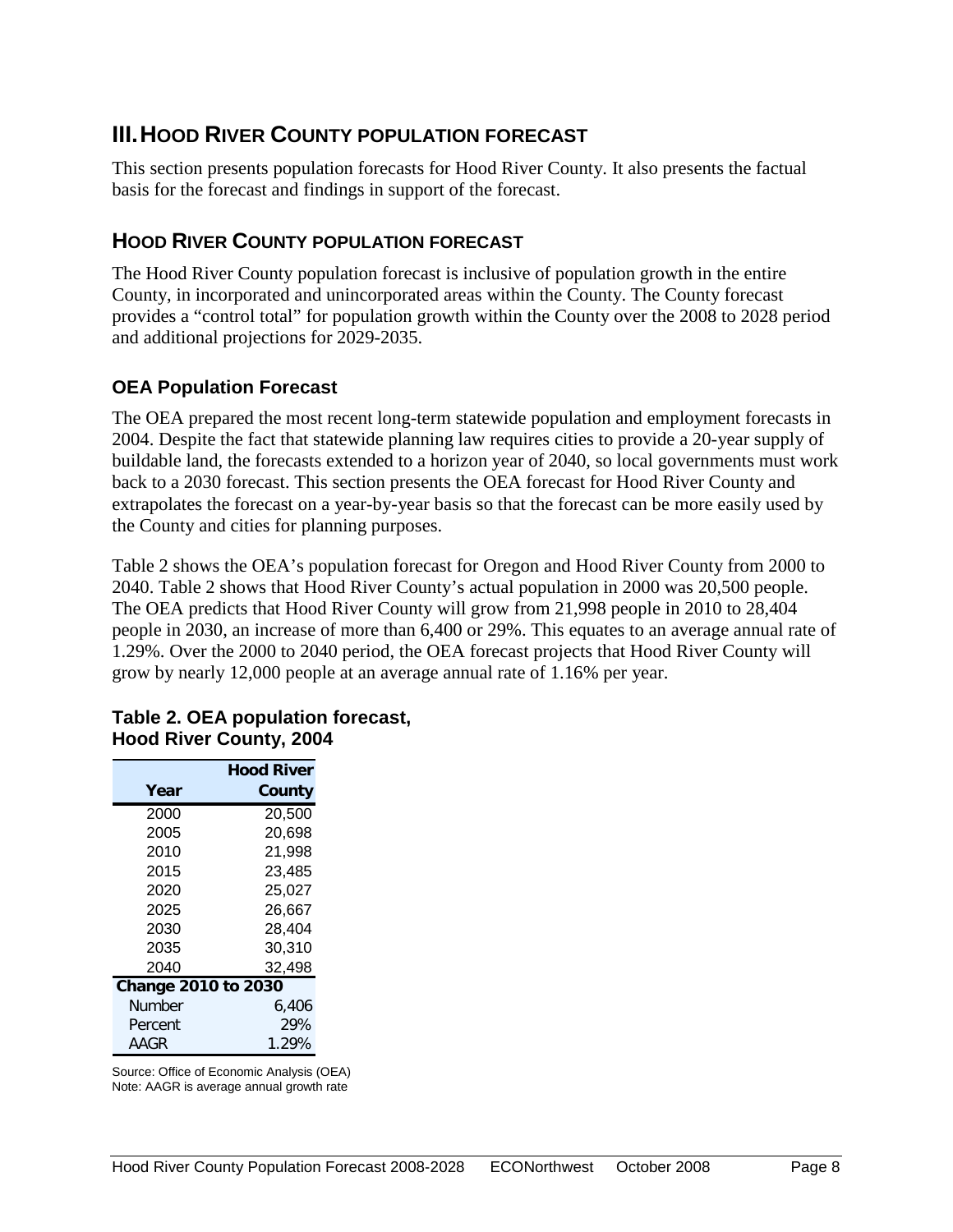# III. HOOD RIVER COUNTY POPULATION FORECAST

This section presents population forecasts for Hood River County. It also presents the factual basis for the forecast and findings in support of the forecast.

## HOOD RIVER COUNTY POPULATION FORECAST

The Hood River County population forecast is inclusive of population growth in the entire County, in incorporated and unincorporated areas within the County. The County forecast provides a "control total" for population growth within the County over the 2008 to 2028 period and additional projections for 2029-2035.

### OEA Population Forecast

The OEA prepared the most recent long-term statewide population and employment forecasts in 2004. Despite the fact that statewide planning law requires cities to provide a 20-year supply of buildable land, the forecasts extended to a horizon year of 2040, so local governments must work back to a 2030 forecast. This section presents the OEA forecast for Hood River County and extrapolates the forecast on a year-by-year basis so that the forecast can be more easily used by the County and cities for planning purposes.

Table 2 shows the OEA's population forecast for Oregon and Hood River County from 2000 to 2040. Table 2 shows that Hood River County's actual population in 2000 was 20,500 people. The OEA predicts that Hood River County will grow from 21,998 people in 2010 to 28,404 people in 2030, an increase of more than 6,400 or 29%. This equates to an average annual rate of 1.29%. Over the 2000 to 2040 period, the OEA forecast projects that Hood River County will grow by nearly 12,000 people at an average annual rate of 1.16% per year.

**Table 2. OEA population forecast, Hood River County, 2004**

| Year | Hood River County |
|---|---|
| 2000 | 20,500 |
| 2005 | 20,698 |
| 2010 | 21,998 |
| 2015 | 23,485 |
| 2020 | 25,027 |
| 2025 | 26,667 |
| 2030 | 28,404 |
| 2035 | 30,310 |
| 2040 | 32,498 |
| **Change 2010 to 2030** | |
| Number | 6,406 |
| Percent | 29% |
| AAGR | 1.29% |

Source: Office of Economic Analysis (OEA)
Note: AAGR is average annual growth rate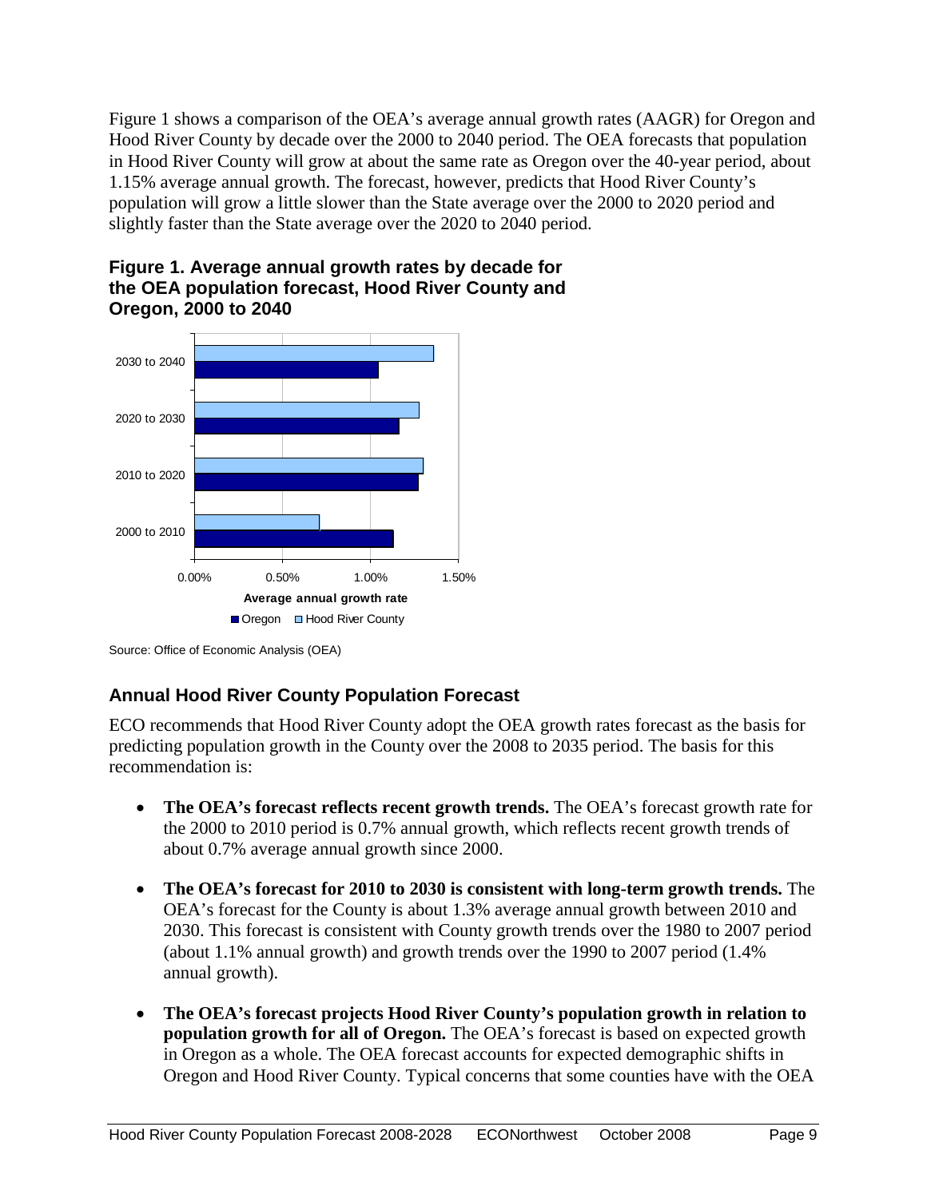Figure 1 shows a comparison of the OEA's average annual growth rates (AAGR) for Oregon and Hood River County by decade over the 2000 to 2040 period. The OEA forecasts that population in Hood River County will grow at about the same rate as Oregon over the 40-year period, about 1.15% average annual growth. The forecast, however, predicts that Hood River County's population will grow a little slower than the State average over the 2000 to 2020 period and slightly faster than the State average over the 2020 to 2040 period.

**Figure 1. Average annual growth rates by decade for the OEA population forecast, Hood River County and Oregon, 2000 to 2040**

Source: Office of Economic Analysis (OEA)

## Annual Hood River County Population Forecast

ECO recommends that Hood River County adopt the OEA growth rates forecast as the basis for predicting population growth in the County over the 2008 to 2035 period. The basis for this recommendation is:

- **The OEA's forecast reflects recent growth trends.** The OEA's forecast growth rate for the 2000 to 2010 period is 0.7% annual growth, which reflects recent growth trends of about 0.7% average annual growth since 2000.
- **The OEA's forecast for 2010 to 2030 is consistent with long-term growth trends.** The OEA's forecast for the County is about 1.3% average annual growth between 2010 and 2030. This forecast is consistent with County growth trends over the 1980 to 2007 period (about 1.1% annual growth) and growth trends over the 1990 to 2007 period (1.4% annual growth).
- **The OEA's forecast projects Hood River County's population growth in relation to population growth for all of Oregon.** The OEA's forecast is based on expected growth in Oregon as a whole. The OEA forecast accounts for expected demographic shifts in Oregon and Hood River County. Typical concerns that some counties have with the OEA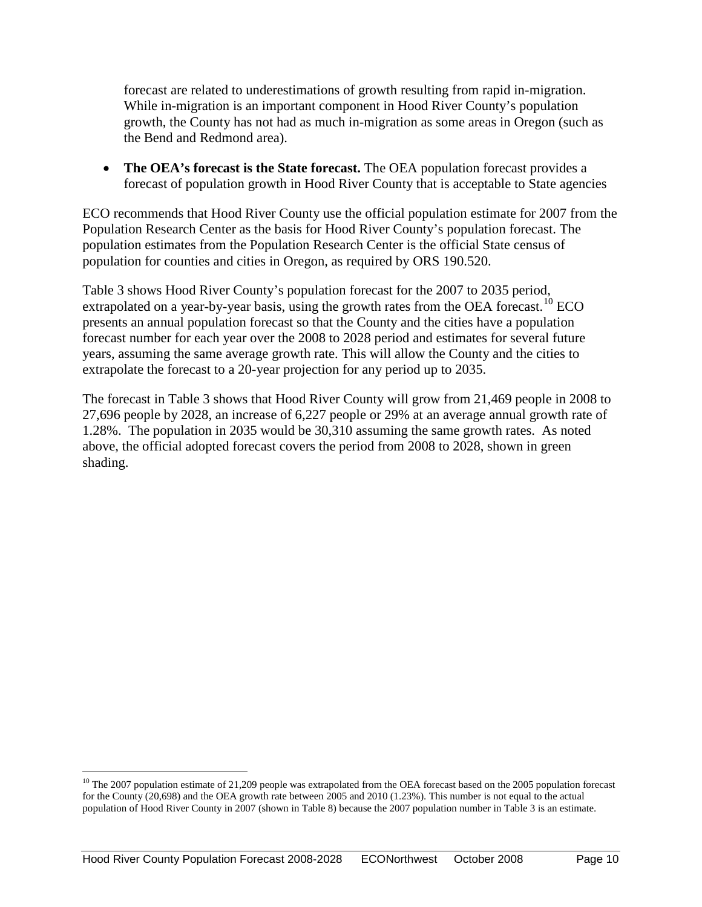forecast are related to underestimations of growth resulting from rapid in-migration. While in-migration is an important component in Hood River County's population growth, the County has not had as much in-migration as some areas in Oregon (such as the Bend and Redmond area).

- **The OEA's forecast is the State forecast.** The OEA population forecast provides a forecast of population growth in Hood River County that is acceptable to State agencies

ECO recommends that Hood River County use the official population estimate for 2007 from the Population Research Center as the basis for Hood River County's population forecast. The population estimates from the Population Research Center is the official State census of population for counties and cities in Oregon, as required by ORS 190.520.

Table 3 shows Hood River County's population forecast for the 2007 to 2035 period, extrapolated on a year-by-year basis, using the growth rates from the OEA forecast.[10] ECO presents an annual population forecast so that the County and the cities have a population forecast number for each year over the 2008 to 2028 period and estimates for several future years, assuming the same average growth rate. This will allow the County and the cities to extrapolate the forecast to a 20-year projection for any period up to 2035.

The forecast in Table 3 shows that Hood River County will grow from 21,469 people in 2008 to 27,696 people by 2028, an increase of 6,227 people or 29% at an average annual growth rate of 1.28%. The population in 2035 would be 30,310 assuming the same growth rates. As noted above, the official adopted forecast covers the period from 2008 to 2028, shown in green shading.

[10] The 2007 population estimate of 21,209 people was extrapolated from the OEA forecast based on the 2005 population forecast for the County (20,698) and the OEA growth rate between 2005 and 2010 (1.23%). This number is not equal to the actual population of Hood River County in 2007 (shown in Table 8) because the 2007 population number in Table 3 is an estimate.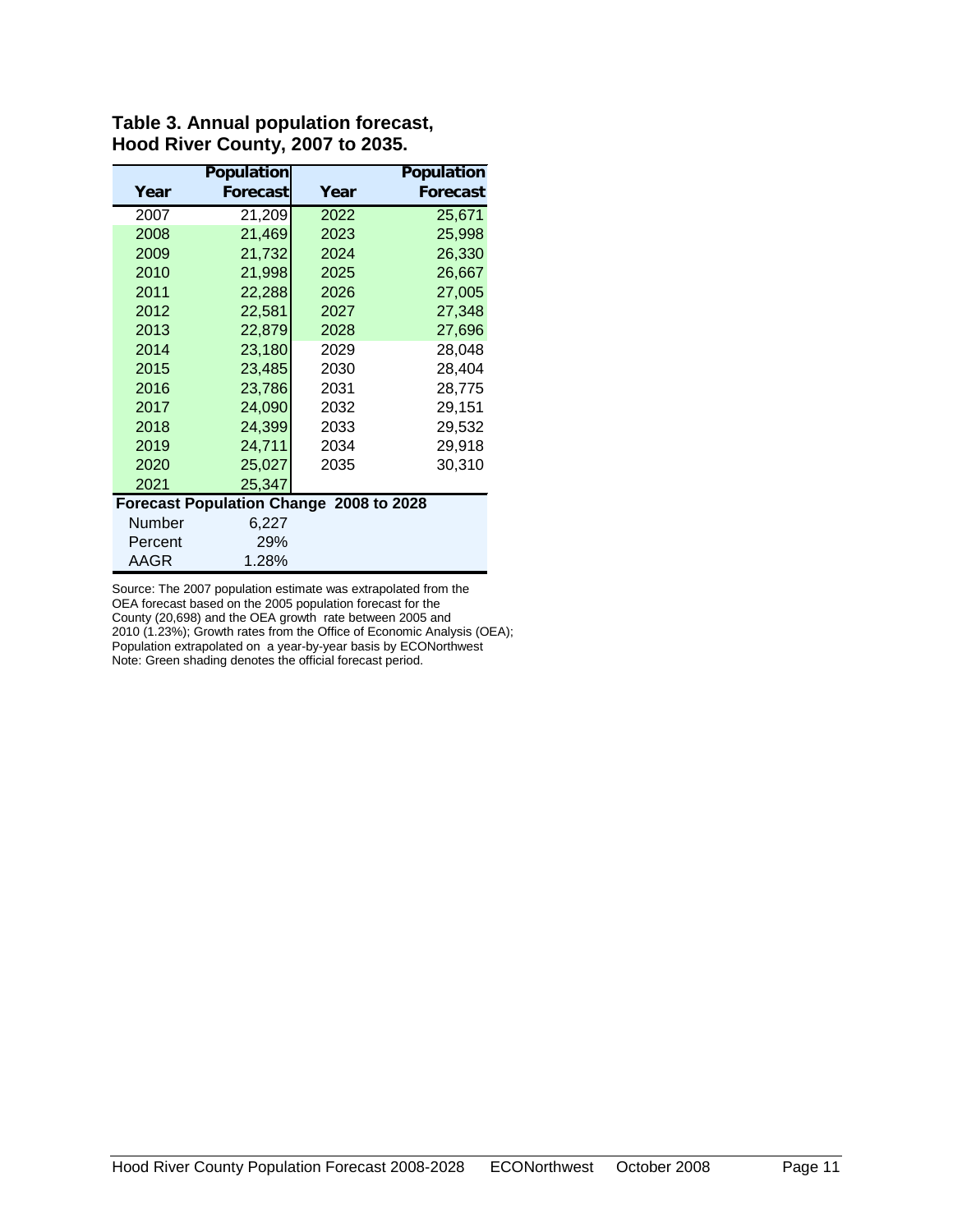**Table 3. Annual population forecast, Hood River County, 2007 to 2035.**

| Year | Population Forecast | Year | Population Forecast |
|---|---|---|---|
| 2007 | 21,209 | 2022 | 25,671 |
| 2008 | 21,469 | 2023 | 25,998 |
| 2009 | 21,732 | 2024 | 26,330 |
| 2010 | 21,998 | 2025 | 26,667 |
| 2011 | 22,288 | 2026 | 27,005 |
| 2012 | 22,581 | 2027 | 27,348 |
| 2013 | 22,879 | 2028 | 27,696 |
| 2014 | 23,180 | 2029 | 28,048 |
| 2015 | 23,485 | 2030 | 28,404 |
| 2016 | 23,786 | 2031 | 28,775 |
| 2017 | 24,090 | 2032 | 29,151 |
| 2018 | 24,399 | 2033 | 29,532 |
| 2019 | 24,711 | 2034 | 29,918 |
| 2020 | 25,027 | 2035 | 30,310 |
| 2021 | 25,347 | | |
| **Forecast Population Change 2008 to 2028** | | | |
| Number | 6,227 | | |
| Percent | 29% | | |
| AAGR | 1.28% | | |

Source: The 2007 population estimate was extrapolated from the OEA forecast based on the 2005 population forecast for the County (20,698) and the OEA growth rate between 2005 and 2010 (1.23%); Growth rates from the Office of Economic Analysis (OEA); Population extrapolated on a year-by-year basis by ECONorthwest

Note: Green shading denotes the official forecast period.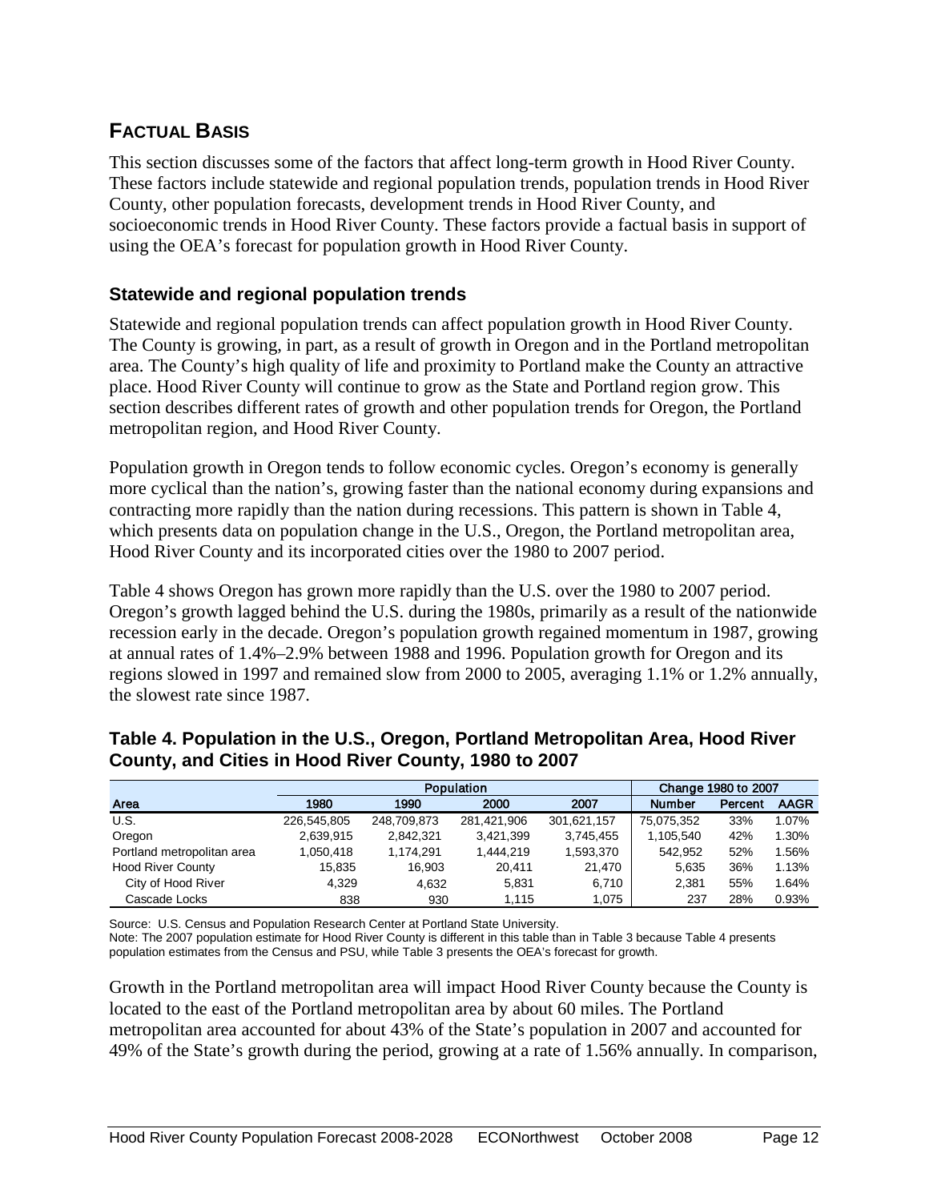## FACTUAL BASIS

This section discusses some of the factors that affect long-term growth in Hood River County. These factors include statewide and regional population trends, population trends in Hood River County, other population forecasts, development trends in Hood River County, and socioeconomic trends in Hood River County. These factors provide a factual basis in support of using the OEA's forecast for population growth in Hood River County.

### Statewide and regional population trends

Statewide and regional population trends can affect population growth in Hood River County. The County is growing, in part, as a result of growth in Oregon and in the Portland metropolitan area. The County's high quality of life and proximity to Portland make the County an attractive place. Hood River County will continue to grow as the State and Portland region grow. This section describes different rates of growth and other population trends for Oregon, the Portland metropolitan region, and Hood River County.

Population growth in Oregon tends to follow economic cycles. Oregon's economy is generally more cyclical than the nation's, growing faster than the national economy during expansions and contracting more rapidly than the nation during recessions. This pattern is shown in Table 4, which presents data on population change in the U.S., Oregon, the Portland metropolitan area, Hood River County and its incorporated cities over the 1980 to 2007 period.

Table 4 shows Oregon has grown more rapidly than the U.S. over the 1980 to 2007 period. Oregon's growth lagged behind the U.S. during the 1980s, primarily as a result of the nationwide recession early in the decade. Oregon's population growth regained momentum in 1987, growing at annual rates of 1.4%–2.9% between 1988 and 1996. Population growth for Oregon and its regions slowed in 1997 and remained slow from 2000 to 2005, averaging 1.1% or 1.2% annually, the slowest rate since 1987.

**Table 4. Population in the U.S., Oregon, Portland Metropolitan Area, Hood River County, and Cities in Hood River County, 1980 to 2007**

| | Population | | | | Change 1980 to 2007 | | |
|---|---|---|---|---|---|---|---|
| Area | 1980 | 1990 | 2000 | 2007 | Number | Percent | AAGR |
| U.S. | 226,545,805 | 248,709,873 | 281,421,906 | 301,621,157 | 75,075,352 | 33% | 1.07% |
| Oregon | 2,639,915 | 2,842,321 | 3,421,399 | 3,745,455 | 1,105,540 | 42% | 1.30% |
| Portland metropolitan area | 1,050,418 | 1,174,291 | 1,444,219 | 1,593,370 | 542,952 | 52% | 1.56% |
| Hood River County | 15,835 | 16,903 | 20,411 | 21,470 | 5,635 | 36% | 1.13% |
| City of Hood River | 4,329 | 4,632 | 5,831 | 6,710 | 2,381 | 55% | 1.64% |
| Cascade Locks | 838 | 930 | 1,115 | 1,075 | 237 | 28% | 0.93% |

Source: U.S. Census and Population Research Center at Portland State University.
Note: The 2007 population estimate for Hood River County is different in this table than in Table 3 because Table 4 presents population estimates from the Census and PSU, while Table 3 presents the OEA's forecast for growth.

Growth in the Portland metropolitan area will impact Hood River County because the County is located to the east of the Portland metropolitan area by about 60 miles. The Portland metropolitan area accounted for about 43% of the State's population in 2007 and accounted for 49% of the State's growth during the period, growing at a rate of 1.56% annually. In comparison,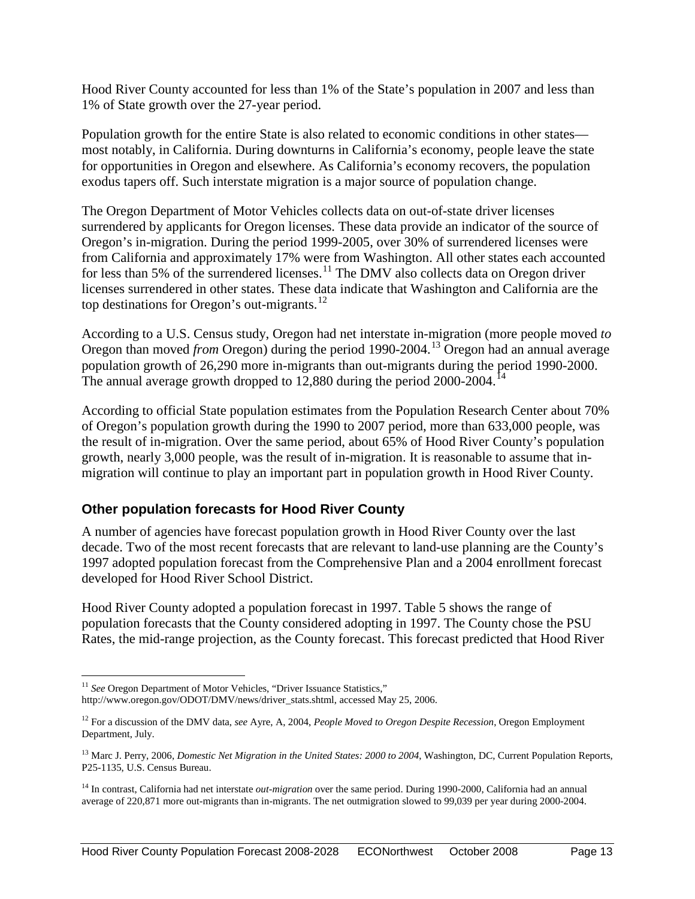Hood River County accounted for less than 1% of the State's population in 2007 and less than 1% of State growth over the 27-year period.

Population growth for the entire State is also related to economic conditions in other states—most notably, in California. During downturns in California's economy, people leave the state for opportunities in Oregon and elsewhere. As California's economy recovers, the population exodus tapers off. Such interstate migration is a major source of population change.

The Oregon Department of Motor Vehicles collects data on out-of-state driver licenses surrendered by applicants for Oregon licenses. These data provide an indicator of the source of Oregon's in-migration. During the period 1999-2005, over 30% of surrendered licenses were from California and approximately 17% were from Washington. All other states each accounted for less than 5% of the surrendered licenses.[11] The DMV also collects data on Oregon driver licenses surrendered in other states. These data indicate that Washington and California are the top destinations for Oregon's out-migrants.[12]

According to a U.S. Census study, Oregon had net interstate in-migration (more people moved *to* Oregon than moved *from* Oregon) during the period 1990-2004.[13] Oregon had an annual average population growth of 26,290 more in-migrants than out-migrants during the period 1990-2000. The annual average growth dropped to 12,880 during the period 2000-2004.[14]

According to official State population estimates from the Population Research Center about 70% of Oregon's population growth during the 1990 to 2007 period, more than 633,000 people, was the result of in-migration. Over the same period, about 65% of Hood River County's population growth, nearly 3,000 people, was the result of in-migration. It is reasonable to assume that in-migration will continue to play an important part in population growth in Hood River County.

## Other population forecasts for Hood River County

A number of agencies have forecast population growth in Hood River County over the last decade. Two of the most recent forecasts that are relevant to land-use planning are the County's 1997 adopted population forecast from the Comprehensive Plan and a 2004 enrollment forecast developed for Hood River School District.

Hood River County adopted a population forecast in 1997. Table 5 shows the range of population forecasts that the County considered adopting in 1997. The County chose the PSU Rates, the mid-range projection, as the County forecast. This forecast predicted that Hood River

---

[11] *See* Oregon Department of Motor Vehicles, "Driver Issuance Statistics," http://www.oregon.gov/ODOT/DMV/news/driver_stats.shtml, accessed May 25, 2006.

[12] For a discussion of the DMV data, *see* Ayre, A, 2004, *People Moved to Oregon Despite Recession*, Oregon Employment Department, July.

[13] Marc J. Perry, 2006, *Domestic Net Migration in the United States: 2000 to 2004*, Washington, DC, Current Population Reports, P25-1135, U.S. Census Bureau.

[14] In contrast, California had net interstate *out-migration* over the same period. During 1990-2000, California had an annual average of 220,871 more out-migrants than in-migrants. The net outmigration slowed to 99,039 per year during 2000-2004.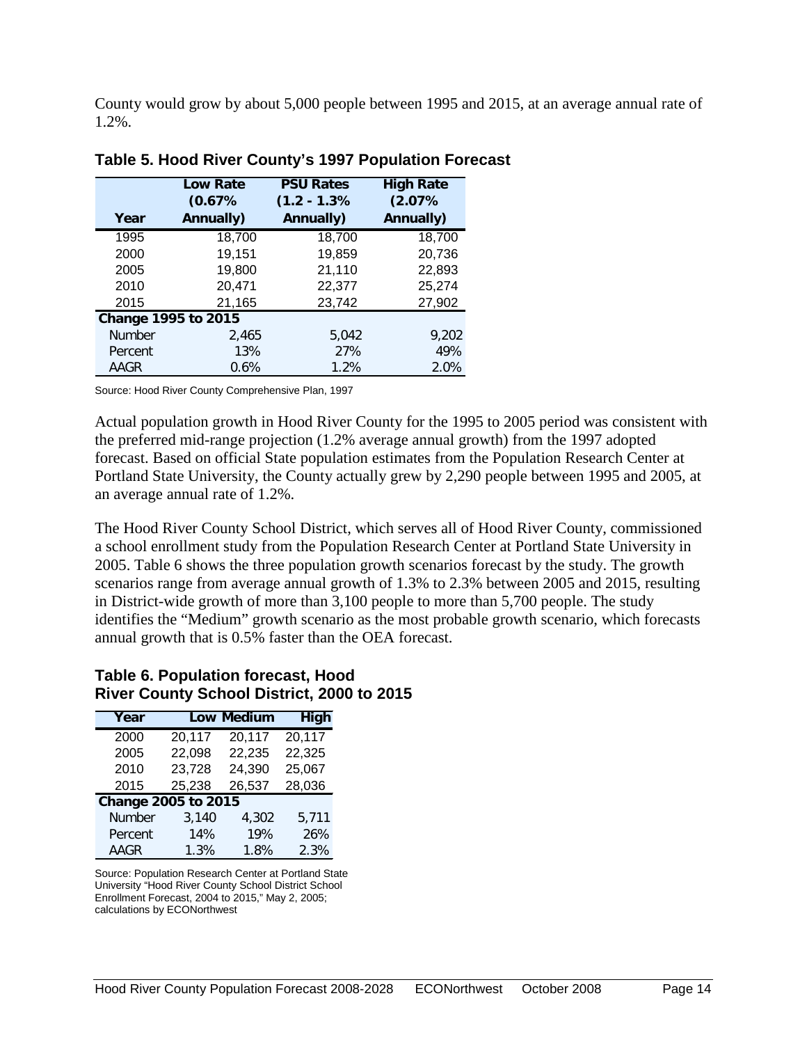County would grow by about 5,000 people between 1995 and 2015, at an average annual rate of 1.2%.

**Table 5. Hood River County's 1997 Population Forecast**

| Year | Low Rate (0.67% Annually) | PSU Rates (1.2 - 1.3% Annually) | High Rate (2.07% Annually) |
|---|---|---|---|
| 1995 | 18,700 | 18,700 | 18,700 |
| 2000 | 19,151 | 19,859 | 20,736 |
| 2005 | 19,800 | 21,110 | 22,893 |
| 2010 | 20,471 | 22,377 | 25,274 |
| 2015 | 21,165 | 23,742 | 27,902 |
| **Change 1995 to 2015** | | | |
| Number | 2,465 | 5,042 | 9,202 |
| Percent | 13% | 27% | 49% |
| AAGR | 0.6% | 1.2% | 2.0% |

Source: Hood River County Comprehensive Plan, 1997

Actual population growth in Hood River County for the 1995 to 2005 period was consistent with the preferred mid-range projection (1.2% average annual growth) from the 1997 adopted forecast. Based on official State population estimates from the Population Research Center at Portland State University, the County actually grew by 2,290 people between 1995 and 2005, at an average annual rate of 1.2%.

The Hood River County School District, which serves all of Hood River County, commissioned a school enrollment study from the Population Research Center at Portland State University in 2005. Table 6 shows the three population growth scenarios forecast by the study. The growth scenarios range from average annual growth of 1.3% to 2.3% between 2005 and 2015, resulting in District-wide growth of more than 3,100 people to more than 5,700 people. The study identifies the "Medium" growth scenario as the most probable growth scenario, which forecasts annual growth that is 0.5% faster than the OEA forecast.

**Table 6. Population forecast, Hood River County School District, 2000 to 2015**

| Year | Low | Medium | High |
|---|---|---|---|
| 2000 | 20,117 | 20,117 | 20,117 |
| 2005 | 22,098 | 22,235 | 22,325 |
| 2010 | 23,728 | 24,390 | 25,067 |
| 2015 | 25,238 | 26,537 | 28,036 |
| **Change 2005 to 2015** | | | |
| Number | 3,140 | 4,302 | 5,711 |
| Percent | 14% | 19% | 26% |
| AAGR | 1.3% | 1.8% | 2.3% |

Source: Population Research Center at Portland State University "Hood River County School District School Enrollment Forecast, 2004 to 2015," May 2, 2005; calculations by ECONorthwest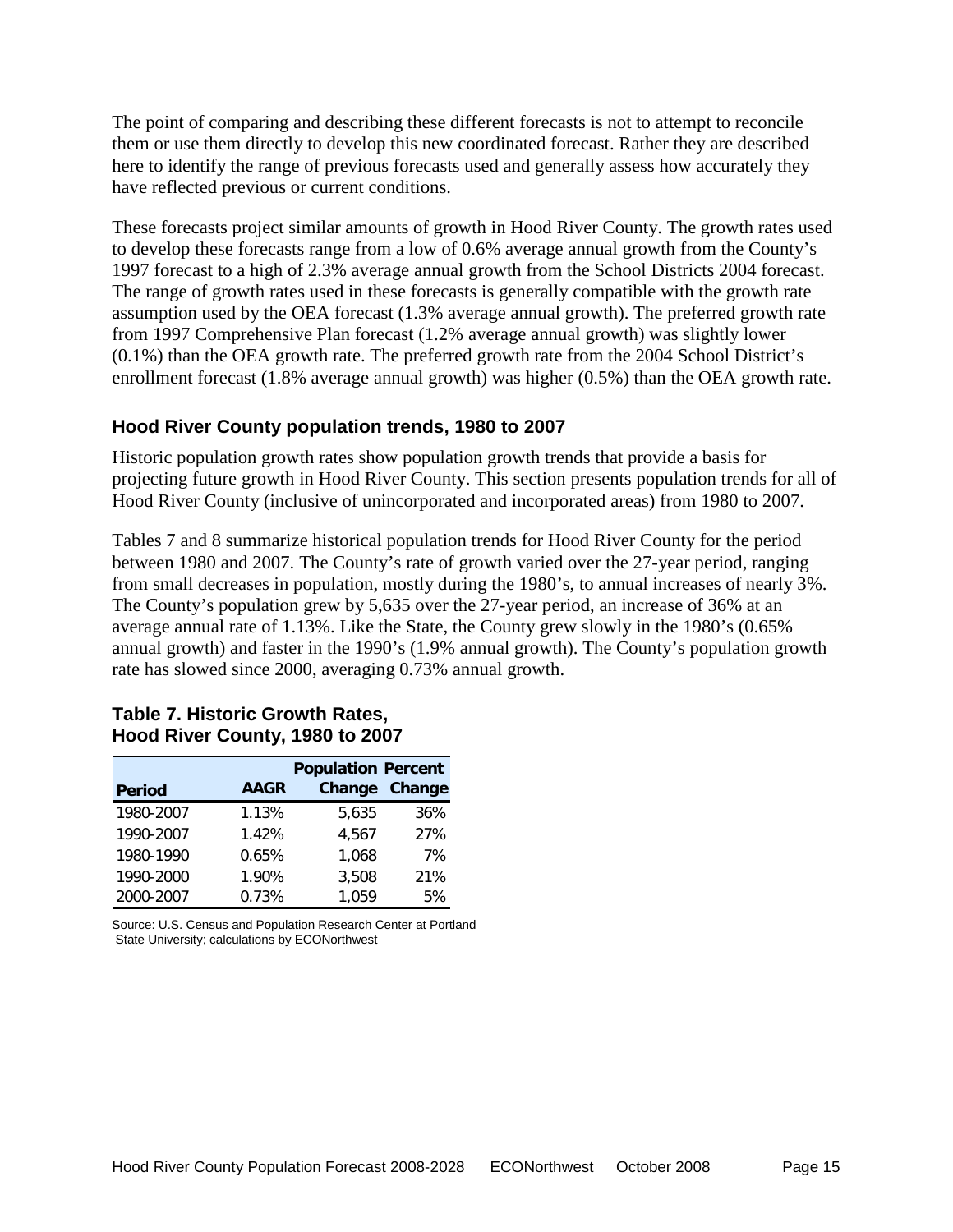The point of comparing and describing these different forecasts is not to attempt to reconcile them or use them directly to develop this new coordinated forecast. Rather they are described here to identify the range of previous forecasts used and generally assess how accurately they have reflected previous or current conditions.

These forecasts project similar amounts of growth in Hood River County. The growth rates used to develop these forecasts range from a low of 0.6% average annual growth from the County's 1997 forecast to a high of 2.3% average annual growth from the School Districts 2004 forecast. The range of growth rates used in these forecasts is generally compatible with the growth rate assumption used by the OEA forecast (1.3% average annual growth). The preferred growth rate from 1997 Comprehensive Plan forecast (1.2% average annual growth) was slightly lower (0.1%) than the OEA growth rate. The preferred growth rate from the 2004 School District's enrollment forecast (1.8% average annual growth) was higher (0.5%) than the OEA growth rate.

### Hood River County population trends, 1980 to 2007

Historic population growth rates show population growth trends that provide a basis for projecting future growth in Hood River County. This section presents population trends for all of Hood River County (inclusive of unincorporated and incorporated areas) from 1980 to 2007.

Tables 7 and 8 summarize historical population trends for Hood River County for the period between 1980 and 2007. The County's rate of growth varied over the 27-year period, ranging from small decreases in population, mostly during the 1980's, to annual increases of nearly 3%. The County's population grew by 5,635 over the 27-year period, an increase of 36% at an average annual rate of 1.13%. Like the State, the County grew slowly in the 1980's (0.65% annual growth) and faster in the 1990's (1.9% annual growth). The County's population growth rate has slowed since 2000, averaging 0.73% annual growth.

**Table 7. Historic Growth Rates, Hood River County, 1980 to 2007**

| Period | AAGR | Population Change | Percent Change |
|---|---|---|---|
| 1980-2007 | 1.13% | 5,635 | 36% |
| 1990-2007 | 1.42% | 4,567 | 27% |
| 1980-1990 | 0.65% | 1,068 | 7% |
| 1990-2000 | 1.90% | 3,508 | 21% |
| 2000-2007 | 0.73% | 1,059 | 5% |

Source: U.S. Census and Population Research Center at Portland State University; calculations by ECONorthwest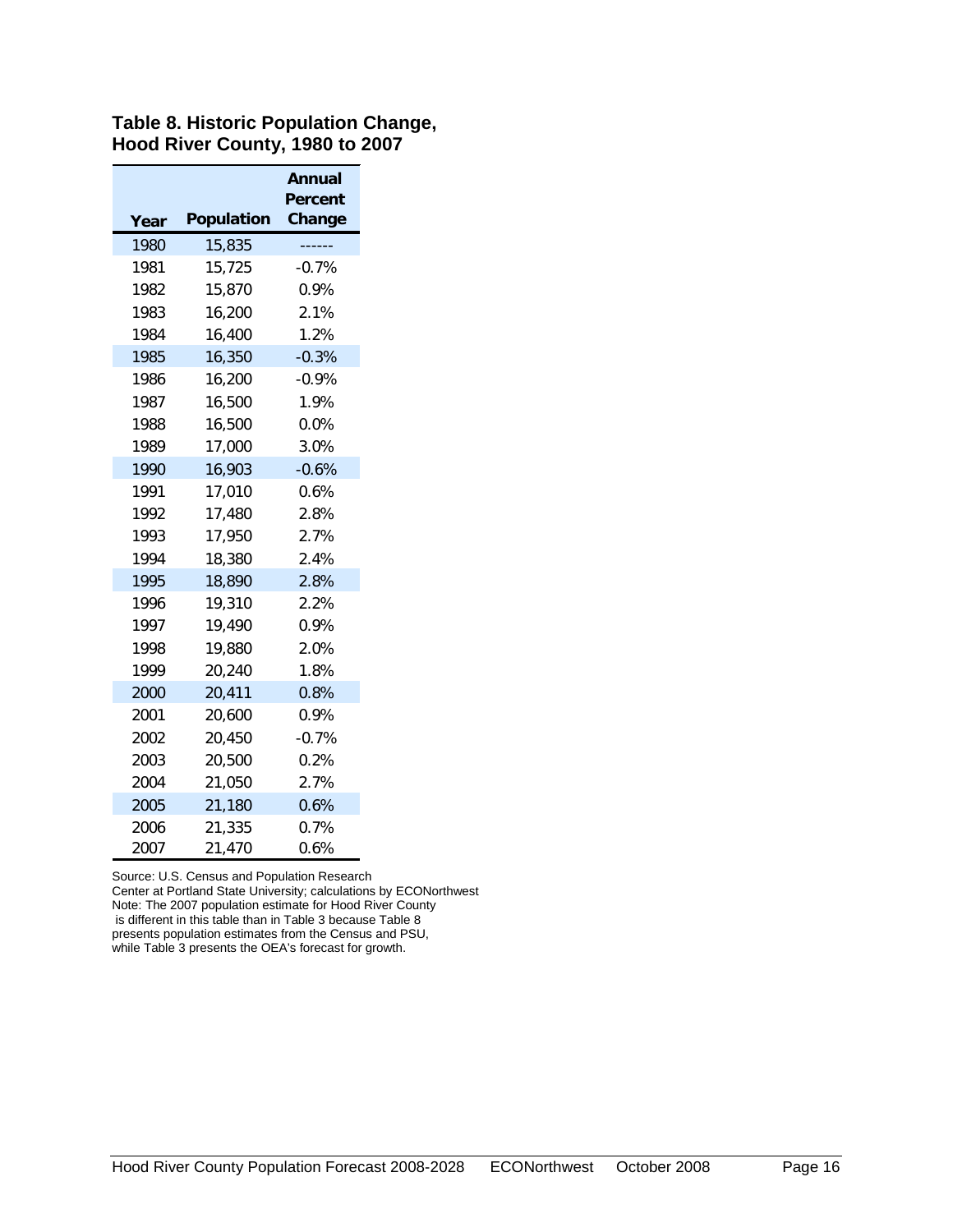**Table 8. Historic Population Change, Hood River County, 1980 to 2007**

| Year | Population | Annual Percent Change |
|---|---|---|
| 1980 | 15,835 | ------ |
| 1981 | 15,725 | -0.7% |
| 1982 | 15,870 | 0.9% |
| 1983 | 16,200 | 2.1% |
| 1984 | 16,400 | 1.2% |
| 1985 | 16,350 | -0.3% |
| 1986 | 16,200 | -0.9% |
| 1987 | 16,500 | 1.9% |
| 1988 | 16,500 | 0.0% |
| 1989 | 17,000 | 3.0% |
| 1990 | 16,903 | -0.6% |
| 1991 | 17,010 | 0.6% |
| 1992 | 17,480 | 2.8% |
| 1993 | 17,950 | 2.7% |
| 1994 | 18,380 | 2.4% |
| 1995 | 18,890 | 2.8% |
| 1996 | 19,310 | 2.2% |
| 1997 | 19,490 | 0.9% |
| 1998 | 19,880 | 2.0% |
| 1999 | 20,240 | 1.8% |
| 2000 | 20,411 | 0.8% |
| 2001 | 20,600 | 0.9% |
| 2002 | 20,450 | -0.7% |
| 2003 | 20,500 | 0.2% |
| 2004 | 21,050 | 2.7% |
| 2005 | 21,180 | 0.6% |
| 2006 | 21,335 | 0.7% |
| 2007 | 21,470 | 0.6% |

Source: U.S. Census and Population Research Center at Portland State University; calculations by ECONorthwest
Note: The 2007 population estimate for Hood River County is different in this table than in Table 3 because Table 8 presents population estimates from the Census and PSU, while Table 3 presents the OEA's forecast for growth.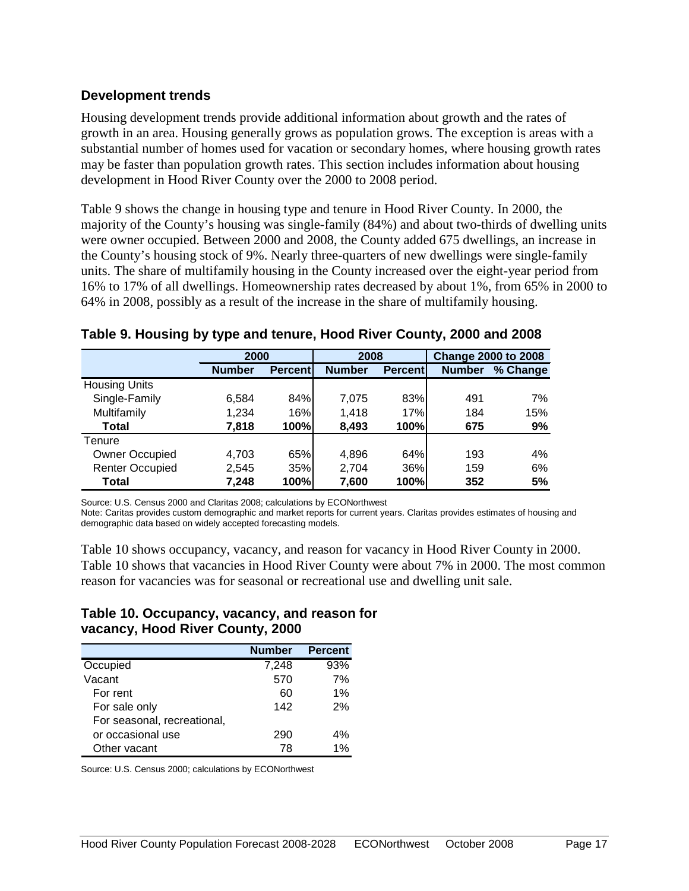### Development trends

Housing development trends provide additional information about growth and the rates of growth in an area. Housing generally grows as population grows. The exception is areas with a substantial number of homes used for vacation or secondary homes, where housing growth rates may be faster than population growth rates. This section includes information about housing development in Hood River County over the 2000 to 2008 period.

Table 9 shows the change in housing type and tenure in Hood River County. In 2000, the majority of the County's housing was single-family (84%) and about two-thirds of dwelling units were owner occupied. Between 2000 and 2008, the County added 675 dwellings, an increase in the County's housing stock of 9%. Nearly three-quarters of new dwellings were single-family units. The share of multifamily housing in the County increased over the eight-year period from 16% to 17% of all dwellings. Homeownership rates decreased by about 1%, from 65% in 2000 to 64% in 2008, possibly as a result of the increase in the share of multifamily housing.

**Table 9. Housing by type and tenure, Hood River County, 2000 and 2008**

| | 2000 | | 2008 | | Change 2000 to 2008 | |
|---|---|---|---|---|---|---|
| | **Number** | **Percent** | **Number** | **Percent** | **Number** | **% Change** |
| Housing Units | | | | | | |
| Single-Family | 6,584 | 84% | 7,075 | 83% | 491 | 7% |
| Multifamily | 1,234 | 16% | 1,418 | 17% | 184 | 15% |
| **Total** | **7,818** | **100%** | **8,493** | **100%** | **675** | **9%** |
| Tenure | | | | | | |
| Owner Occupied | 4,703 | 65% | 4,896 | 64% | 193 | 4% |
| Renter Occupied | 2,545 | 35% | 2,704 | 36% | 159 | 6% |
| **Total** | **7,248** | **100%** | **7,600** | **100%** | **352** | **5%** |

Source: U.S. Census 2000 and Claritas 2008; calculations by ECONorthwest

Note: Caritas provides custom demographic and market reports for current years. Claritas provides estimates of housing and demographic data based on widely accepted forecasting models.

Table 10 shows occupancy, vacancy, and reason for vacancy in Hood River County in 2000. Table 10 shows that vacancies in Hood River County were about 7% in 2000. The most common reason for vacancies was for seasonal or recreational use and dwelling unit sale.

**Table 10. Occupancy, vacancy, and reason for vacancy, Hood River County, 2000**

| | **Number** | **Percent** |
|---|---|---|
| Occupied | 7,248 | 93% |
| Vacant | 570 | 7% |
| For rent | 60 | 1% |
| For sale only | 142 | 2% |
| For seasonal, recreational, or occasional use | 290 | 4% |
| Other vacant | 78 | 1% |

Source: U.S. Census 2000; calculations by ECONorthwest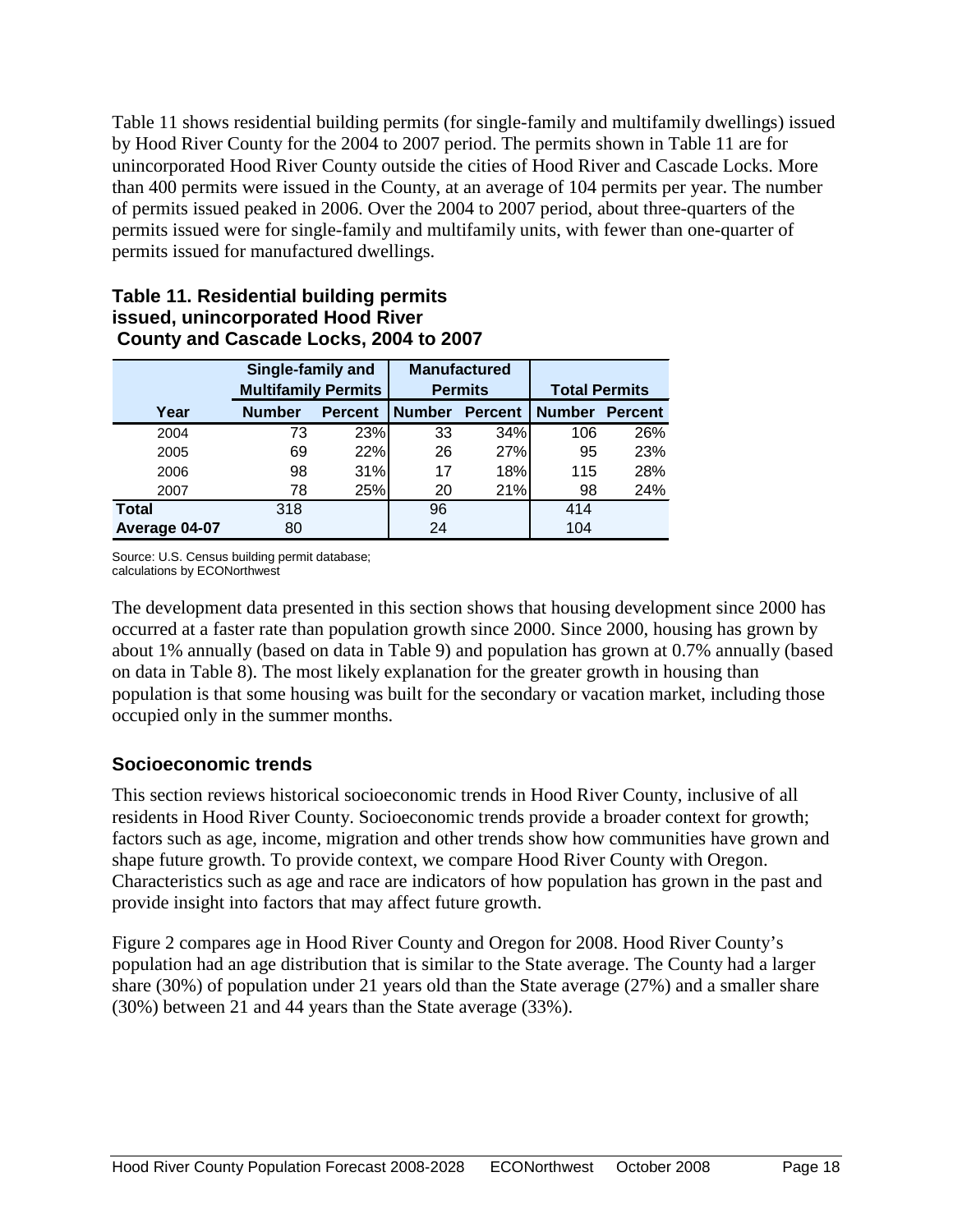Table 11 shows residential building permits (for single-family and multifamily dwellings) issued by Hood River County for the 2004 to 2007 period. The permits shown in Table 11 are for unincorporated Hood River County outside the cities of Hood River and Cascade Locks. More than 400 permits were issued in the County, at an average of 104 permits per year. The number of permits issued peaked in 2006. Over the 2004 to 2007 period, about three-quarters of the permits issued were for single-family and multifamily units, with fewer than one-quarter of permits issued for manufactured dwellings.

**Table 11. Residential building permits issued, unincorporated Hood River County and Cascade Locks, 2004 to 2007**

| | Single-family and Multifamily Permits | | Manufactured Permits | | Total Permits | |
|---|---|---|---|---|---|---|
| Year | Number | Percent | Number | Percent | Number | Percent |
| 2004 | 73 | 23% | 33 | 34% | 106 | 26% |
| 2005 | 69 | 22% | 26 | 27% | 95 | 23% |
| 2006 | 98 | 31% | 17 | 18% | 115 | 28% |
| 2007 | 78 | 25% | 20 | 21% | 98 | 24% |
| **Total** | 318 | | 96 | | 414 | |
| **Average 04-07** | 80 | | 24 | | 104 | |

Source: U.S. Census building permit database; calculations by ECONorthwest

The development data presented in this section shows that housing development since 2000 has occurred at a faster rate than population growth since 2000. Since 2000, housing has grown by about 1% annually (based on data in Table 9) and population has grown at 0.7% annually (based on data in Table 8). The most likely explanation for the greater growth in housing than population is that some housing was built for the secondary or vacation market, including those occupied only in the summer months.

## Socioeconomic trends

This section reviews historical socioeconomic trends in Hood River County, inclusive of all residents in Hood River County. Socioeconomic trends provide a broader context for growth; factors such as age, income, migration and other trends show how communities have grown and shape future growth. To provide context, we compare Hood River County with Oregon. Characteristics such as age and race are indicators of how population has grown in the past and provide insight into factors that may affect future growth.

Figure 2 compares age in Hood River County and Oregon for 2008. Hood River County's population had an age distribution that is similar to the State average. The County had a larger share (30%) of population under 21 years old than the State average (27%) and a smaller share (30%) between 21 and 44 years than the State average (33%).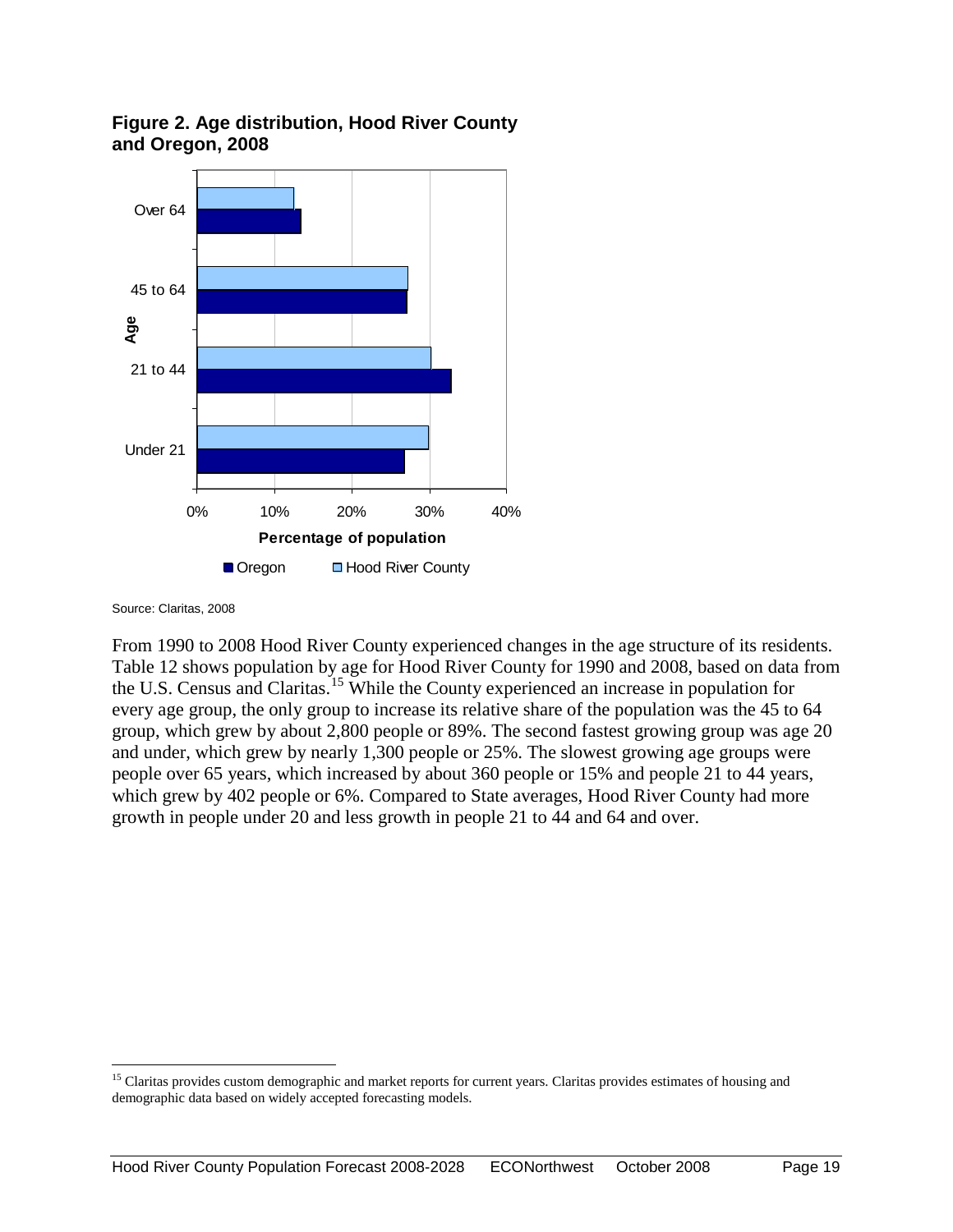**Figure 2. Age distribution, Hood River County and Oregon, 2008**

Source: Claritas, 2008

From 1990 to 2008 Hood River County experienced changes in the age structure of its residents. Table 12 shows population by age for Hood River County for 1990 and 2008, based on data from the U.S. Census and Claritas.[15] While the County experienced an increase in population for every age group, the only group to increase its relative share of the population was the 45 to 64 group, which grew by about 2,800 people or 89%. The second fastest growing group was age 20 and under, which grew by nearly 1,300 people or 25%. The slowest growing age groups were people over 65 years, which increased by about 360 people or 15% and people 21 to 44 years, which grew by 402 people or 6%. Compared to State averages, Hood River County had more growth in people under 20 and less growth in people 21 to 44 and 64 and over.

[15] Claritas provides custom demographic and market reports for current years. Claritas provides estimates of housing and demographic data based on widely accepted forecasting models.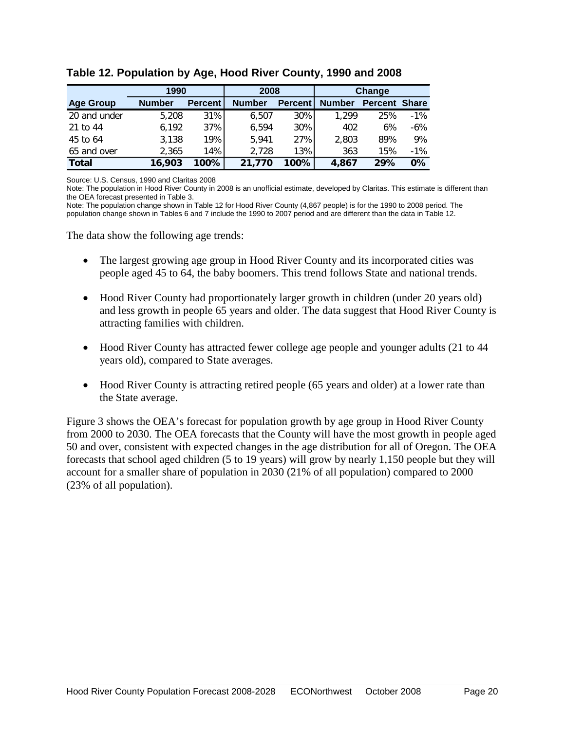**Table 12. Population by Age, Hood River County, 1990 and 2008**

| | 1990 | | 2008 | | Change | | |
|---|---|---|---|---|---|---|---|
| **Age Group** | **Number** | **Percent** | **Number** | **Percent** | **Number** | **Percent** | **Share** |
| 20 and under | 5,208 | 31% | 6,507 | 30% | 1,299 | 25% | -1% |
| 21 to 44 | 6,192 | 37% | 6,594 | 30% | 402 | 6% | -6% |
| 45 to 64 | 3,138 | 19% | 5,941 | 27% | 2,803 | 89% | 9% |
| 65 and over | 2,365 | 14% | 2,728 | 13% | 363 | 15% | -1% |
| **Total** | **16,903** | **100%** | **21,770** | **100%** | **4,867** | **29%** | **0%** |

Source: U.S. Census, 1990 and Claritas 2008

Note: The population in Hood River County in 2008 is an unofficial estimate, developed by Claritas. This estimate is different than the OEA forecast presented in Table 3.

Note: The population change shown in Table 12 for Hood River County (4,867 people) is for the 1990 to 2008 period. The population change shown in Tables 6 and 7 include the 1990 to 2007 period and are different than the data in Table 12.

The data show the following age trends:

- The largest growing age group in Hood River County and its incorporated cities was people aged 45 to 64, the baby boomers. This trend follows State and national trends.
- Hood River County had proportionately larger growth in children (under 20 years old) and less growth in people 65 years and older. The data suggest that Hood River County is attracting families with children.
- Hood River County has attracted fewer college age people and younger adults (21 to 44 years old), compared to State averages.
- Hood River County is attracting retired people (65 years and older) at a lower rate than the State average.

Figure 3 shows the OEA's forecast for population growth by age group in Hood River County from 2000 to 2030. The OEA forecasts that the County will have the most growth in people aged 50 and over, consistent with expected changes in the age distribution for all of Oregon. The OEA forecasts that school aged children (5 to 19 years) will grow by nearly 1,150 people but they will account for a smaller share of population in 2030 (21% of all population) compared to 2000 (23% of all population).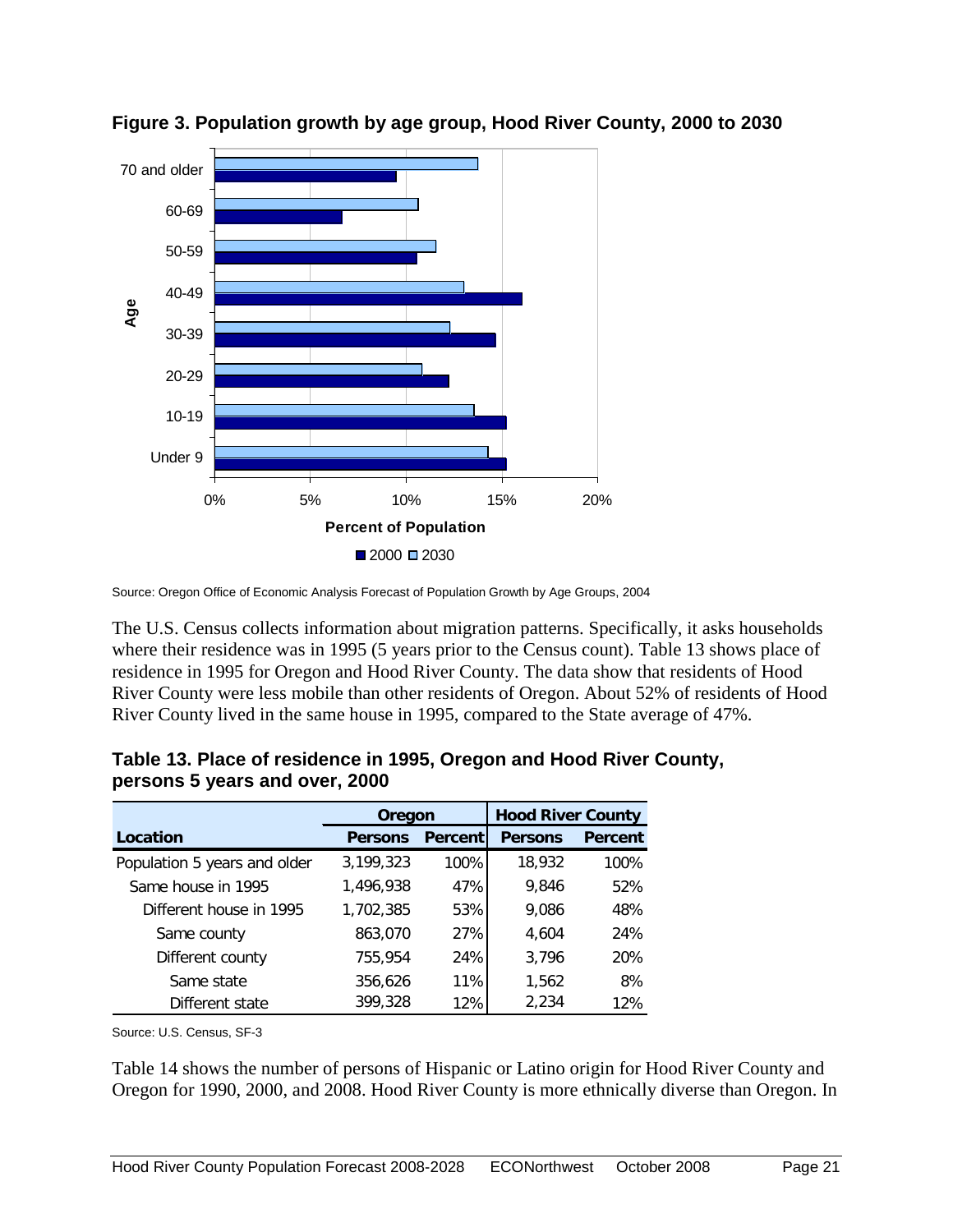**Figure 3. Population growth by age group, Hood River County, 2000 to 2030**

Source: Oregon Office of Economic Analysis Forecast of Population Growth by Age Groups, 2004

The U.S. Census collects information about migration patterns. Specifically, it asks households where their residence was in 1995 (5 years prior to the Census count). Table 13 shows place of residence in 1995 for Oregon and Hood River County. The data show that residents of Hood River County were less mobile than other residents of Oregon. About 52% of residents of Hood River County lived in the same house in 1995, compared to the State average of 47%.

**Table 13. Place of residence in 1995, Oregon and Hood River County, persons 5 years and over, 2000**

| | Oregon | | Hood River County | |
|---|---|---|---|---|
| **Location** | **Persons** | **Percent** | **Persons** | **Percent** |
| Population 5 years and older | 3,199,323 | 100% | 18,932 | 100% |
| Same house in 1995 | 1,496,938 | 47% | 9,846 | 52% |
| Different house in 1995 | 1,702,385 | 53% | 9,086 | 48% |
| Same county | 863,070 | 27% | 4,604 | 24% |
| Different county | 755,954 | 24% | 3,796 | 20% |
| Same state | 356,626 | 11% | 1,562 | 8% |
| Different state | 399,328 | 12% | 2,234 | 12% |

Source: U.S. Census, SF-3

Table 14 shows the number of persons of Hispanic or Latino origin for Hood River County and Oregon for 1990, 2000, and 2008. Hood River County is more ethnically diverse than Oregon. In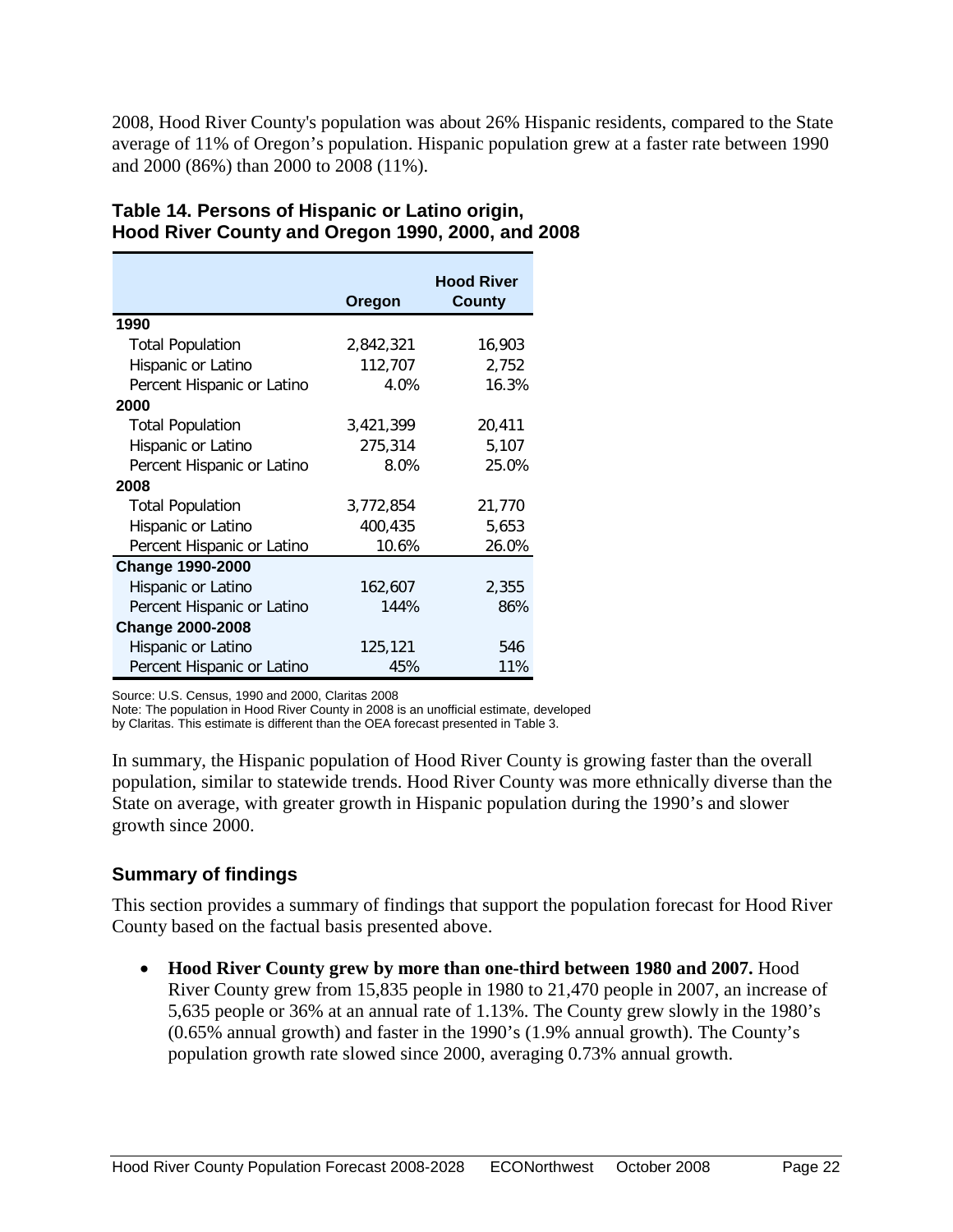2008, Hood River County's population was about 26% Hispanic residents, compared to the State average of 11% of Oregon's population. Hispanic population grew at a faster rate between 1990 and 2000 (86%) than 2000 to 2008 (11%).

**Table 14. Persons of Hispanic or Latino origin, Hood River County and Oregon 1990, 2000, and 2008**

| | Oregon | Hood River County |
|---|---|---|
| **1990** | | |
| Total Population | 2,842,321 | 16,903 |
| Hispanic or Latino | 112,707 | 2,752 |
| Percent Hispanic or Latino | 4.0% | 16.3% |
| **2000** | | |
| Total Population | 3,421,399 | 20,411 |
| Hispanic or Latino | 275,314 | 5,107 |
| Percent Hispanic or Latino | 8.0% | 25.0% |
| **2008** | | |
| Total Population | 3,772,854 | 21,770 |
| Hispanic or Latino | 400,435 | 5,653 |
| Percent Hispanic or Latino | 10.6% | 26.0% |
| **Change 1990-2000** | | |
| Hispanic or Latino | 162,607 | 2,355 |
| Percent Hispanic or Latino | 144% | 86% |
| **Change 2000-2008** | | |
| Hispanic or Latino | 125,121 | 546 |
| Percent Hispanic or Latino | 45% | 11% |

Source: U.S. Census, 1990 and 2000, Claritas 2008
Note: The population in Hood River County in 2008 is an unofficial estimate, developed by Claritas. This estimate is different than the OEA forecast presented in Table 3.

In summary, the Hispanic population of Hood River County is growing faster than the overall population, similar to statewide trends. Hood River County was more ethnically diverse than the State on average, with greater growth in Hispanic population during the 1990's and slower growth since 2000.

## Summary of findings

This section provides a summary of findings that support the population forecast for Hood River County based on the factual basis presented above.

- **Hood River County grew by more than one-third between 1980 and 2007.** Hood River County grew from 15,835 people in 1980 to 21,470 people in 2007, an increase of 5,635 people or 36% at an annual rate of 1.13%. The County grew slowly in the 1980's (0.65% annual growth) and faster in the 1990's (1.9% annual growth). The County's population growth rate slowed since 2000, averaging 0.73% annual growth.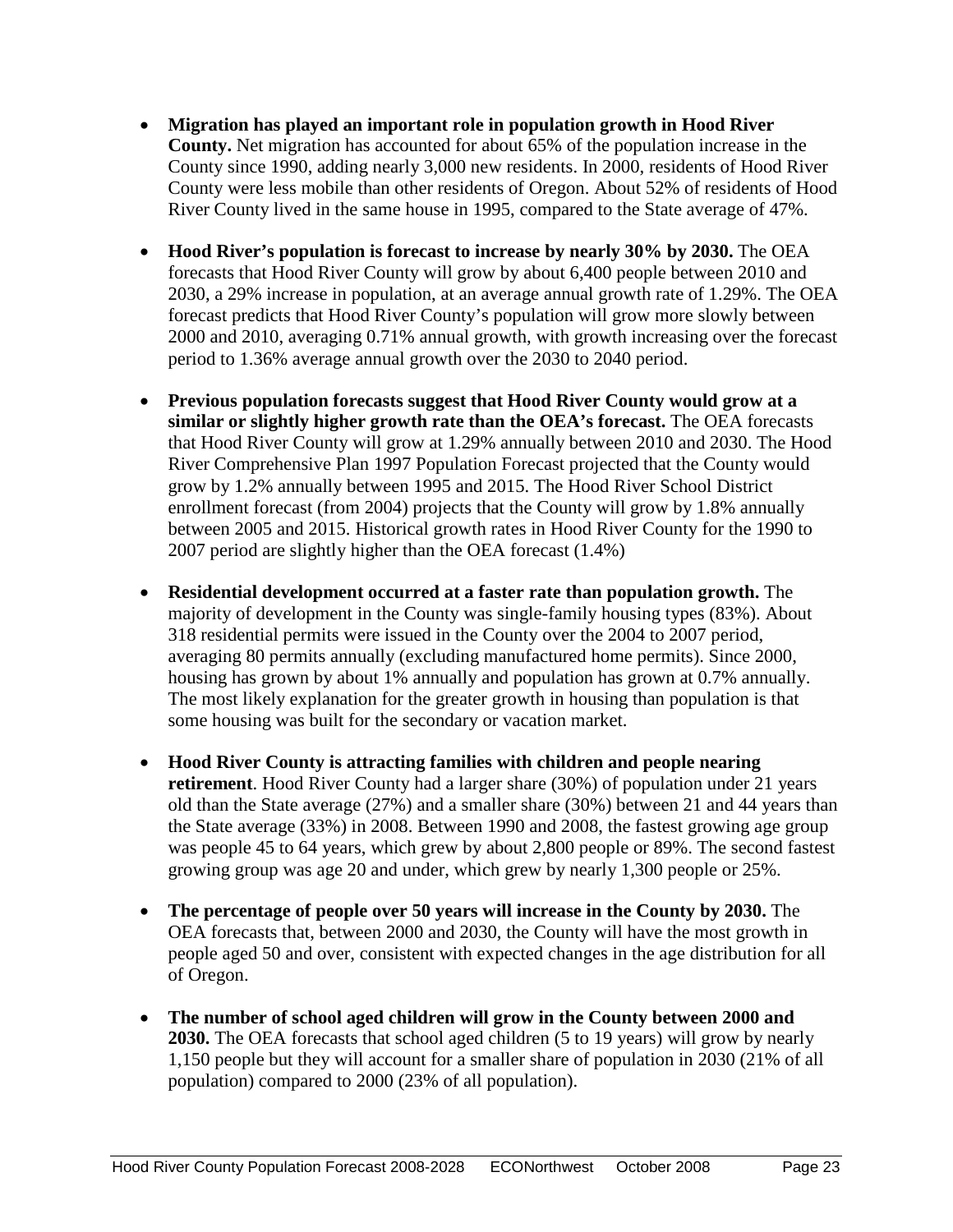- **Migration has played an important role in population growth in Hood River County.** Net migration has accounted for about 65% of the population increase in the County since 1990, adding nearly 3,000 new residents. In 2000, residents of Hood River County were less mobile than other residents of Oregon. About 52% of residents of Hood River County lived in the same house in 1995, compared to the State average of 47%.

- **Hood River's population is forecast to increase by nearly 30% by 2030.** The OEA forecasts that Hood River County will grow by about 6,400 people between 2010 and 2030, a 29% increase in population, at an average annual growth rate of 1.29%. The OEA forecast predicts that Hood River County's population will grow more slowly between 2000 and 2010, averaging 0.71% annual growth, with growth increasing over the forecast period to 1.36% average annual growth over the 2030 to 2040 period.

- **Previous population forecasts suggest that Hood River County would grow at a similar or slightly higher growth rate than the OEA's forecast.** The OEA forecasts that Hood River County will grow at 1.29% annually between 2010 and 2030. The Hood River Comprehensive Plan 1997 Population Forecast projected that the County would grow by 1.2% annually between 1995 and 2015. The Hood River School District enrollment forecast (from 2004) projects that the County will grow by 1.8% annually between 2005 and 2015. Historical growth rates in Hood River County for the 1990 to 2007 period are slightly higher than the OEA forecast (1.4%)

- **Residential development occurred at a faster rate than population growth.** The majority of development in the County was single-family housing types (83%). About 318 residential permits were issued in the County over the 2004 to 2007 period, averaging 80 permits annually (excluding manufactured home permits). Since 2000, housing has grown by about 1% annually and population has grown at 0.7% annually. The most likely explanation for the greater growth in housing than population is that some housing was built for the secondary or vacation market.

- **Hood River County is attracting families with children and people nearing retirement**. Hood River County had a larger share (30%) of population under 21 years old than the State average (27%) and a smaller share (30%) between 21 and 44 years than the State average (33%) in 2008. Between 1990 and 2008, the fastest growing age group was people 45 to 64 years, which grew by about 2,800 people or 89%. The second fastest growing group was age 20 and under, which grew by nearly 1,300 people or 25%.

- **The percentage of people over 50 years will increase in the County by 2030.** The OEA forecasts that, between 2000 and 2030, the County will have the most growth in people aged 50 and over, consistent with expected changes in the age distribution for all of Oregon.

- **The number of school aged children will grow in the County between 2000 and 2030.** The OEA forecasts that school aged children (5 to 19 years) will grow by nearly 1,150 people but they will account for a smaller share of population in 2030 (21% of all population) compared to 2000 (23% of all population).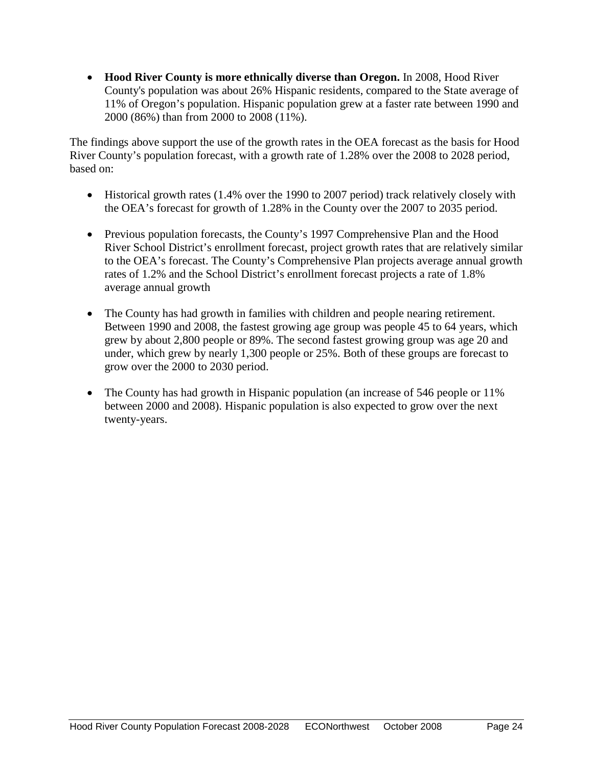- **Hood River County is more ethnically diverse than Oregon.** In 2008, Hood River County's population was about 26% Hispanic residents, compared to the State average of 11% of Oregon's population. Hispanic population grew at a faster rate between 1990 and 2000 (86%) than from 2000 to 2008 (11%).

The findings above support the use of the growth rates in the OEA forecast as the basis for Hood River County's population forecast, with a growth rate of 1.28% over the 2008 to 2028 period, based on:

- Historical growth rates (1.4% over the 1990 to 2007 period) track relatively closely with the OEA's forecast for growth of 1.28% in the County over the 2007 to 2035 period.

- Previous population forecasts, the County's 1997 Comprehensive Plan and the Hood River School District's enrollment forecast, project growth rates that are relatively similar to the OEA's forecast. The County's Comprehensive Plan projects average annual growth rates of 1.2% and the School District's enrollment forecast projects a rate of 1.8% average annual growth

- The County has had growth in families with children and people nearing retirement. Between 1990 and 2008, the fastest growing age group was people 45 to 64 years, which grew by about 2,800 people or 89%. The second fastest growing group was age 20 and under, which grew by nearly 1,300 people or 25%. Both of these groups are forecast to grow over the 2000 to 2030 period.

- The County has had growth in Hispanic population (an increase of 546 people or 11% between 2000 and 2008). Hispanic population is also expected to grow over the next twenty-years.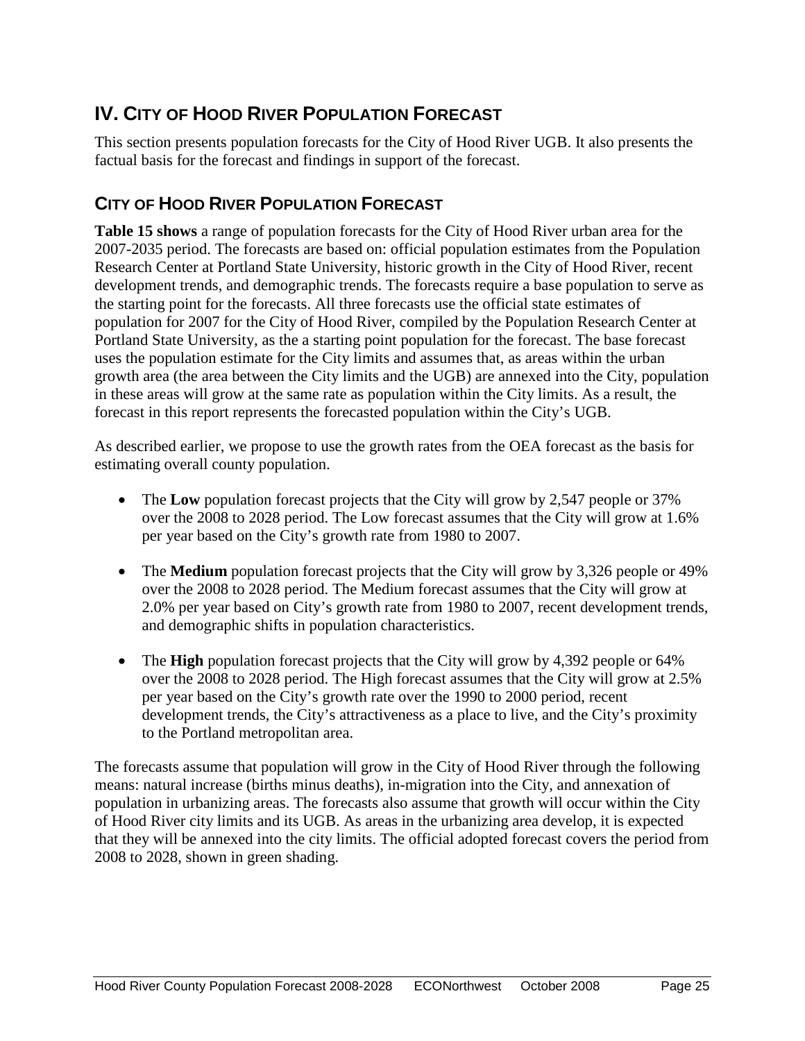# IV. City of Hood River Population Forecast

This section presents population forecasts for the City of Hood River UGB. It also presents the factual basis for the forecast and findings in support of the forecast.

## City of Hood River Population Forecast

**Table 15 shows** a range of population forecasts for the City of Hood River urban area for the 2007-2035 period. The forecasts are based on: official population estimates from the Population Research Center at Portland State University, historic growth in the City of Hood River, recent development trends, and demographic trends. The forecasts require a base population to serve as the starting point for the forecasts. All three forecasts use the official state estimates of population for 2007 for the City of Hood River, compiled by the Population Research Center at Portland State University, as the a starting point population for the forecast. The base forecast uses the population estimate for the City limits and assumes that, as areas within the urban growth area (the area between the City limits and the UGB) are annexed into the City, population in these areas will grow at the same rate as population within the City limits. As a result, the forecast in this report represents the forecasted population within the City's UGB.

As described earlier, we propose to use the growth rates from the OEA forecast as the basis for estimating overall county population.

- The **Low** population forecast projects that the City will grow by 2,547 people or 37% over the 2008 to 2028 period. The Low forecast assumes that the City will grow at 1.6% per year based on the City's growth rate from 1980 to 2007.
- The **Medium** population forecast projects that the City will grow by 3,326 people or 49% over the 2008 to 2028 period. The Medium forecast assumes that the City will grow at 2.0% per year based on City's growth rate from 1980 to 2007, recent development trends, and demographic shifts in population characteristics.
- The **High** population forecast projects that the City will grow by 4,392 people or 64% over the 2008 to 2028 period. The High forecast assumes that the City will grow at 2.5% per year based on the City's growth rate over the 1990 to 2000 period, recent development trends, the City's attractiveness as a place to live, and the City's proximity to the Portland metropolitan area.

The forecasts assume that population will grow in the City of Hood River through the following means: natural increase (births minus deaths), in-migration into the City, and annexation of population in urbanizing areas. The forecasts also assume that growth will occur within the City of Hood River city limits and its UGB. As areas in the urbanizing area develop, it is expected that they will be annexed into the city limits. The official adopted forecast covers the period from 2008 to 2028, shown in green shading.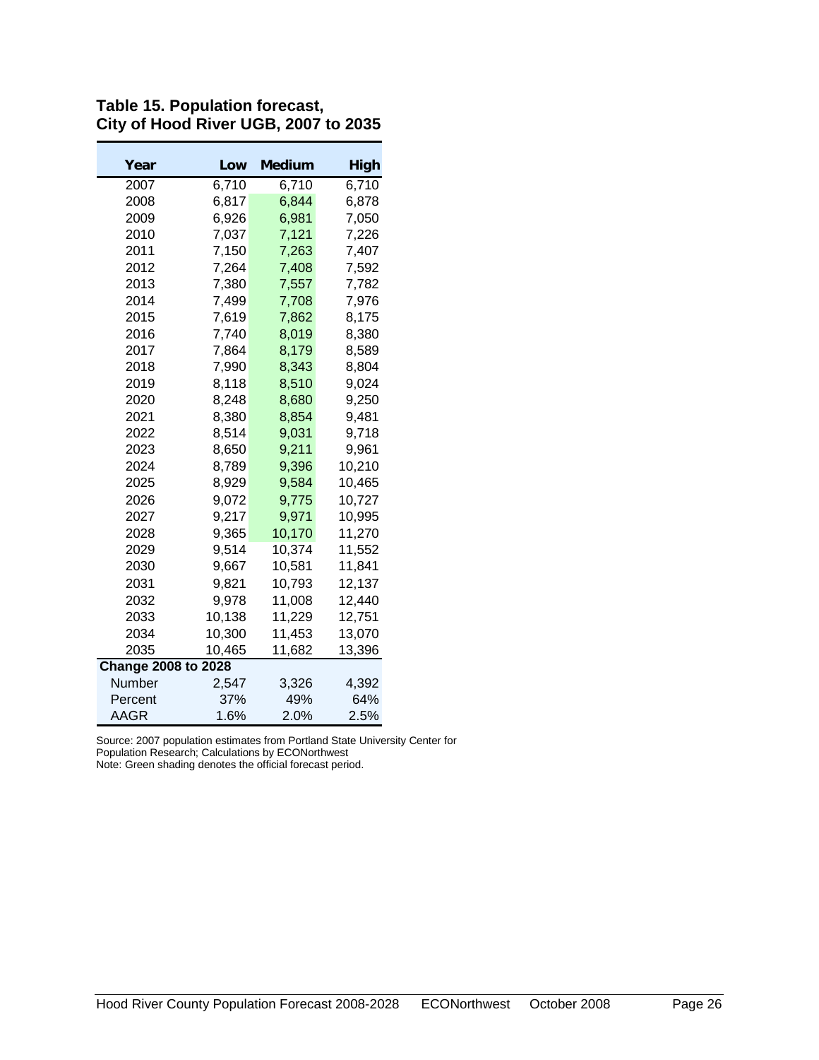**Table 15. Population forecast, City of Hood River UGB, 2007 to 2035**

| Year | Low | Medium | High |
|---|---|---|---|
| 2007 | 6,710 | 6,710 | 6,710 |
| 2008 | 6,817 | 6,844 | 6,878 |
| 2009 | 6,926 | 6,981 | 7,050 |
| 2010 | 7,037 | 7,121 | 7,226 |
| 2011 | 7,150 | 7,263 | 7,407 |
| 2012 | 7,264 | 7,408 | 7,592 |
| 2013 | 7,380 | 7,557 | 7,782 |
| 2014 | 7,499 | 7,708 | 7,976 |
| 2015 | 7,619 | 7,862 | 8,175 |
| 2016 | 7,740 | 8,019 | 8,380 |
| 2017 | 7,864 | 8,179 | 8,589 |
| 2018 | 7,990 | 8,343 | 8,804 |
| 2019 | 8,118 | 8,510 | 9,024 |
| 2020 | 8,248 | 8,680 | 9,250 |
| 2021 | 8,380 | 8,854 | 9,481 |
| 2022 | 8,514 | 9,031 | 9,718 |
| 2023 | 8,650 | 9,211 | 9,961 |
| 2024 | 8,789 | 9,396 | 10,210 |
| 2025 | 8,929 | 9,584 | 10,465 |
| 2026 | 9,072 | 9,775 | 10,727 |
| 2027 | 9,217 | 9,971 | 10,995 |
| 2028 | 9,365 | 10,170 | 11,270 |
| 2029 | 9,514 | 10,374 | 11,552 |
| 2030 | 9,667 | 10,581 | 11,841 |
| 2031 | 9,821 | 10,793 | 12,137 |
| 2032 | 9,978 | 11,008 | 12,440 |
| 2033 | 10,138 | 11,229 | 12,751 |
| 2034 | 10,300 | 11,453 | 13,070 |
| 2035 | 10,465 | 11,682 | 13,396 |
| **Change 2008 to 2028** | | | |
| Number | 2,547 | 3,326 | 4,392 |
| Percent | 37% | 49% | 64% |
| AAGR | 1.6% | 2.0% | 2.5% |

Source: 2007 population estimates from Portland State University Center for Population Research; Calculations by ECONorthwest
Note: Green shading denotes the official forecast period.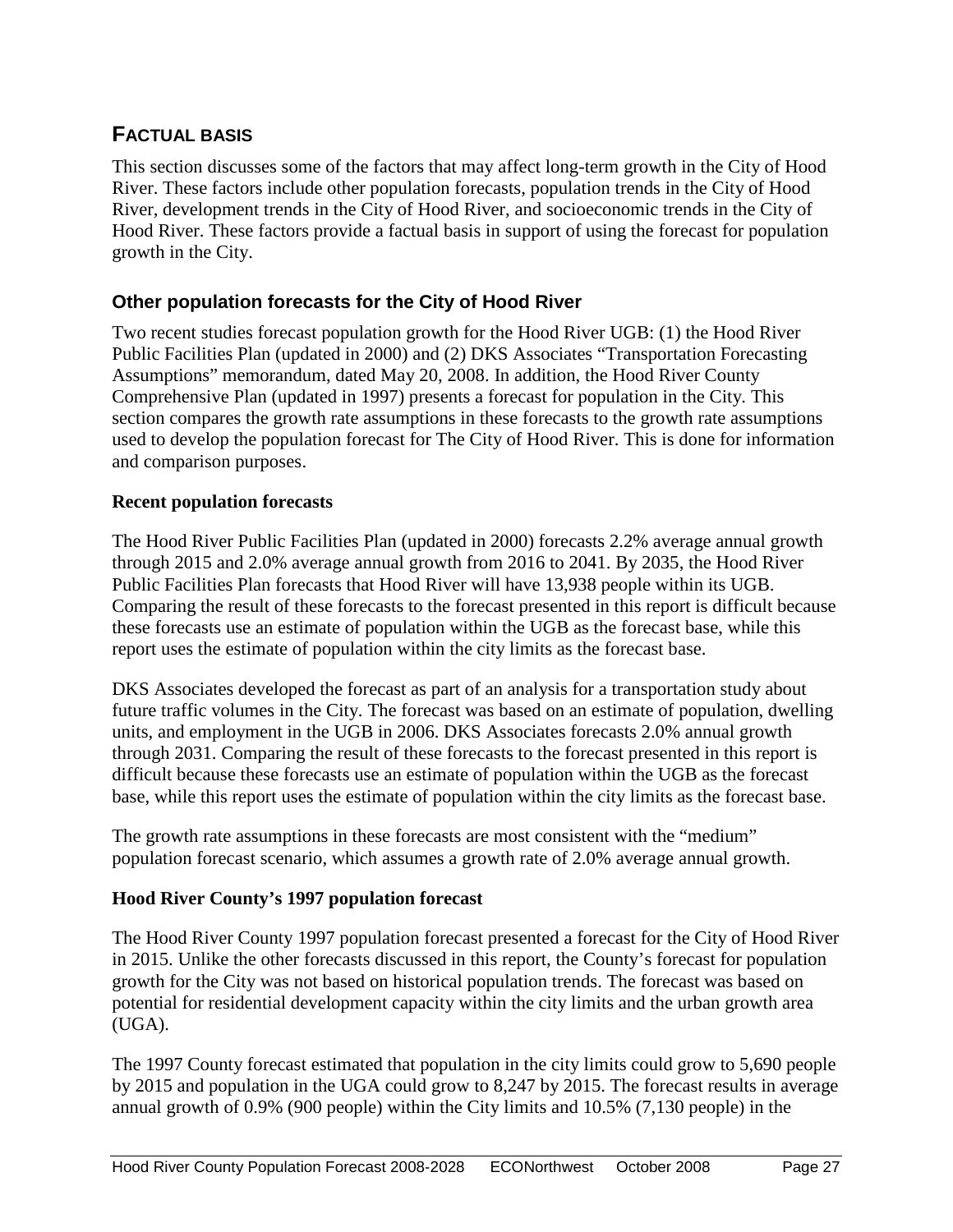## FACTUAL BASIS

This section discusses some of the factors that may affect long-term growth in the City of Hood River. These factors include other population forecasts, population trends in the City of Hood River, development trends in the City of Hood River, and socioeconomic trends in the City of Hood River. These factors provide a factual basis in support of using the forecast for population growth in the City.

### Other population forecasts for the City of Hood River

Two recent studies forecast population growth for the Hood River UGB: (1) the Hood River Public Facilities Plan (updated in 2000) and (2) DKS Associates "Transportation Forecasting Assumptions" memorandum, dated May 20, 2008. In addition, the Hood River County Comprehensive Plan (updated in 1997) presents a forecast for population in the City. This section compares the growth rate assumptions in these forecasts to the growth rate assumptions used to develop the population forecast for The City of Hood River. This is done for information and comparison purposes.

#### Recent population forecasts

The Hood River Public Facilities Plan (updated in 2000) forecasts 2.2% average annual growth through 2015 and 2.0% average annual growth from 2016 to 2041. By 2035, the Hood River Public Facilities Plan forecasts that Hood River will have 13,938 people within its UGB. Comparing the result of these forecasts to the forecast presented in this report is difficult because these forecasts use an estimate of population within the UGB as the forecast base, while this report uses the estimate of population within the city limits as the forecast base.

DKS Associates developed the forecast as part of an analysis for a transportation study about future traffic volumes in the City. The forecast was based on an estimate of population, dwelling units, and employment in the UGB in 2006. DKS Associates forecasts 2.0% annual growth through 2031. Comparing the result of these forecasts to the forecast presented in this report is difficult because these forecasts use an estimate of population within the UGB as the forecast base, while this report uses the estimate of population within the city limits as the forecast base.

The growth rate assumptions in these forecasts are most consistent with the "medium" population forecast scenario, which assumes a growth rate of 2.0% average annual growth.

#### Hood River County's 1997 population forecast

The Hood River County 1997 population forecast presented a forecast for the City of Hood River in 2015. Unlike the other forecasts discussed in this report, the County's forecast for population growth for the City was not based on historical population trends. The forecast was based on potential for residential development capacity within the city limits and the urban growth area (UGA).

The 1997 County forecast estimated that population in the city limits could grow to 5,690 people by 2015 and population in the UGA could grow to 8,247 by 2015. The forecast results in average annual growth of 0.9% (900 people) within the City limits and 10.5% (7,130 people) in the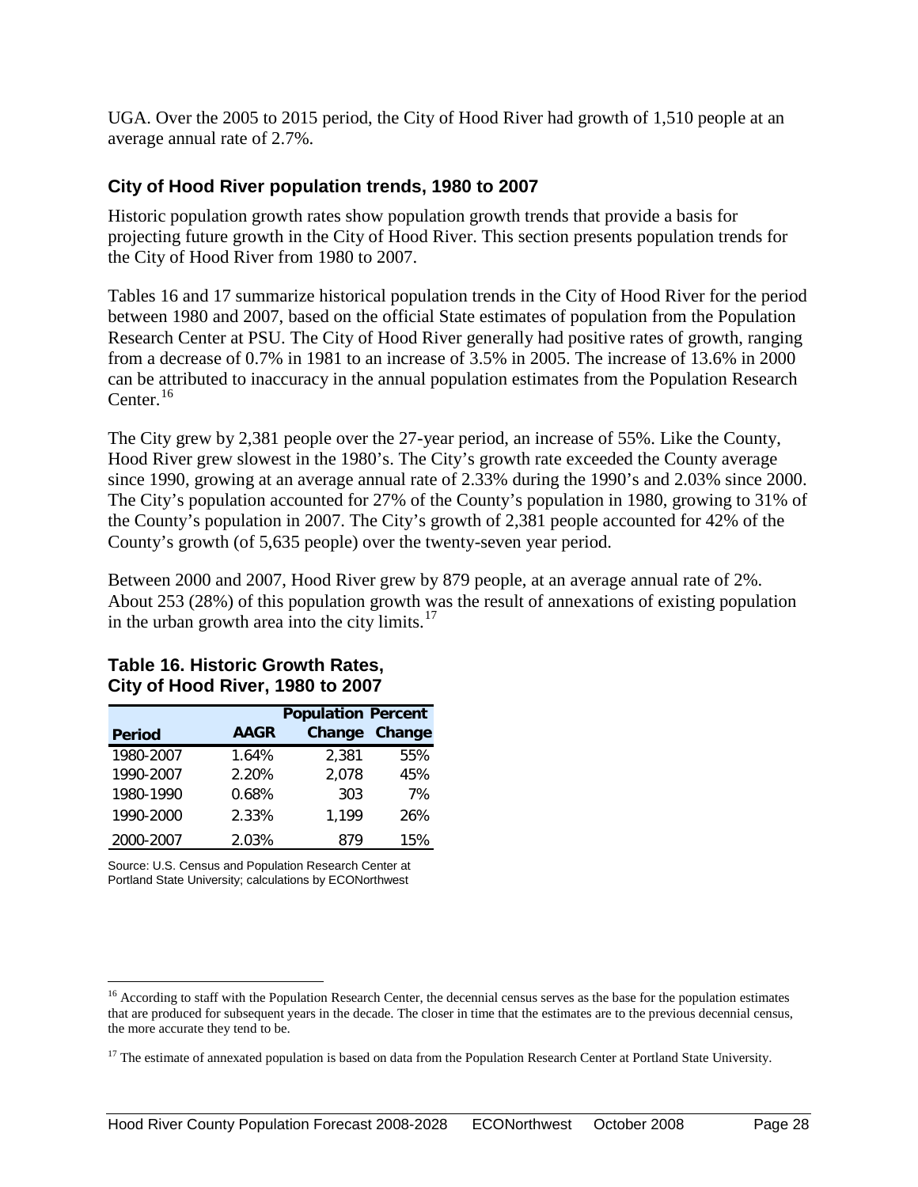UGA. Over the 2005 to 2015 period, the City of Hood River had growth of 1,510 people at an average annual rate of 2.7%.

### City of Hood River population trends, 1980 to 2007

Historic population growth rates show population growth trends that provide a basis for projecting future growth in the City of Hood River. This section presents population trends for the City of Hood River from 1980 to 2007.

Tables 16 and 17 summarize historical population trends in the City of Hood River for the period between 1980 and 2007, based on the official State estimates of population from the Population Research Center at PSU. The City of Hood River generally had positive rates of growth, ranging from a decrease of 0.7% in 1981 to an increase of 3.5% in 2005. The increase of 13.6% in 2000 can be attributed to inaccuracy in the annual population estimates from the Population Research Center.[16]

The City grew by 2,381 people over the 27-year period, an increase of 55%. Like the County, Hood River grew slowest in the 1980's. The City's growth rate exceeded the County average since 1990, growing at an average annual rate of 2.33% during the 1990's and 2.03% since 2000. The City's population accounted for 27% of the County's population in 1980, growing to 31% of the County's population in 2007. The City's growth of 2,381 people accounted for 42% of the County's growth (of 5,635 people) over the twenty-seven year period.

Between 2000 and 2007, Hood River grew by 879 people, at an average annual rate of 2%. About 253 (28%) of this population growth was the result of annexations of existing population in the urban growth area into the city limits.[17]

**Table 16. Historic Growth Rates, City of Hood River, 1980 to 2007**

| Period | AAGR | Population Change | Percent Change |
|---|---|---|---|
| 1980-2007 | 1.64% | 2,381 | 55% |
| 1990-2007 | 2.20% | 2,078 | 45% |
| 1980-1990 | 0.68% | 303 | 7% |
| 1990-2000 | 2.33% | 1,199 | 26% |
| 2000-2007 | 2.03% | 879 | 15% |

Source: U.S. Census and Population Research Center at Portland State University; calculations by ECONorthwest

---

[16] According to staff with the Population Research Center, the decennial census serves as the base for the population estimates that are produced for subsequent years in the decade. The closer in time that the estimates are to the previous decennial census, the more accurate they tend to be.

[17] The estimate of annexated population is based on data from the Population Research Center at Portland State University.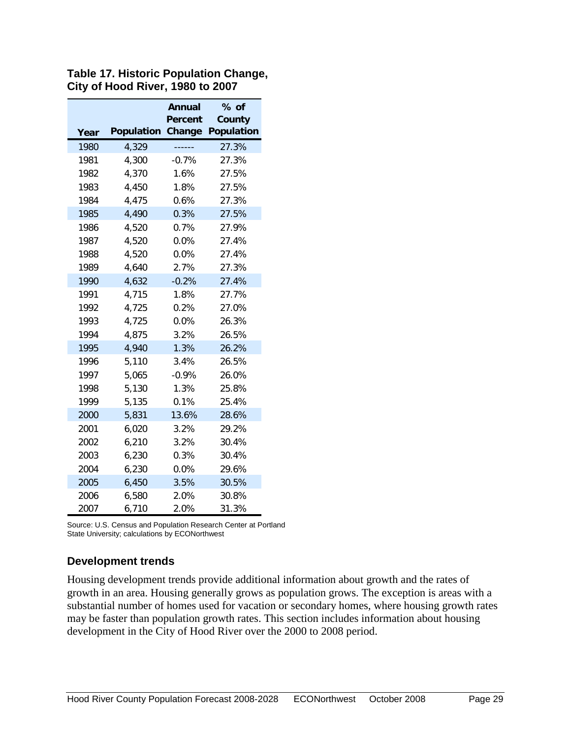**Table 17. Historic Population Change, City of Hood River, 1980 to 2007**

| Year | Population | Annual Percent Change | % of County Population |
|---|---|---|---|
| 1980 | 4,329 | ------ | 27.3% |
| 1981 | 4,300 | -0.7% | 27.3% |
| 1982 | 4,370 | 1.6% | 27.5% |
| 1983 | 4,450 | 1.8% | 27.5% |
| 1984 | 4,475 | 0.6% | 27.3% |
| 1985 | 4,490 | 0.3% | 27.5% |
| 1986 | 4,520 | 0.7% | 27.9% |
| 1987 | 4,520 | 0.0% | 27.4% |
| 1988 | 4,520 | 0.0% | 27.4% |
| 1989 | 4,640 | 2.7% | 27.3% |
| 1990 | 4,632 | -0.2% | 27.4% |
| 1991 | 4,715 | 1.8% | 27.7% |
| 1992 | 4,725 | 0.2% | 27.0% |
| 1993 | 4,725 | 0.0% | 26.3% |
| 1994 | 4,875 | 3.2% | 26.5% |
| 1995 | 4,940 | 1.3% | 26.2% |
| 1996 | 5,110 | 3.4% | 26.5% |
| 1997 | 5,065 | -0.9% | 26.0% |
| 1998 | 5,130 | 1.3% | 25.8% |
| 1999 | 5,135 | 0.1% | 25.4% |
| 2000 | 5,831 | 13.6% | 28.6% |
| 2001 | 6,020 | 3.2% | 29.2% |
| 2002 | 6,210 | 3.2% | 30.4% |
| 2003 | 6,230 | 0.3% | 30.4% |
| 2004 | 6,230 | 0.0% | 29.6% |
| 2005 | 6,450 | 3.5% | 30.5% |
| 2006 | 6,580 | 2.0% | 30.8% |
| 2007 | 6,710 | 2.0% | 31.3% |

Source: U.S. Census and Population Research Center at Portland State University; calculations by ECONorthwest

### Development trends

Housing development trends provide additional information about growth and the rates of growth in an area. Housing generally grows as population grows. The exception is areas with a substantial number of homes used for vacation or secondary homes, where housing growth rates may be faster than population growth rates. This section includes information about housing development in the City of Hood River over the 2000 to 2008 period.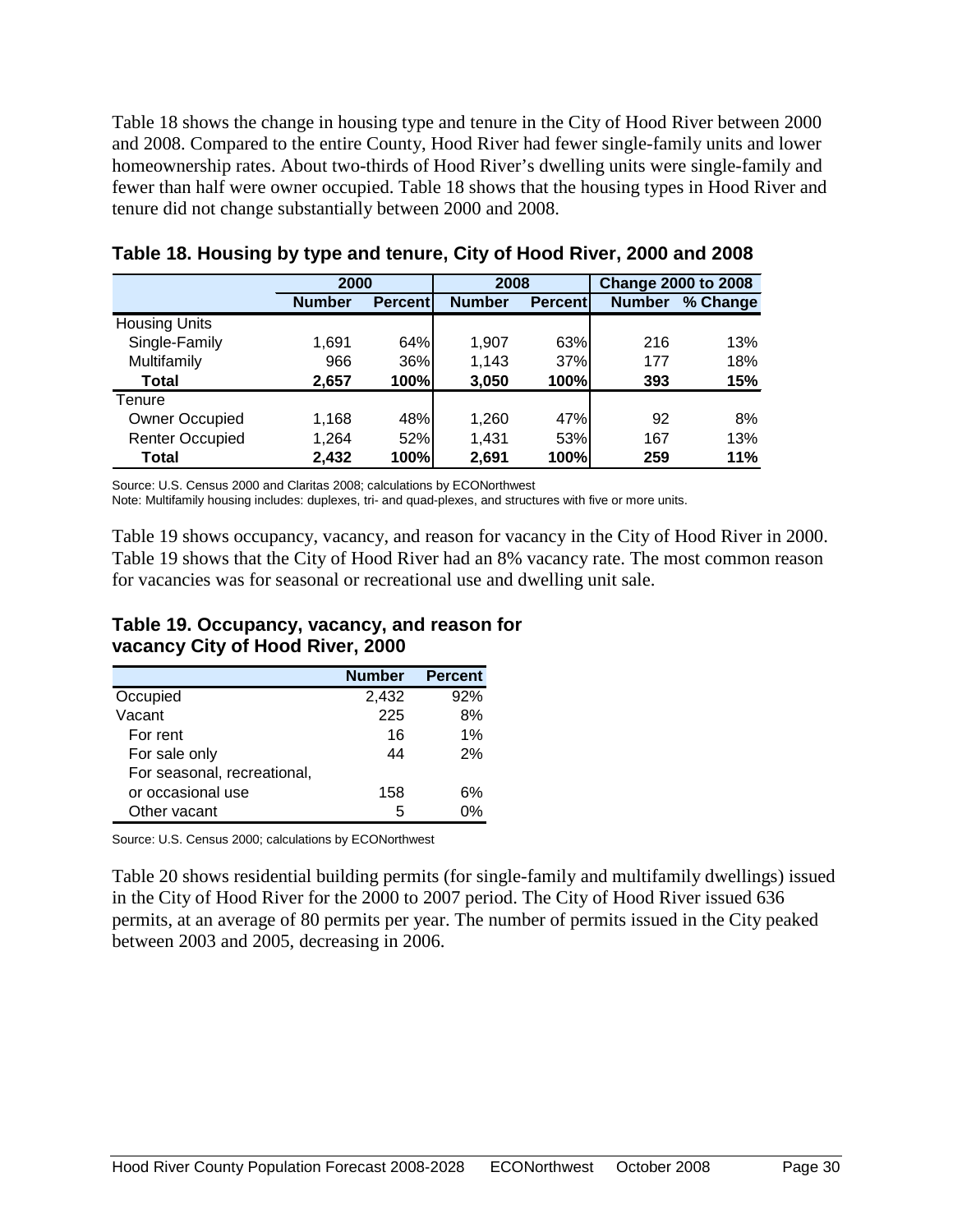Table 18 shows the change in housing type and tenure in the City of Hood River between 2000 and 2008. Compared to the entire County, Hood River had fewer single-family units and lower homeownership rates. About two-thirds of Hood River's dwelling units were single-family and fewer than half were owner occupied. Table 18 shows that the housing types in Hood River and tenure did not change substantially between 2000 and 2008.

### Table 18. Housing by type and tenure, City of Hood River, 2000 and 2008

| | 2000 | | 2008 | | Change 2000 to 2008 | |
|---|---|---|---|---|---|---|
| | Number | Percent | Number | Percent | Number | % Change |
| Housing Units | | | | | | |
| Single-Family | 1,691 | 64% | 1,907 | 63% | 216 | 13% |
| Multifamily | 966 | 36% | 1,143 | 37% | 177 | 18% |
| **Total** | **2,657** | **100%** | **3,050** | **100%** | **393** | **15%** |
| Tenure | | | | | | |
| Owner Occupied | 1,168 | 48% | 1,260 | 47% | 92 | 8% |
| Renter Occupied | 1,264 | 52% | 1,431 | 53% | 167 | 13% |
| **Total** | **2,432** | **100%** | **2,691** | **100%** | **259** | **11%** |

Source: U.S. Census 2000 and Claritas 2008; calculations by ECONorthwest

Note: Multifamily housing includes: duplexes, tri- and quad-plexes, and structures with five or more units.

Table 19 shows occupancy, vacancy, and reason for vacancy in the City of Hood River in 2000. Table 19 shows that the City of Hood River had an 8% vacancy rate. The most common reason for vacancies was for seasonal or recreational use and dwelling unit sale.

### Table 19. Occupancy, vacancy, and reason for vacancy City of Hood River, 2000

| | Number | Percent |
|---|---|---|
| Occupied | 2,432 | 92% |
| Vacant | 225 | 8% |
| For rent | 16 | 1% |
| For sale only | 44 | 2% |
| For seasonal, recreational, or occasional use | 158 | 6% |
| Other vacant | 5 | 0% |

Source: U.S. Census 2000; calculations by ECONorthwest

Table 20 shows residential building permits (for single-family and multifamily dwellings) issued in the City of Hood River for the 2000 to 2007 period. The City of Hood River issued 636 permits, at an average of 80 permits per year. The number of permits issued in the City peaked between 2003 and 2005, decreasing in 2006.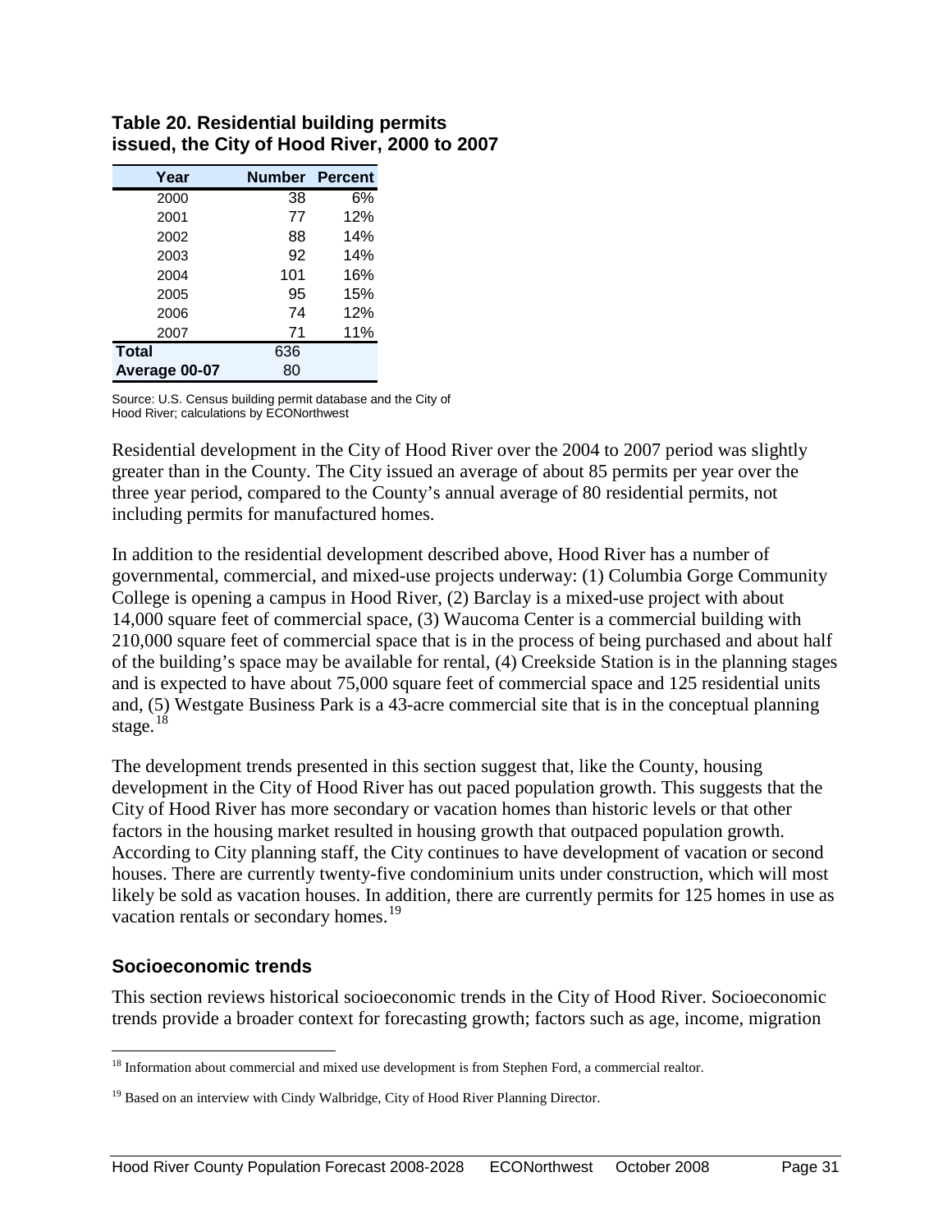**Table 20. Residential building permits issued, the City of Hood River, 2000 to 2007**

| Year | Number | Percent |
|---|---|---|
| 2000 | 38 | 6% |
| 2001 | 77 | 12% |
| 2002 | 88 | 14% |
| 2003 | 92 | 14% |
| 2004 | 101 | 16% |
| 2005 | 95 | 15% |
| 2006 | 74 | 12% |
| 2007 | 71 | 11% |
| **Total** | 636 | |
| **Average 00-07** | 80 | |

Source: U.S. Census building permit database and the City of Hood River; calculations by ECONorthwest

Residential development in the City of Hood River over the 2004 to 2007 period was slightly greater than in the County. The City issued an average of about 85 permits per year over the three year period, compared to the County's annual average of 80 residential permits, not including permits for manufactured homes.

In addition to the residential development described above, Hood River has a number of governmental, commercial, and mixed-use projects underway: (1) Columbia Gorge Community College is opening a campus in Hood River, (2) Barclay is a mixed-use project with about 14,000 square feet of commercial space, (3) Waucoma Center is a commercial building with 210,000 square feet of commercial space that is in the process of being purchased and about half of the building's space may be available for rental, (4) Creekside Station is in the planning stages and is expected to have about 75,000 square feet of commercial space and 125 residential units and, (5) Westgate Business Park is a 43-acre commercial site that is in the conceptual planning stage.[18]

The development trends presented in this section suggest that, like the County, housing development in the City of Hood River has out paced population growth. This suggests that the City of Hood River has more secondary or vacation homes than historic levels or that other factors in the housing market resulted in housing growth that outpaced population growth. According to City planning staff, the City continues to have development of vacation or second houses. There are currently twenty-five condominium units under construction, which will most likely be sold as vacation houses. In addition, there are currently permits for 125 homes in use as vacation rentals or secondary homes.[19]

### Socioeconomic trends

This section reviews historical socioeconomic trends in the City of Hood River. Socioeconomic trends provide a broader context for forecasting growth; factors such as age, income, migration

---

[18] Information about commercial and mixed use development is from Stephen Ford, a commercial realtor.

[19] Based on an interview with Cindy Walbridge, City of Hood River Planning Director.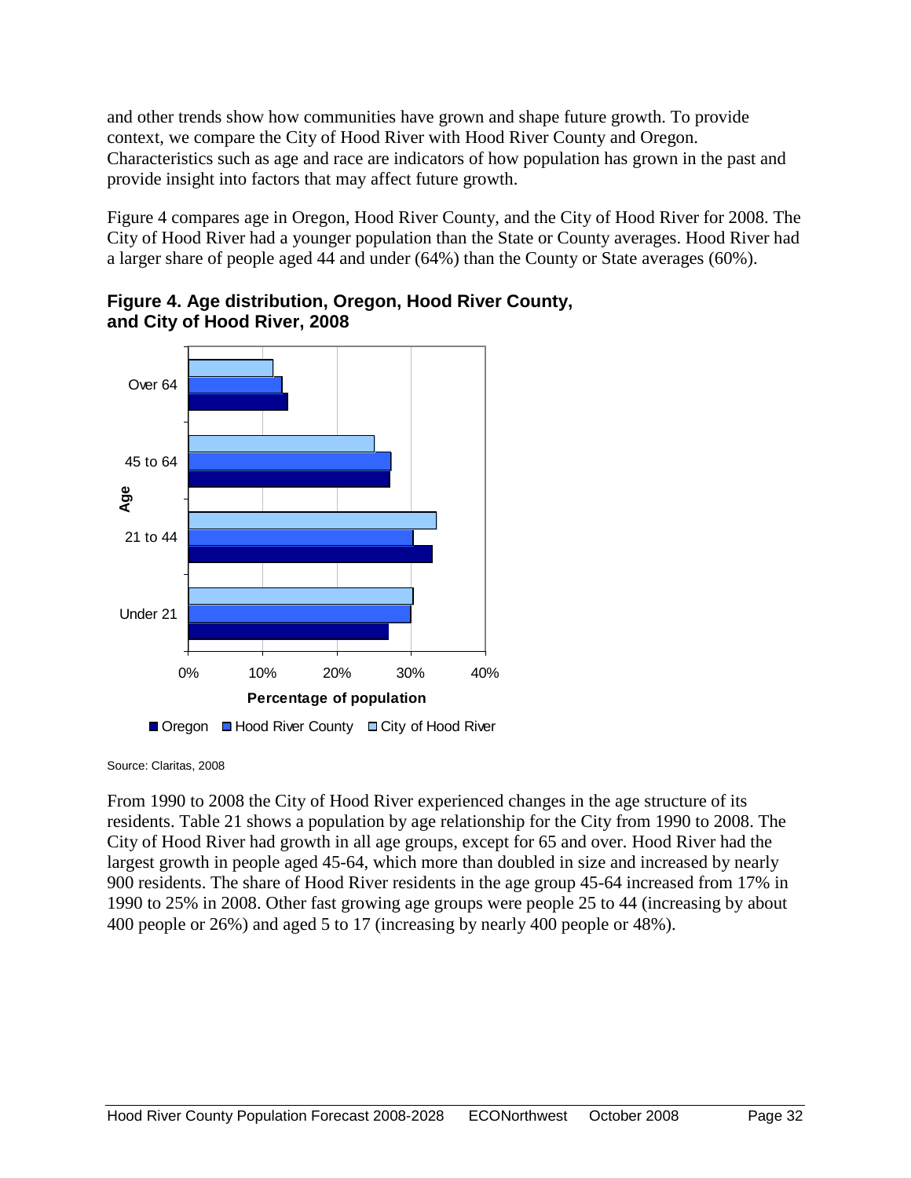and other trends show how communities have grown and shape future growth. To provide context, we compare the City of Hood River with Hood River County and Oregon. Characteristics such as age and race are indicators of how population has grown in the past and provide insight into factors that may affect future growth.

Figure 4 compares age in Oregon, Hood River County, and the City of Hood River for 2008. The City of Hood River had a younger population than the State or County averages. Hood River had a larger share of people aged 44 and under (64%) than the County or State averages (60%).

**Figure 4. Age distribution, Oregon, Hood River County, and City of Hood River, 2008**

Source: Claritas, 2008

From 1990 to 2008 the City of Hood River experienced changes in the age structure of its residents. Table 21 shows a population by age relationship for the City from 1990 to 2008. The City of Hood River had growth in all age groups, except for 65 and over. Hood River had the largest growth in people aged 45-64, which more than doubled in size and increased by nearly 900 residents. The share of Hood River residents in the age group 45-64 increased from 17% in 1990 to 25% in 2008. Other fast growing age groups were people 25 to 44 (increasing by about 400 people or 26%) and aged 5 to 17 (increasing by nearly 400 people or 48%).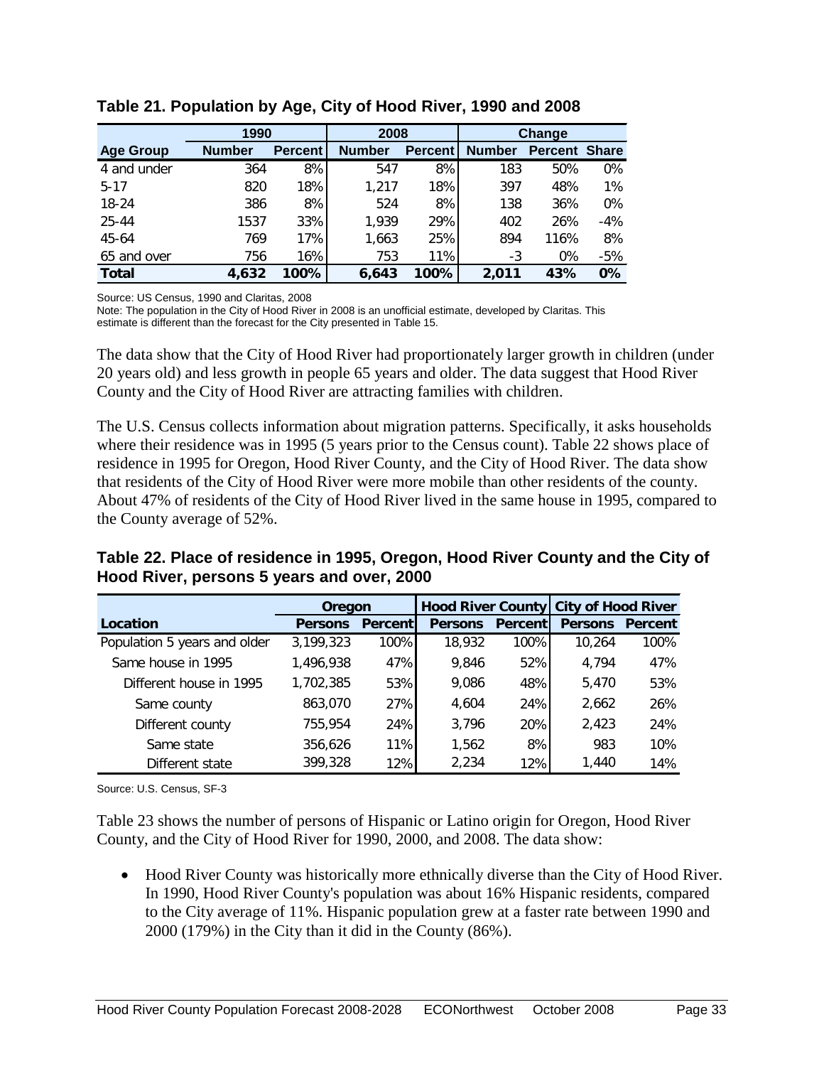**Table 21. Population by Age, City of Hood River, 1990 and 2008**

| | 1990 | | 2008 | | Change | | |
|---|---|---|---|---|---|---|---|
| **Age Group** | **Number** | **Percent** | **Number** | **Percent** | **Number** | **Percent** | **Share** |
| 4 and under | 364 | 8% | 547 | 8% | 183 | 50% | 0% |
| 5-17 | 820 | 18% | 1,217 | 18% | 397 | 48% | 1% |
| 18-24 | 386 | 8% | 524 | 8% | 138 | 36% | 0% |
| 25-44 | 1537 | 33% | 1,939 | 29% | 402 | 26% | -4% |
| 45-64 | 769 | 17% | 1,663 | 25% | 894 | 116% | 8% |
| 65 and over | 756 | 16% | 753 | 11% | -3 | 0% | -5% |
| **Total** | **4,632** | **100%** | **6,643** | **100%** | **2,011** | **43%** | **0%** |

Source: US Census, 1990 and Claritas, 2008
Note: The population in the City of Hood River in 2008 is an unofficial estimate, developed by Claritas. This estimate is different than the forecast for the City presented in Table 15.

The data show that the City of Hood River had proportionately larger growth in children (under 20 years old) and less growth in people 65 years and older. The data suggest that Hood River County and the City of Hood River are attracting families with children.

The U.S. Census collects information about migration patterns. Specifically, it asks households where their residence was in 1995 (5 years prior to the Census count). Table 22 shows place of residence in 1995 for Oregon, Hood River County, and the City of Hood River. The data show that residents of the City of Hood River were more mobile than other residents of the county. About 47% of residents of the City of Hood River lived in the same house in 1995, compared to the County average of 52%.

**Table 22. Place of residence in 1995, Oregon, Hood River County and the City of Hood River, persons 5 years and over, 2000**

| | Oregon | | Hood River County | | City of Hood River | |
|---|---|---|---|---|---|---|
| **Location** | **Persons** | **Percent** | **Persons** | **Percent** | **Persons** | **Percent** |
| Population 5 years and older | 3,199,323 | 100% | 18,932 | 100% | 10,264 | 100% |
| Same house in 1995 | 1,496,938 | 47% | 9,846 | 52% | 4,794 | 47% |
| Different house in 1995 | 1,702,385 | 53% | 9,086 | 48% | 5,470 | 53% |
| Same county | 863,070 | 27% | 4,604 | 24% | 2,662 | 26% |
| Different county | 755,954 | 24% | 3,796 | 20% | 2,423 | 24% |
| Same state | 356,626 | 11% | 1,562 | 8% | 983 | 10% |
| Different state | 399,328 | 12% | 2,234 | 12% | 1,440 | 14% |

Source: U.S. Census, SF-3

Table 23 shows the number of persons of Hispanic or Latino origin for Oregon, Hood River County, and the City of Hood River for 1990, 2000, and 2008. The data show:

- Hood River County was historically more ethnically diverse than the City of Hood River. In 1990, Hood River County's population was about 16% Hispanic residents, compared to the City average of 11%. Hispanic population grew at a faster rate between 1990 and 2000 (179%) in the City than it did in the County (86%).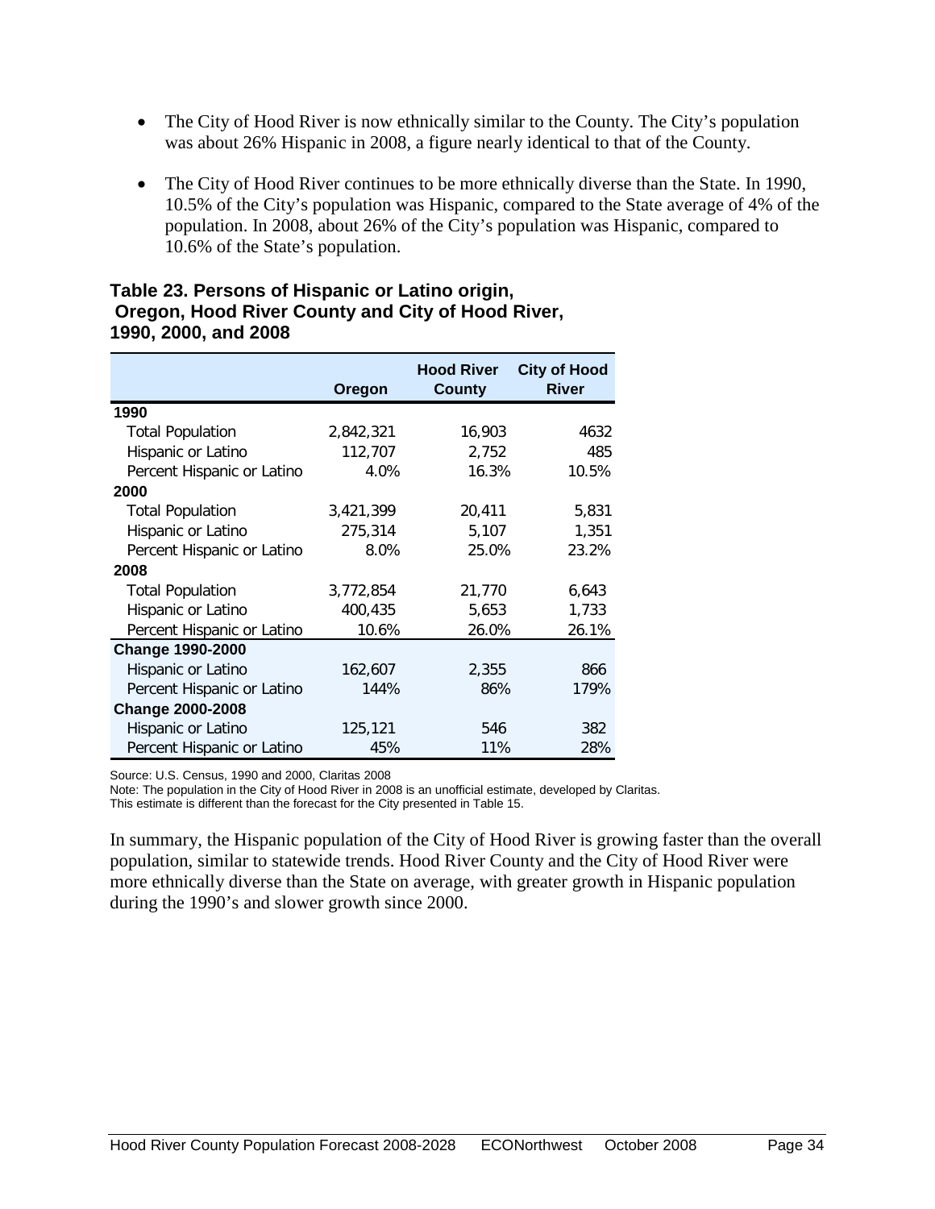- The City of Hood River is now ethnically similar to the County. The City's population was about 26% Hispanic in 2008, a figure nearly identical to that of the County.
- The City of Hood River continues to be more ethnically diverse than the State. In 1990, 10.5% of the City's population was Hispanic, compared to the State average of 4% of the population. In 2008, about 26% of the City's population was Hispanic, compared to 10.6% of the State's population.

**Table 23. Persons of Hispanic or Latino origin, Oregon, Hood River County and City of Hood River, 1990, 2000, and 2008**

| | Oregon | Hood River County | City of Hood River |
|---|---|---|---|
| **1990** | | | |
| Total Population | 2,842,321 | 16,903 | 4632 |
| Hispanic or Latino | 112,707 | 2,752 | 485 |
| Percent Hispanic or Latino | 4.0% | 16.3% | 10.5% |
| **2000** | | | |
| Total Population | 3,421,399 | 20,411 | 5,831 |
| Hispanic or Latino | 275,314 | 5,107 | 1,351 |
| Percent Hispanic or Latino | 8.0% | 25.0% | 23.2% |
| **2008** | | | |
| Total Population | 3,772,854 | 21,770 | 6,643 |
| Hispanic or Latino | 400,435 | 5,653 | 1,733 |
| Percent Hispanic or Latino | 10.6% | 26.0% | 26.1% |
| **Change 1990-2000** | | | |
| Hispanic or Latino | 162,607 | 2,355 | 866 |
| Percent Hispanic or Latino | 144% | 86% | 179% |
| **Change 2000-2008** | | | |
| Hispanic or Latino | 125,121 | 546 | 382 |
| Percent Hispanic or Latino | 45% | 11% | 28% |

Source: U.S. Census, 1990 and 2000, Claritas 2008
Note: The population in the City of Hood River in 2008 is an unofficial estimate, developed by Claritas.
This estimate is different than the forecast for the City presented in Table 15.

In summary, the Hispanic population of the City of Hood River is growing faster than the overall population, similar to statewide trends. Hood River County and the City of Hood River were more ethnically diverse than the State on average, with greater growth in Hispanic population during the 1990's and slower growth since 2000.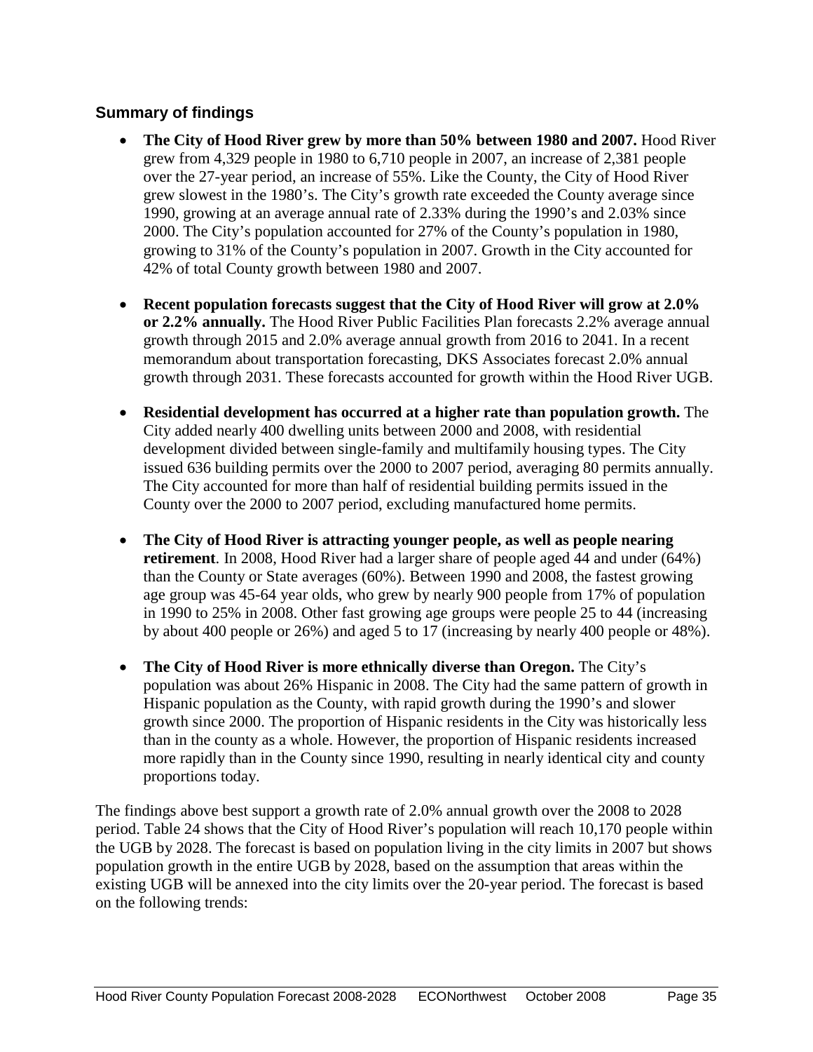### Summary of findings

- **The City of Hood River grew by more than 50% between 1980 and 2007.** Hood River grew from 4,329 people in 1980 to 6,710 people in 2007, an increase of 2,381 people over the 27-year period, an increase of 55%. Like the County, the City of Hood River grew slowest in the 1980's. The City's growth rate exceeded the County average since 1990, growing at an average annual rate of 2.33% during the 1990's and 2.03% since 2000. The City's population accounted for 27% of the County's population in 1980, growing to 31% of the County's population in 2007. Growth in the City accounted for 42% of total County growth between 1980 and 2007.

- **Recent population forecasts suggest that the City of Hood River will grow at 2.0% or 2.2% annually.** The Hood River Public Facilities Plan forecasts 2.2% average annual growth through 2015 and 2.0% average annual growth from 2016 to 2041. In a recent memorandum about transportation forecasting, DKS Associates forecast 2.0% annual growth through 2031. These forecasts accounted for growth within the Hood River UGB.

- **Residential development has occurred at a higher rate than population growth.** The City added nearly 400 dwelling units between 2000 and 2008, with residential development divided between single-family and multifamily housing types. The City issued 636 building permits over the 2000 to 2007 period, averaging 80 permits annually. The City accounted for more than half of residential building permits issued in the County over the 2000 to 2007 period, excluding manufactured home permits.

- **The City of Hood River is attracting younger people, as well as people nearing retirement**. In 2008, Hood River had a larger share of people aged 44 and under (64%) than the County or State averages (60%). Between 1990 and 2008, the fastest growing age group was 45-64 year olds, who grew by nearly 900 people from 17% of population in 1990 to 25% in 2008. Other fast growing age groups were people 25 to 44 (increasing by about 400 people or 26%) and aged 5 to 17 (increasing by nearly 400 people or 48%).

- **The City of Hood River is more ethnically diverse than Oregon.** The City's population was about 26% Hispanic in 2008. The City had the same pattern of growth in Hispanic population as the County, with rapid growth during the 1990's and slower growth since 2000. The proportion of Hispanic residents in the City was historically less than in the county as a whole. However, the proportion of Hispanic residents increased more rapidly than in the County since 1990, resulting in nearly identical city and county proportions today.

The findings above best support a growth rate of 2.0% annual growth over the 2008 to 2028 period. Table 24 shows that the City of Hood River's population will reach 10,170 people within the UGB by 2028. The forecast is based on population living in the city limits in 2007 but shows population growth in the entire UGB by 2028, based on the assumption that areas within the existing UGB will be annexed into the city limits over the 20-year period. The forecast is based on the following trends: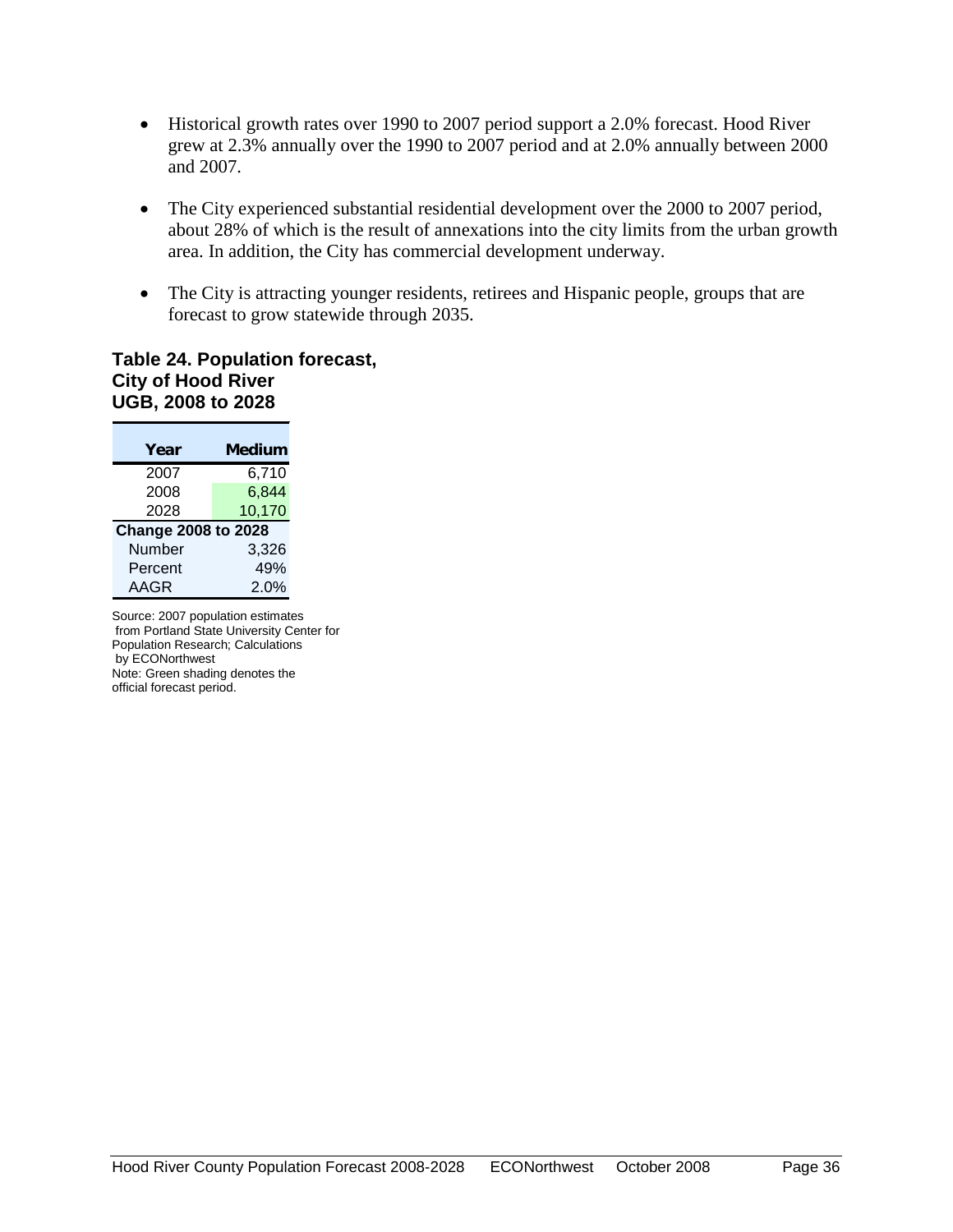- Historical growth rates over 1990 to 2007 period support a 2.0% forecast. Hood River grew at 2.3% annually over the 1990 to 2007 period and at 2.0% annually between 2000 and 2007.

- The City experienced substantial residential development over the 2000 to 2007 period, about 28% of which is the result of annexations into the city limits from the urban growth area. In addition, the City has commercial development underway.

- The City is attracting younger residents, retirees and Hispanic people, groups that are forecast to grow statewide through 2035.

**Table 24. Population forecast, City of Hood River UGB, 2008 to 2028**

| Year | Medium |
|---|---|
| 2007 | 6,710 |
| 2008 | 6,844 |
| 2028 | 10,170 |
| **Change 2008 to 2028** | |
| Number | 3,326 |
| Percent | 49% |
| AAGR | 2.0% |

Source: 2007 population estimates from Portland State University Center for Population Research; Calculations by ECONorthwest
Note: Green shading denotes the official forecast period.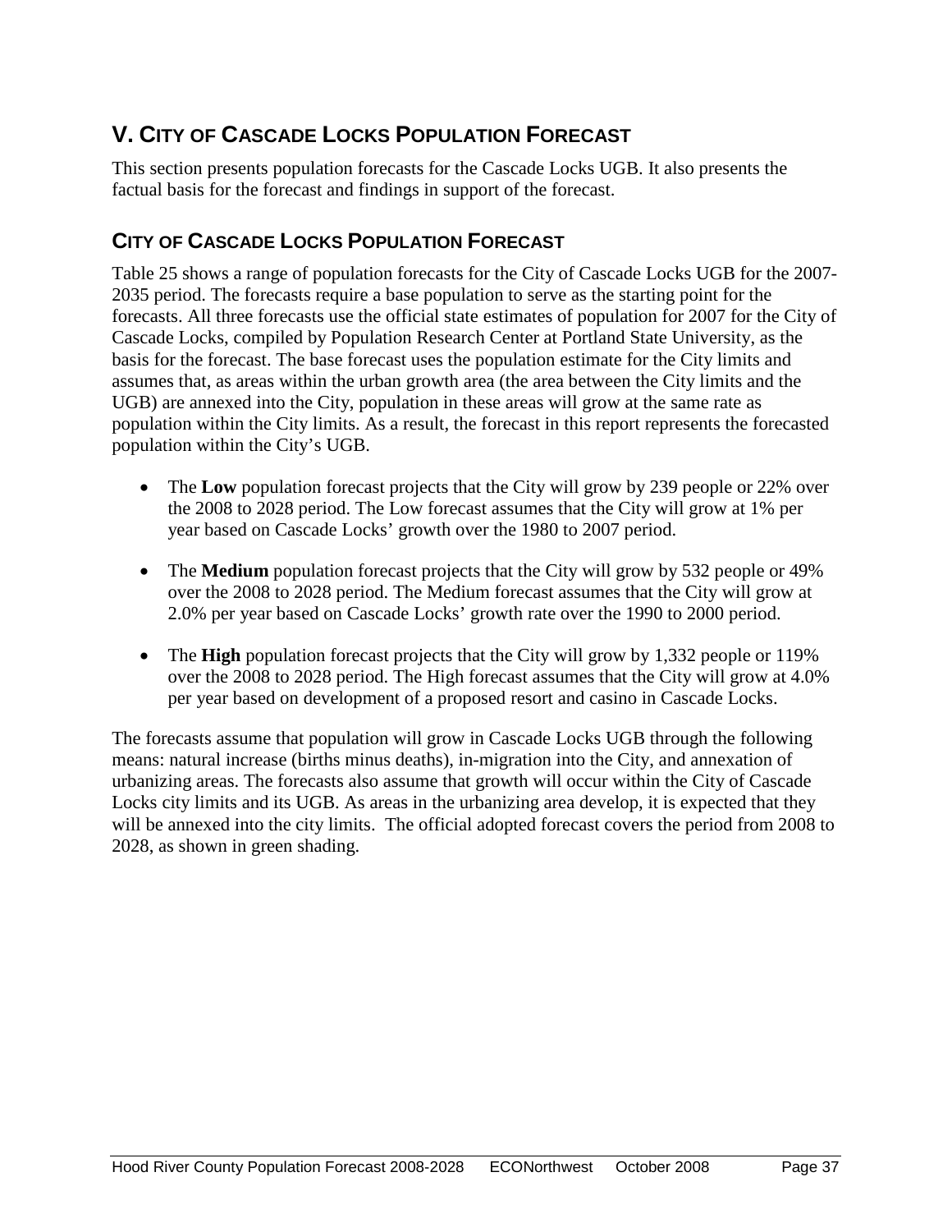# V. City of Cascade Locks Population Forecast

This section presents population forecasts for the Cascade Locks UGB. It also presents the factual basis for the forecast and findings in support of the forecast.

## City of Cascade Locks Population Forecast

Table 25 shows a range of population forecasts for the City of Cascade Locks UGB for the 2007-2035 period. The forecasts require a base population to serve as the starting point for the forecasts. All three forecasts use the official state estimates of population for 2007 for the City of Cascade Locks, compiled by Population Research Center at Portland State University, as the basis for the forecast. The base forecast uses the population estimate for the City limits and assumes that, as areas within the urban growth area (the area between the City limits and the UGB) are annexed into the City, population in these areas will grow at the same rate as population within the City limits. As a result, the forecast in this report represents the forecasted population within the City's UGB.

- The **Low** population forecast projects that the City will grow by 239 people or 22% over the 2008 to 2028 period. The Low forecast assumes that the City will grow at 1% per year based on Cascade Locks' growth over the 1980 to 2007 period.
- The **Medium** population forecast projects that the City will grow by 532 people or 49% over the 2008 to 2028 period. The Medium forecast assumes that the City will grow at 2.0% per year based on Cascade Locks' growth rate over the 1990 to 2000 period.
- The **High** population forecast projects that the City will grow by 1,332 people or 119% over the 2008 to 2028 period. The High forecast assumes that the City will grow at 4.0% per year based on development of a proposed resort and casino in Cascade Locks.

The forecasts assume that population will grow in Cascade Locks UGB through the following means: natural increase (births minus deaths), in-migration into the City, and annexation of urbanizing areas. The forecasts also assume that growth will occur within the City of Cascade Locks city limits and its UGB. As areas in the urbanizing area develop, it is expected that they will be annexed into the city limits. The official adopted forecast covers the period from 2008 to 2028, as shown in green shading.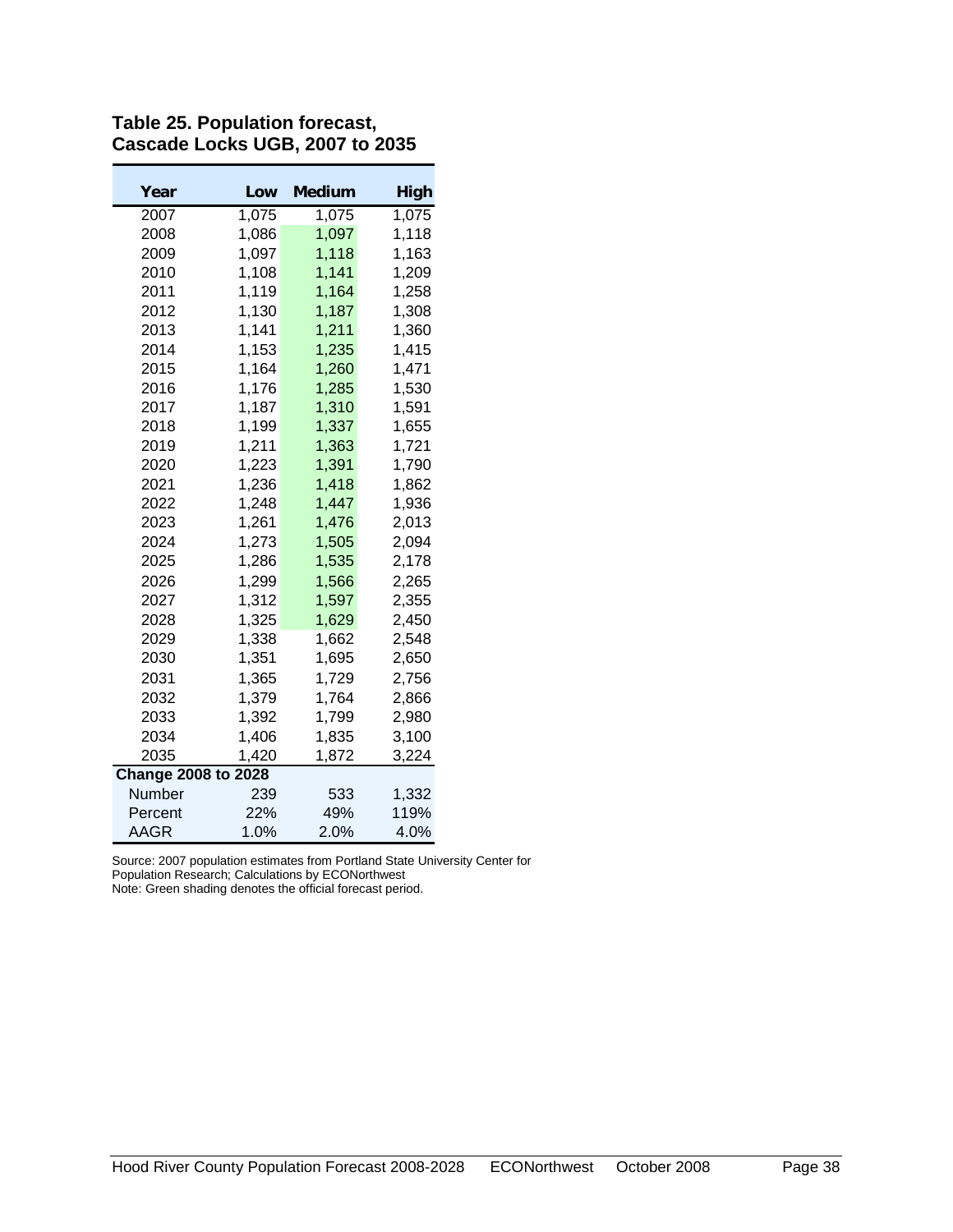**Table 25. Population forecast, Cascade Locks UGB, 2007 to 2035**

| Year | Low | Medium | High |
|---|---|---|---|
| 2007 | 1,075 | 1,075 | 1,075 |
| 2008 | 1,086 | 1,097 | 1,118 |
| 2009 | 1,097 | 1,118 | 1,163 |
| 2010 | 1,108 | 1,141 | 1,209 |
| 2011 | 1,119 | 1,164 | 1,258 |
| 2012 | 1,130 | 1,187 | 1,308 |
| 2013 | 1,141 | 1,211 | 1,360 |
| 2014 | 1,153 | 1,235 | 1,415 |
| 2015 | 1,164 | 1,260 | 1,471 |
| 2016 | 1,176 | 1,285 | 1,530 |
| 2017 | 1,187 | 1,310 | 1,591 |
| 2018 | 1,199 | 1,337 | 1,655 |
| 2019 | 1,211 | 1,363 | 1,721 |
| 2020 | 1,223 | 1,391 | 1,790 |
| 2021 | 1,236 | 1,418 | 1,862 |
| 2022 | 1,248 | 1,447 | 1,936 |
| 2023 | 1,261 | 1,476 | 2,013 |
| 2024 | 1,273 | 1,505 | 2,094 |
| 2025 | 1,286 | 1,535 | 2,178 |
| 2026 | 1,299 | 1,566 | 2,265 |
| 2027 | 1,312 | 1,597 | 2,355 |
| 2028 | 1,325 | 1,629 | 2,450 |
| 2029 | 1,338 | 1,662 | 2,548 |
| 2030 | 1,351 | 1,695 | 2,650 |
| 2031 | 1,365 | 1,729 | 2,756 |
| 2032 | 1,379 | 1,764 | 2,866 |
| 2033 | 1,392 | 1,799 | 2,980 |
| 2034 | 1,406 | 1,835 | 3,100 |
| 2035 | 1,420 | 1,872 | 3,224 |
| **Change 2008 to 2028** | | | |
| Number | 239 | 533 | 1,332 |
| Percent | 22% | 49% | 119% |
| AAGR | 1.0% | 2.0% | 4.0% |

Source: 2007 population estimates from Portland State University Center for Population Research; Calculations by ECONorthwest
Note: Green shading denotes the official forecast period.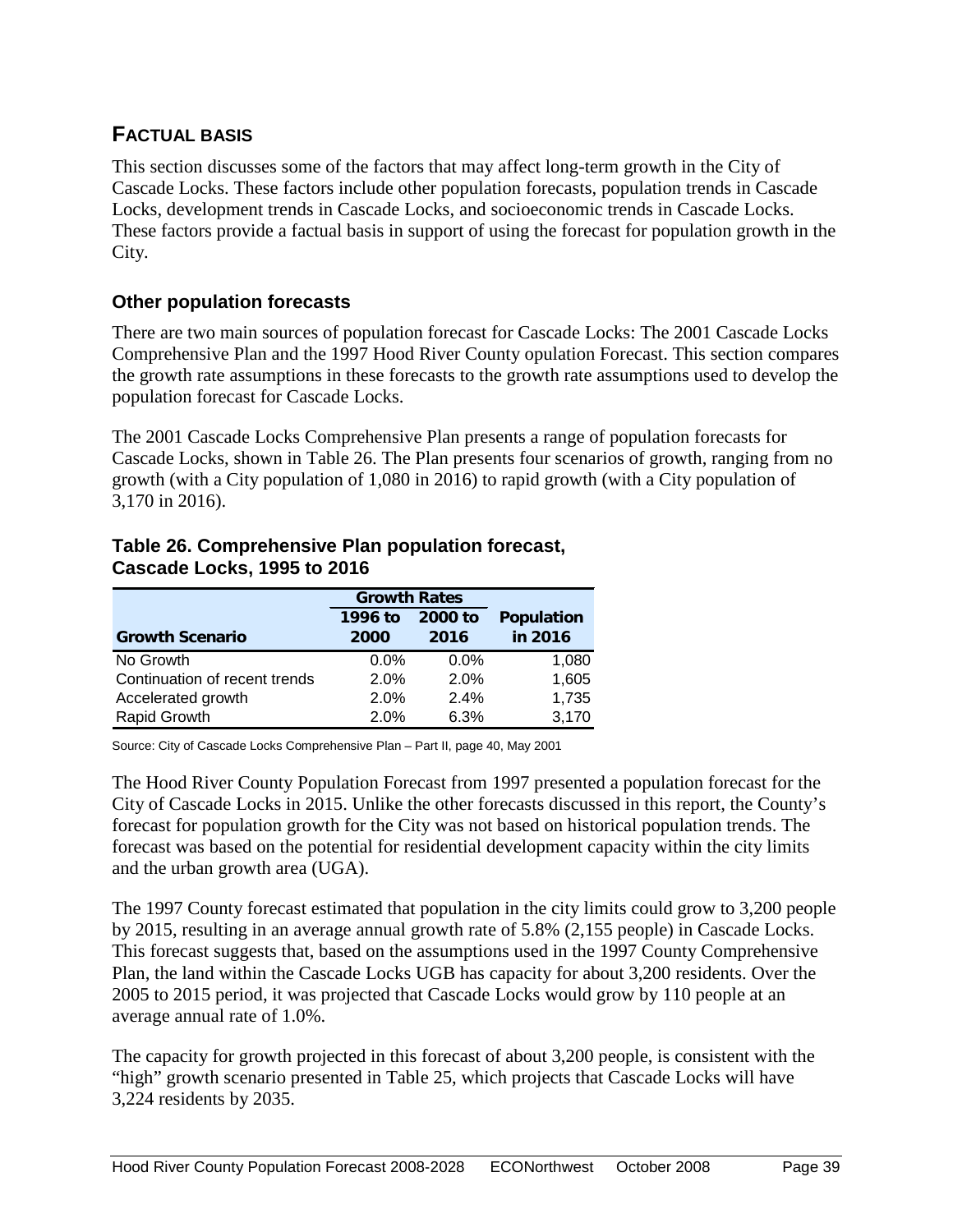## FACTUAL BASIS

This section discusses some of the factors that may affect long-term growth in the City of Cascade Locks. These factors include other population forecasts, population trends in Cascade Locks, development trends in Cascade Locks, and socioeconomic trends in Cascade Locks. These factors provide a factual basis in support of using the forecast for population growth in the City.

### Other population forecasts

There are two main sources of population forecast for Cascade Locks: The 2001 Cascade Locks Comprehensive Plan and the 1997 Hood River County opulation Forecast. This section compares the growth rate assumptions in these forecasts to the growth rate assumptions used to develop the population forecast for Cascade Locks.

The 2001 Cascade Locks Comprehensive Plan presents a range of population forecasts for Cascade Locks, shown in Table 26. The Plan presents four scenarios of growth, ranging from no growth (with a City population of 1,080 in 2016) to rapid growth (with a City population of 3,170 in 2016).

**Table 26. Comprehensive Plan population forecast, Cascade Locks, 1995 to 2016**

| | Growth Rates | | |
|---|---|---|---|
| **Growth Scenario** | **1996 to 2000** | **2000 to 2016** | **Population in 2016** |
| No Growth | 0.0% | 0.0% | 1,080 |
| Continuation of recent trends | 2.0% | 2.0% | 1,605 |
| Accelerated growth | 2.0% | 2.4% | 1,735 |
| Rapid Growth | 2.0% | 6.3% | 3,170 |

Source: City of Cascade Locks Comprehensive Plan – Part II, page 40, May 2001

The Hood River County Population Forecast from 1997 presented a population forecast for the City of Cascade Locks in 2015. Unlike the other forecasts discussed in this report, the County's forecast for population growth for the City was not based on historical population trends. The forecast was based on the potential for residential development capacity within the city limits and the urban growth area (UGA).

The 1997 County forecast estimated that population in the city limits could grow to 3,200 people by 2015, resulting in an average annual growth rate of 5.8% (2,155 people) in Cascade Locks. This forecast suggests that, based on the assumptions used in the 1997 County Comprehensive Plan, the land within the Cascade Locks UGB has capacity for about 3,200 residents. Over the 2005 to 2015 period, it was projected that Cascade Locks would grow by 110 people at an average annual rate of 1.0%.

The capacity for growth projected in this forecast of about 3,200 people, is consistent with the "high" growth scenario presented in Table 25, which projects that Cascade Locks will have 3,224 residents by 2035.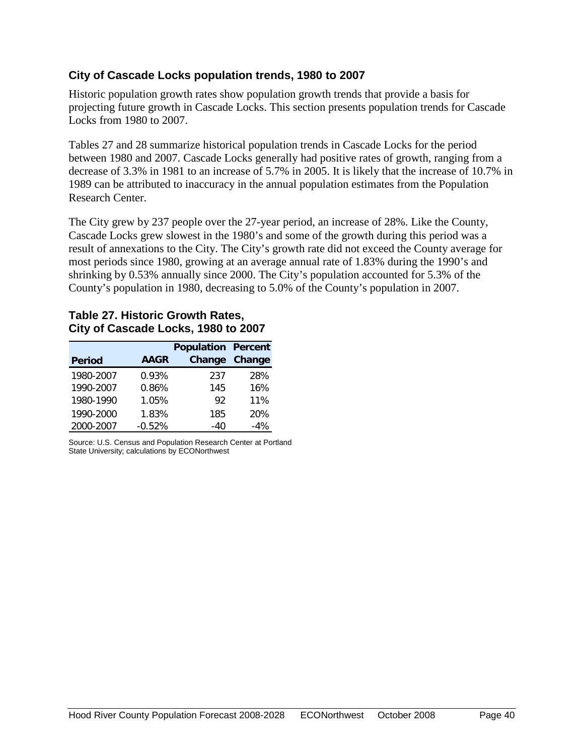### City of Cascade Locks population trends, 1980 to 2007

Historic population growth rates show population growth trends that provide a basis for projecting future growth in Cascade Locks. This section presents population trends for Cascade Locks from 1980 to 2007.

Tables 27 and 28 summarize historical population trends in Cascade Locks for the period between 1980 and 2007. Cascade Locks generally had positive rates of growth, ranging from a decrease of 3.3% in 1981 to an increase of 5.7% in 2005. It is likely that the increase of 10.7% in 1989 can be attributed to inaccuracy in the annual population estimates from the Population Research Center.

The City grew by 237 people over the 27-year period, an increase of 28%. Like the County, Cascade Locks grew slowest in the 1980's and some of the growth during this period was a result of annexations to the City. The City's growth rate did not exceed the County average for most periods since 1980, growing at an average annual rate of 1.83% during the 1990's and shrinking by 0.53% annually since 2000. The City's population accounted for 5.3% of the County's population in 1980, decreasing to 5.0% of the County's population in 2007.

**Table 27. Historic Growth Rates, City of Cascade Locks, 1980 to 2007**

| Period | AAGR | Population Change | Percent Change |
|---|---|---|---|
| 1980-2007 | 0.93% | 237 | 28% |
| 1990-2007 | 0.86% | 145 | 16% |
| 1980-1990 | 1.05% | 92 | 11% |
| 1990-2000 | 1.83% | 185 | 20% |
| 2000-2007 | -0.52% | -40 | -4% |

Source: U.S. Census and Population Research Center at Portland State University; calculations by ECONorthwest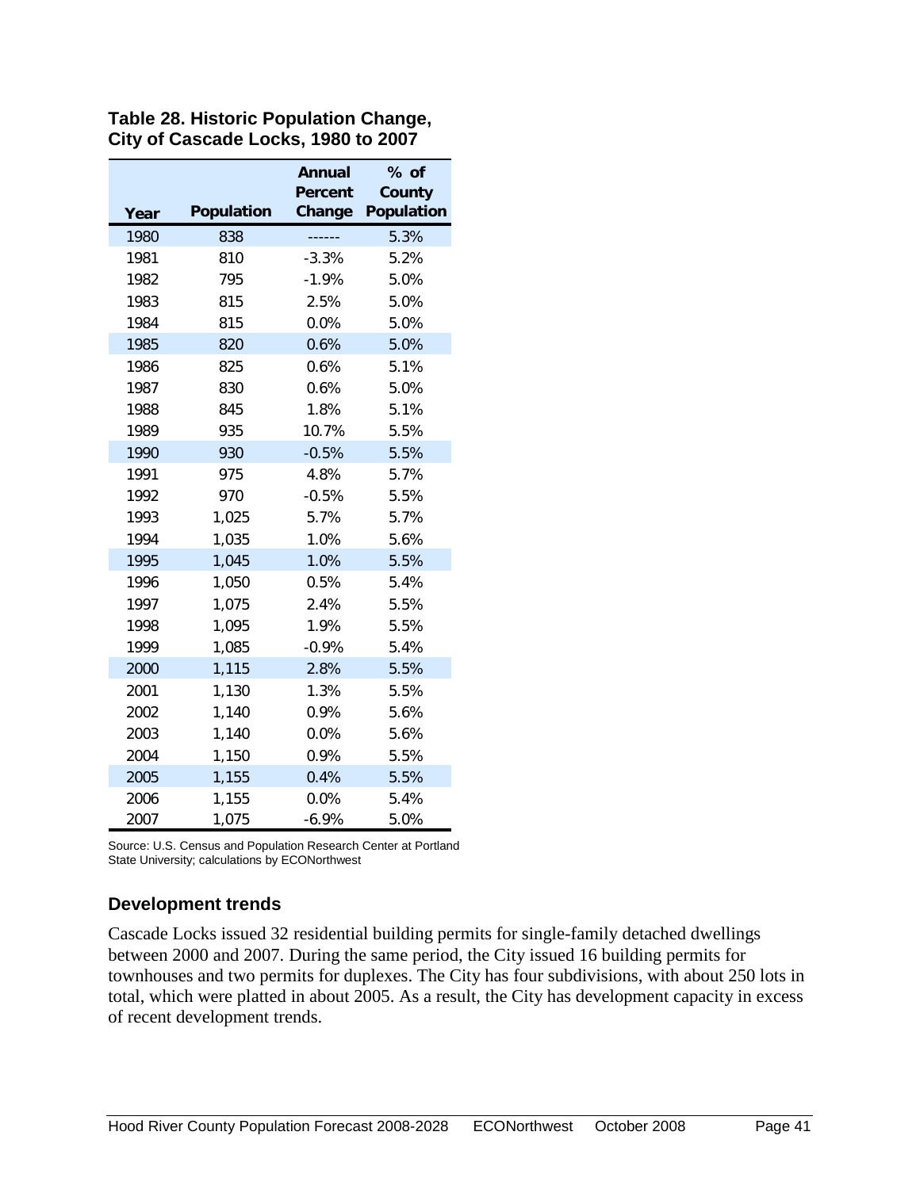**Table 28. Historic Population Change, City of Cascade Locks, 1980 to 2007**

| Year | Population | Annual Percent Change | % of County Population |
|---|---|---|---|
| 1980 | 838 | ------ | 5.3% |
| 1981 | 810 | -3.3% | 5.2% |
| 1982 | 795 | -1.9% | 5.0% |
| 1983 | 815 | 2.5% | 5.0% |
| 1984 | 815 | 0.0% | 5.0% |
| 1985 | 820 | 0.6% | 5.0% |
| 1986 | 825 | 0.6% | 5.1% |
| 1987 | 830 | 0.6% | 5.0% |
| 1988 | 845 | 1.8% | 5.1% |
| 1989 | 935 | 10.7% | 5.5% |
| 1990 | 930 | -0.5% | 5.5% |
| 1991 | 975 | 4.8% | 5.7% |
| 1992 | 970 | -0.5% | 5.5% |
| 1993 | 1,025 | 5.7% | 5.7% |
| 1994 | 1,035 | 1.0% | 5.6% |
| 1995 | 1,045 | 1.0% | 5.5% |
| 1996 | 1,050 | 0.5% | 5.4% |
| 1997 | 1,075 | 2.4% | 5.5% |
| 1998 | 1,095 | 1.9% | 5.5% |
| 1999 | 1,085 | -0.9% | 5.4% |
| 2000 | 1,115 | 2.8% | 5.5% |
| 2001 | 1,130 | 1.3% | 5.5% |
| 2002 | 1,140 | 0.9% | 5.6% |
| 2003 | 1,140 | 0.0% | 5.6% |
| 2004 | 1,150 | 0.9% | 5.5% |
| 2005 | 1,155 | 0.4% | 5.5% |
| 2006 | 1,155 | 0.0% | 5.4% |
| 2007 | 1,075 | -6.9% | 5.0% |

Source: U.S. Census and Population Research Center at Portland State University; calculations by ECONorthwest

### Development trends

Cascade Locks issued 32 residential building permits for single-family detached dwellings between 2000 and 2007. During the same period, the City issued 16 building permits for townhouses and two permits for duplexes. The City has four subdivisions, with about 250 lots in total, which were platted in about 2005. As a result, the City has development capacity in excess of recent development trends.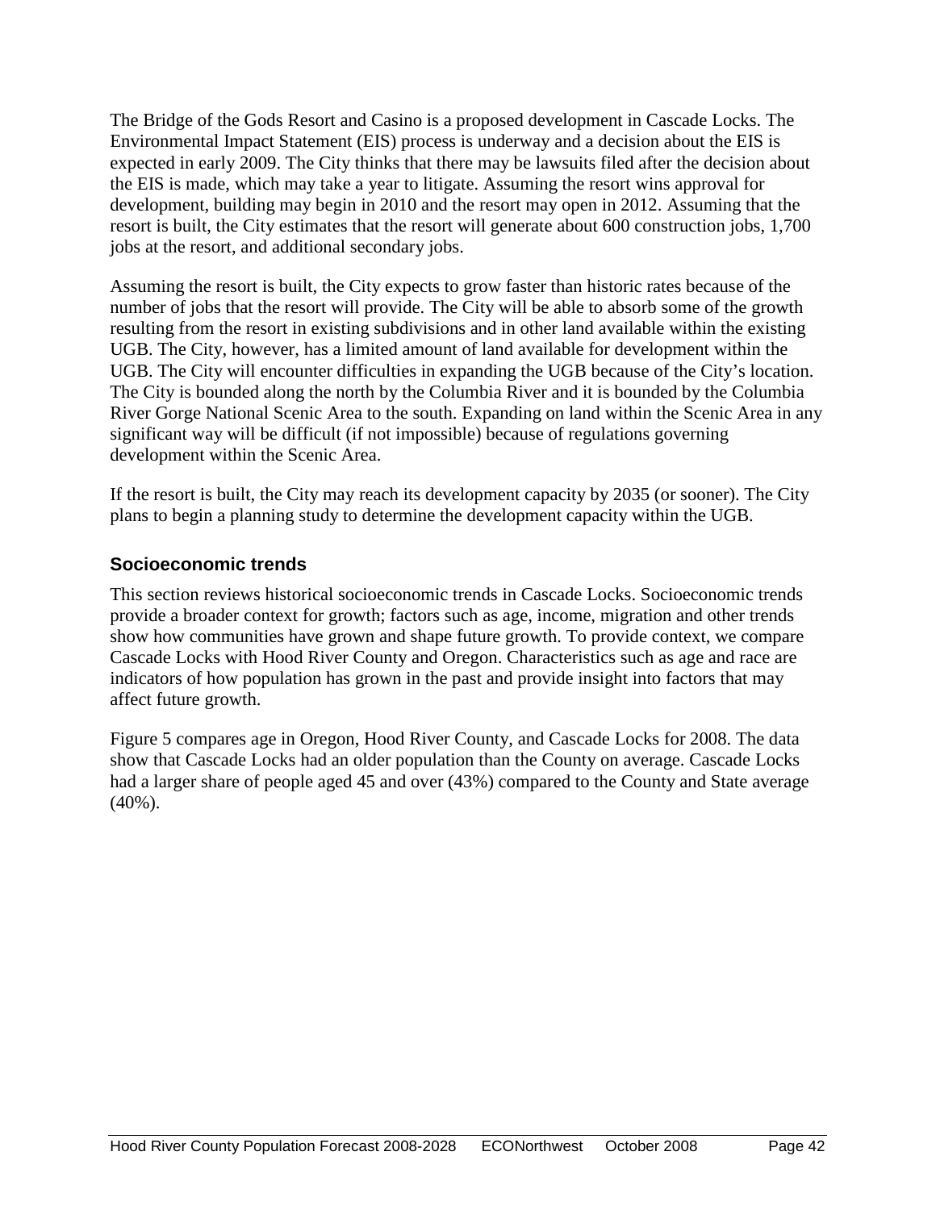The Bridge of the Gods Resort and Casino is a proposed development in Cascade Locks. The Environmental Impact Statement (EIS) process is underway and a decision about the EIS is expected in early 2009. The City thinks that there may be lawsuits filed after the decision about the EIS is made, which may take a year to litigate. Assuming the resort wins approval for development, building may begin in 2010 and the resort may open in 2012. Assuming that the resort is built, the City estimates that the resort will generate about 600 construction jobs, 1,700 jobs at the resort, and additional secondary jobs.

Assuming the resort is built, the City expects to grow faster than historic rates because of the number of jobs that the resort will provide. The City will be able to absorb some of the growth resulting from the resort in existing subdivisions and in other land available within the existing UGB. The City, however, has a limited amount of land available for development within the UGB. The City will encounter difficulties in expanding the UGB because of the City's location. The City is bounded along the north by the Columbia River and it is bounded by the Columbia River Gorge National Scenic Area to the south. Expanding on land within the Scenic Area in any significant way will be difficult (if not impossible) because of regulations governing development within the Scenic Area.

If the resort is built, the City may reach its development capacity by 2035 (or sooner). The City plans to begin a planning study to determine the development capacity within the UGB.

### Socioeconomic trends

This section reviews historical socioeconomic trends in Cascade Locks. Socioeconomic trends provide a broader context for growth; factors such as age, income, migration and other trends show how communities have grown and shape future growth. To provide context, we compare Cascade Locks with Hood River County and Oregon. Characteristics such as age and race are indicators of how population has grown in the past and provide insight into factors that may affect future growth.

Figure 5 compares age in Oregon, Hood River County, and Cascade Locks for 2008. The data show that Cascade Locks had an older population than the County on average. Cascade Locks had a larger share of people aged 45 and over (43%) compared to the County and State average (40%).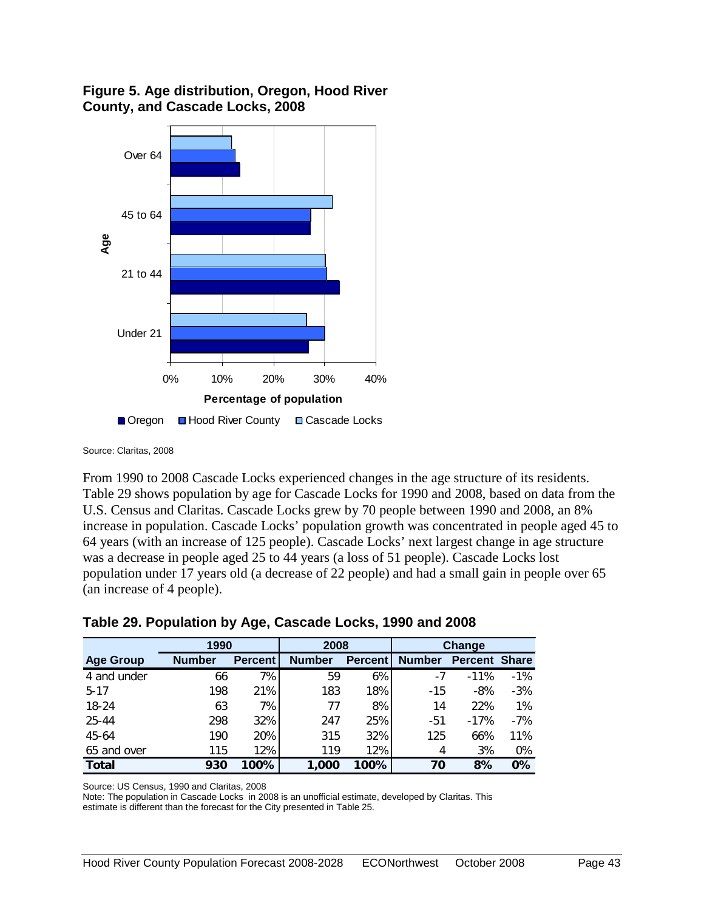**Figure 5. Age distribution, Oregon, Hood River County, and Cascade Locks, 2008**

Source: Claritas, 2008

From 1990 to 2008 Cascade Locks experienced changes in the age structure of its residents. Table 29 shows population by age for Cascade Locks for 1990 and 2008, based on data from the U.S. Census and Claritas. Cascade Locks grew by 70 people between 1990 and 2008, an 8% increase in population. Cascade Locks' population growth was concentrated in people aged 45 to 64 years (with an increase of 125 people). Cascade Locks' next largest change in age structure was a decrease in people aged 25 to 44 years (a loss of 51 people). Cascade Locks lost population under 17 years old (a decrease of 22 people) and had a small gain in people over 65 (an increase of 4 people).

**Table 29. Population by Age, Cascade Locks, 1990 and 2008**

| | 1990 | | 2008 | | Change | | |
|---|---|---|---|---|---|---|---|
| **Age Group** | **Number** | **Percent** | **Number** | **Percent** | **Number** | **Percent** | **Share** |
| 4 and under | 66 | 7% | 59 | 6% | -7 | -11% | -1% |
| 5-17 | 198 | 21% | 183 | 18% | -15 | -8% | -3% |
| 18-24 | 63 | 7% | 77 | 8% | 14 | 22% | 1% |
| 25-44 | 298 | 32% | 247 | 25% | -51 | -17% | -7% |
| 45-64 | 190 | 20% | 315 | 32% | 125 | 66% | 11% |
| 65 and over | 115 | 12% | 119 | 12% | 4 | 3% | 0% |
| **Total** | **930** | **100%** | **1,000** | **100%** | **70** | **8%** | **0%** |

Source: US Census, 1990 and Claritas, 2008
Note: The population in Cascade Locks in 2008 is an unofficial estimate, developed by Claritas. This estimate is different than the forecast for the City presented in Table 25.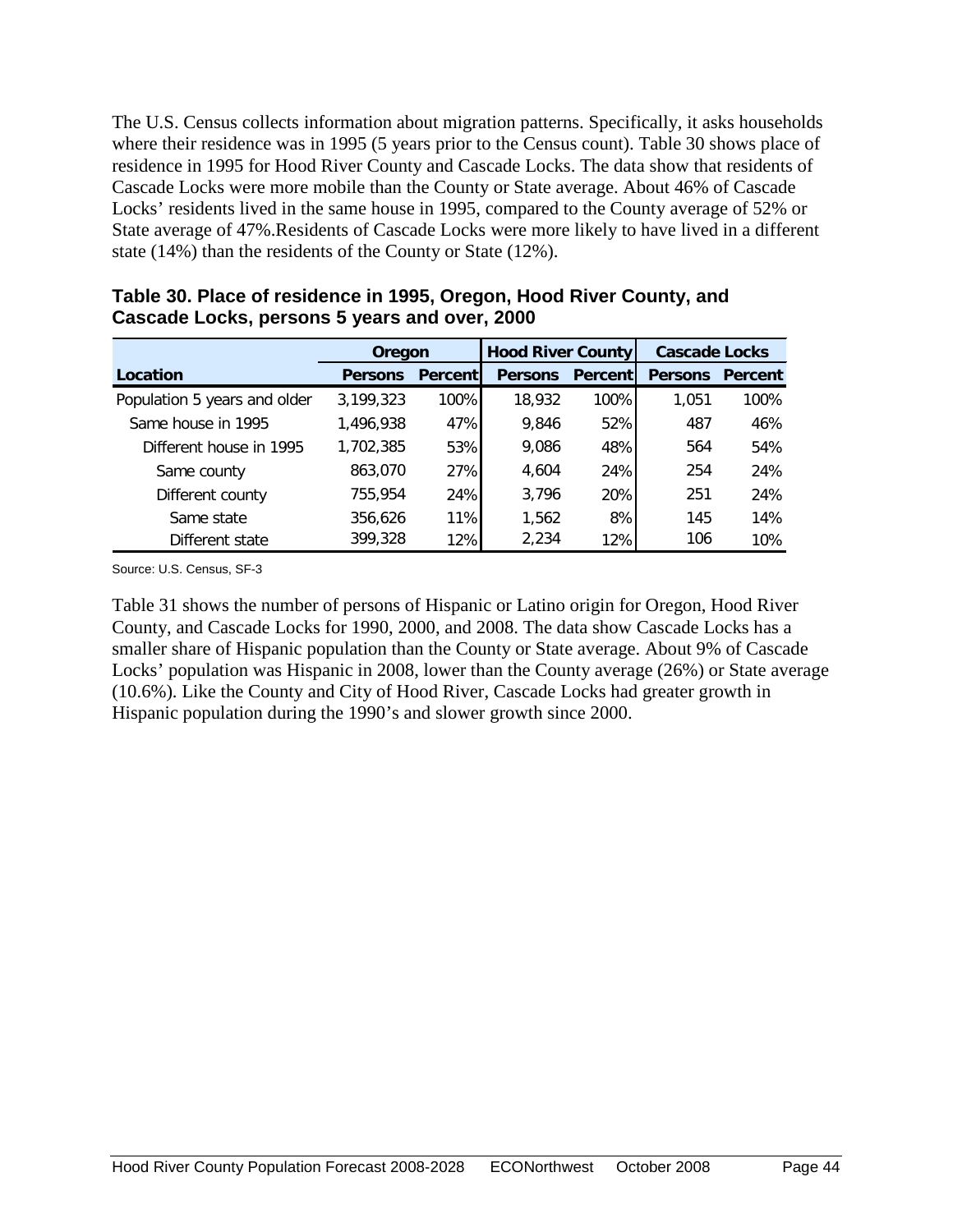The U.S. Census collects information about migration patterns. Specifically, it asks households where their residence was in 1995 (5 years prior to the Census count). Table 30 shows place of residence in 1995 for Hood River County and Cascade Locks. The data show that residents of Cascade Locks were more mobile than the County or State average. About 46% of Cascade Locks' residents lived in the same house in 1995, compared to the County average of 52% or State average of 47%.Residents of Cascade Locks were more likely to have lived in a different state (14%) than the residents of the County or State (12%).

**Table 30. Place of residence in 1995, Oregon, Hood River County, and Cascade Locks, persons 5 years and over, 2000**

| | Oregon | | Hood River County | | Cascade Locks | |
|---|---|---|---|---|---|---|
| **Location** | **Persons** | **Percent** | **Persons** | **Percent** | **Persons** | **Percent** |
| Population 5 years and older | 3,199,323 | 100% | 18,932 | 100% | 1,051 | 100% |
| Same house in 1995 | 1,496,938 | 47% | 9,846 | 52% | 487 | 46% |
| Different house in 1995 | 1,702,385 | 53% | 9,086 | 48% | 564 | 54% |
| Same county | 863,070 | 27% | 4,604 | 24% | 254 | 24% |
| Different county | 755,954 | 24% | 3,796 | 20% | 251 | 24% |
| Same state | 356,626 | 11% | 1,562 | 8% | 145 | 14% |
| Different state | 399,328 | 12% | 2,234 | 12% | 106 | 10% |

Source: U.S. Census, SF-3

Table 31 shows the number of persons of Hispanic or Latino origin for Oregon, Hood River County, and Cascade Locks for 1990, 2000, and 2008. The data show Cascade Locks has a smaller share of Hispanic population than the County or State average. About 9% of Cascade Locks' population was Hispanic in 2008, lower than the County average (26%) or State average (10.6%). Like the County and City of Hood River, Cascade Locks had greater growth in Hispanic population during the 1990's and slower growth since 2000.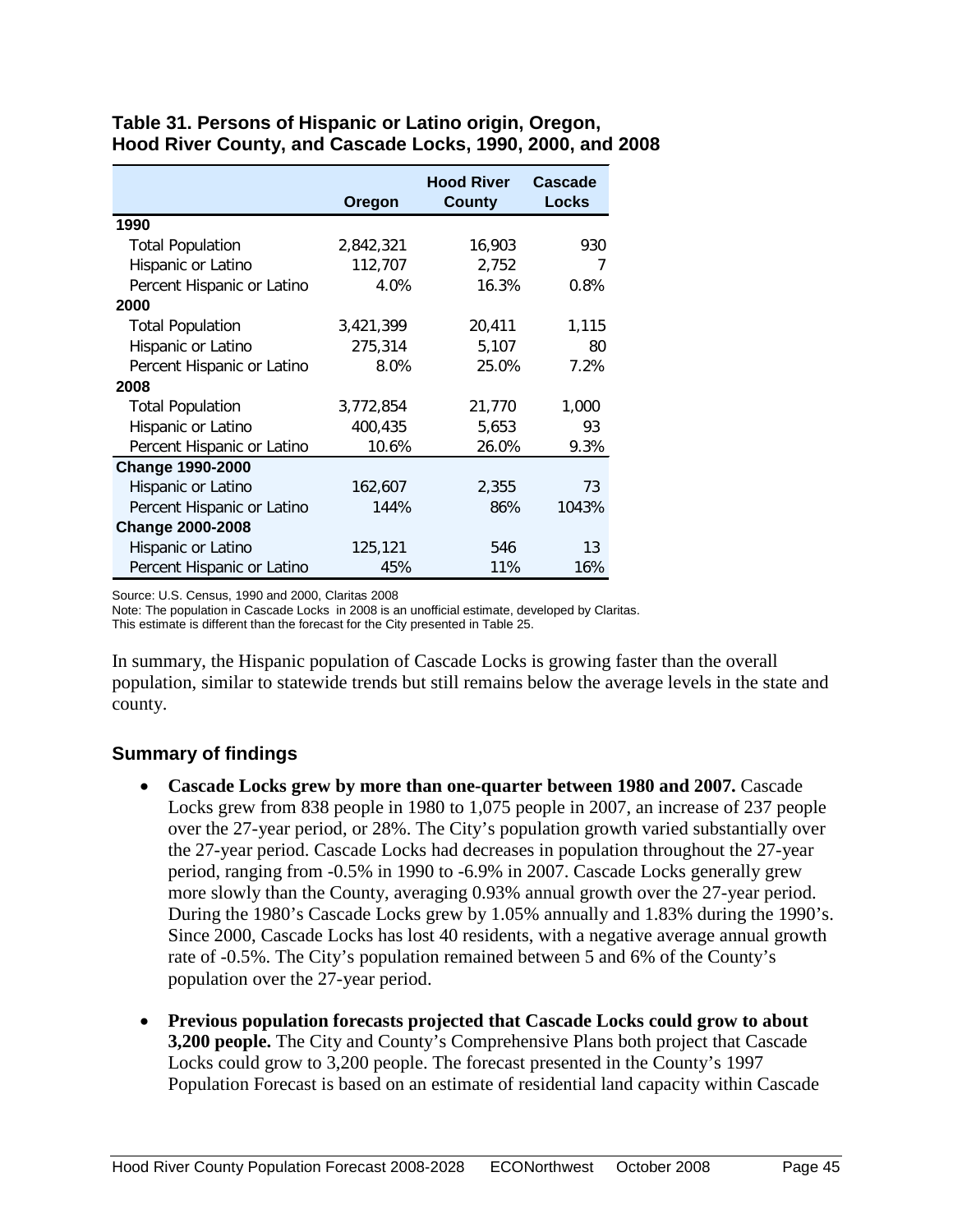**Table 31. Persons of Hispanic or Latino origin, Oregon, Hood River County, and Cascade Locks, 1990, 2000, and 2008**

| | Oregon | Hood River County | Cascade Locks |
|---|---|---|---|
| **1990** | | | |
| Total Population | 2,842,321 | 16,903 | 930 |
| Hispanic or Latino | 112,707 | 2,752 | 7 |
| Percent Hispanic or Latino | 4.0% | 16.3% | 0.8% |
| **2000** | | | |
| Total Population | 3,421,399 | 20,411 | 1,115 |
| Hispanic or Latino | 275,314 | 5,107 | 80 |
| Percent Hispanic or Latino | 8.0% | 25.0% | 7.2% |
| **2008** | | | |
| Total Population | 3,772,854 | 21,770 | 1,000 |
| Hispanic or Latino | 400,435 | 5,653 | 93 |
| Percent Hispanic or Latino | 10.6% | 26.0% | 9.3% |
| **Change 1990-2000** | | | |
| Hispanic or Latino | 162,607 | 2,355 | 73 |
| Percent Hispanic or Latino | 144% | 86% | 1043% |
| **Change 2000-2008** | | | |
| Hispanic or Latino | 125,121 | 546 | 13 |
| Percent Hispanic or Latino | 45% | 11% | 16% |

Source: U.S. Census, 1990 and 2000, Claritas 2008

Note: The population in Cascade Locks in 2008 is an unofficial estimate, developed by Claritas. This estimate is different than the forecast for the City presented in Table 25.

In summary, the Hispanic population of Cascade Locks is growing faster than the overall population, similar to statewide trends but still remains below the average levels in the state and county.

### Summary of findings

- **Cascade Locks grew by more than one-quarter between 1980 and 2007.** Cascade Locks grew from 838 people in 1980 to 1,075 people in 2007, an increase of 237 people over the 27-year period, or 28%. The City's population growth varied substantially over the 27-year period. Cascade Locks had decreases in population throughout the 27-year period, ranging from -0.5% in 1990 to -6.9% in 2007. Cascade Locks generally grew more slowly than the County, averaging 0.93% annual growth over the 27-year period. During the 1980's Cascade Locks grew by 1.05% annually and 1.83% during the 1990's. Since 2000, Cascade Locks has lost 40 residents, with a negative average annual growth rate of -0.5%. The City's population remained between 5 and 6% of the County's population over the 27-year period.

- **Previous population forecasts projected that Cascade Locks could grow to about 3,200 people.** The City and County's Comprehensive Plans both project that Cascade Locks could grow to 3,200 people. The forecast presented in the County's 1997 Population Forecast is based on an estimate of residential land capacity within Cascade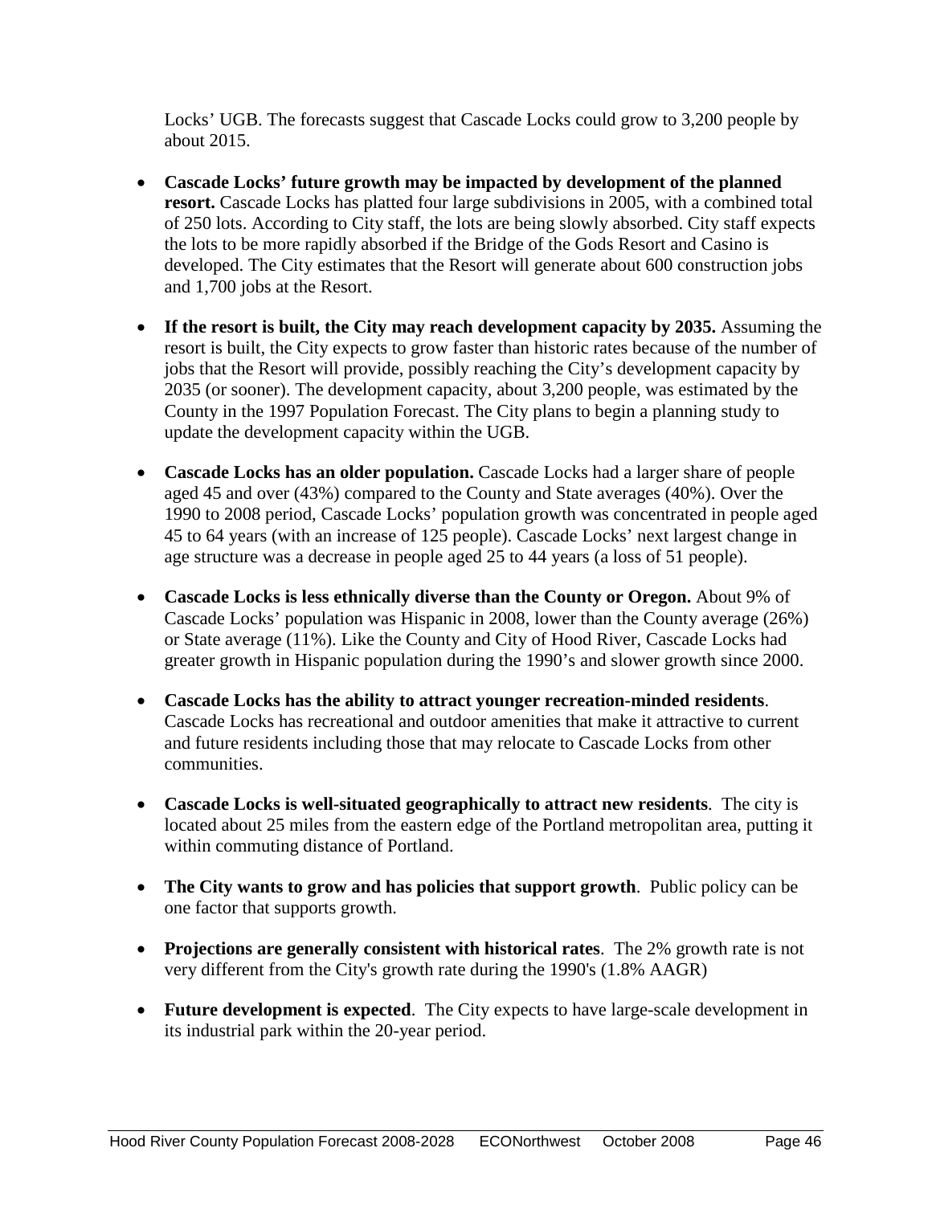Locks' UGB. The forecasts suggest that Cascade Locks could grow to 3,200 people by about 2015.

- **Cascade Locks' future growth may be impacted by development of the planned resort.** Cascade Locks has platted four large subdivisions in 2005, with a combined total of 250 lots. According to City staff, the lots are being slowly absorbed. City staff expects the lots to be more rapidly absorbed if the Bridge of the Gods Resort and Casino is developed. The City estimates that the Resort will generate about 600 construction jobs and 1,700 jobs at the Resort.

- **If the resort is built, the City may reach development capacity by 2035.** Assuming the resort is built, the City expects to grow faster than historic rates because of the number of jobs that the Resort will provide, possibly reaching the City's development capacity by 2035 (or sooner). The development capacity, about 3,200 people, was estimated by the County in the 1997 Population Forecast. The City plans to begin a planning study to update the development capacity within the UGB.

- **Cascade Locks has an older population.** Cascade Locks had a larger share of people aged 45 and over (43%) compared to the County and State averages (40%). Over the 1990 to 2008 period, Cascade Locks' population growth was concentrated in people aged 45 to 64 years (with an increase of 125 people). Cascade Locks' next largest change in age structure was a decrease in people aged 25 to 44 years (a loss of 51 people).

- **Cascade Locks is less ethnically diverse than the County or Oregon.** About 9% of Cascade Locks' population was Hispanic in 2008, lower than the County average (26%) or State average (11%). Like the County and City of Hood River, Cascade Locks had greater growth in Hispanic population during the 1990's and slower growth since 2000.

- **Cascade Locks has the ability to attract younger recreation-minded residents**. Cascade Locks has recreational and outdoor amenities that make it attractive to current and future residents including those that may relocate to Cascade Locks from other communities.

- **Cascade Locks is well-situated geographically to attract new residents**. The city is located about 25 miles from the eastern edge of the Portland metropolitan area, putting it within commuting distance of Portland.

- **The City wants to grow and has policies that support growth**. Public policy can be one factor that supports growth.

- **Projections are generally consistent with historical rates**. The 2% growth rate is not very different from the City's growth rate during the 1990's (1.8% AAGR)

- **Future development is expected**. The City expects to have large-scale development in its industrial park within the 20-year period.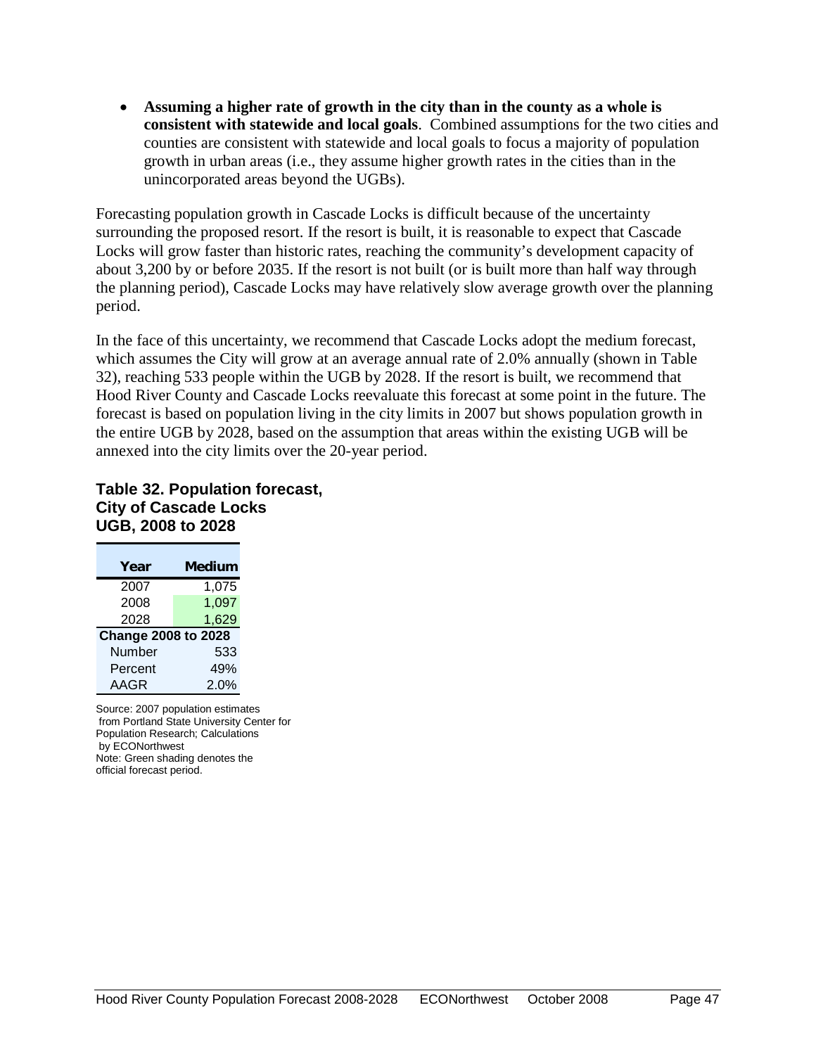- **Assuming a higher rate of growth in the city than in the county as a whole is consistent with statewide and local goals**. Combined assumptions for the two cities and counties are consistent with statewide and local goals to focus a majority of population growth in urban areas (i.e., they assume higher growth rates in the cities than in the unincorporated areas beyond the UGBs).

Forecasting population growth in Cascade Locks is difficult because of the uncertainty surrounding the proposed resort. If the resort is built, it is reasonable to expect that Cascade Locks will grow faster than historic rates, reaching the community's development capacity of about 3,200 by or before 2035. If the resort is not built (or is built more than half way through the planning period), Cascade Locks may have relatively slow average growth over the planning period.

In the face of this uncertainty, we recommend that Cascade Locks adopt the medium forecast, which assumes the City will grow at an average annual rate of 2.0% annually (shown in Table 32), reaching 533 people within the UGB by 2028. If the resort is built, we recommend that Hood River County and Cascade Locks reevaluate this forecast at some point in the future. The forecast is based on population living in the city limits in 2007 but shows population growth in the entire UGB by 2028, based on the assumption that areas within the existing UGB will be annexed into the city limits over the 20-year period.

**Table 32. Population forecast, City of Cascade Locks UGB, 2008 to 2028**

| Year | Medium |
|---|---|
| 2007 | 1,075 |
| 2008 | 1,097 |
| 2028 | 1,629 |
| **Change 2008 to 2028** | |
| Number | 533 |
| Percent | 49% |
| AAGR | 2.0% |

Source: 2007 population estimates from Portland State University Center for Population Research; Calculations by ECONorthwest
Note: Green shading denotes the official forecast period.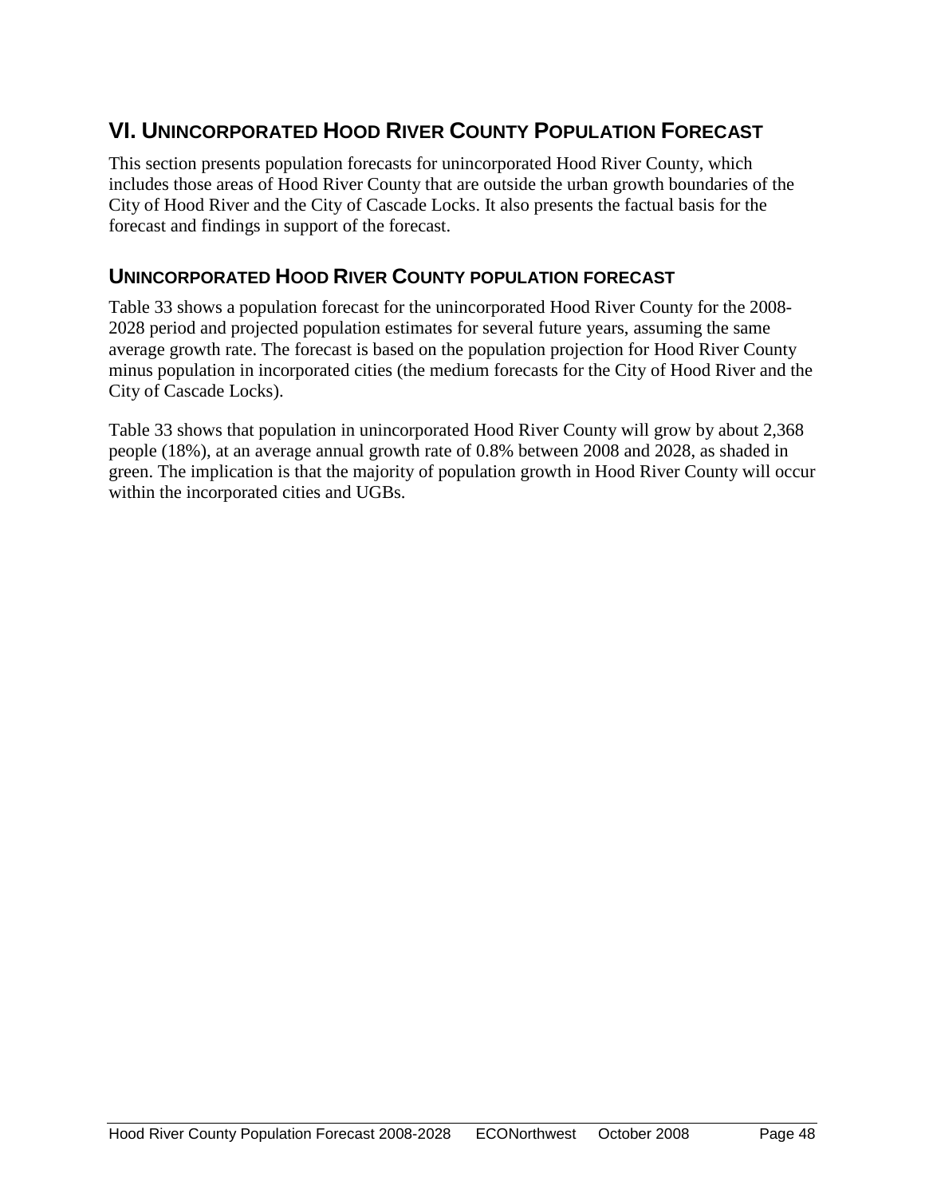# VI. Unincorporated Hood River County Population Forecast

This section presents population forecasts for unincorporated Hood River County, which includes those areas of Hood River County that are outside the urban growth boundaries of the City of Hood River and the City of Cascade Locks. It also presents the factual basis for the forecast and findings in support of the forecast.

## Unincorporated Hood River County population forecast

Table 33 shows a population forecast for the unincorporated Hood River County for the 2008-2028 period and projected population estimates for several future years, assuming the same average growth rate. The forecast is based on the population projection for Hood River County minus population in incorporated cities (the medium forecasts for the City of Hood River and the City of Cascade Locks).

Table 33 shows that population in unincorporated Hood River County will grow by about 2,368 people (18%), at an average annual growth rate of 0.8% between 2008 and 2028, as shaded in green. The implication is that the majority of population growth in Hood River County will occur within the incorporated cities and UGBs.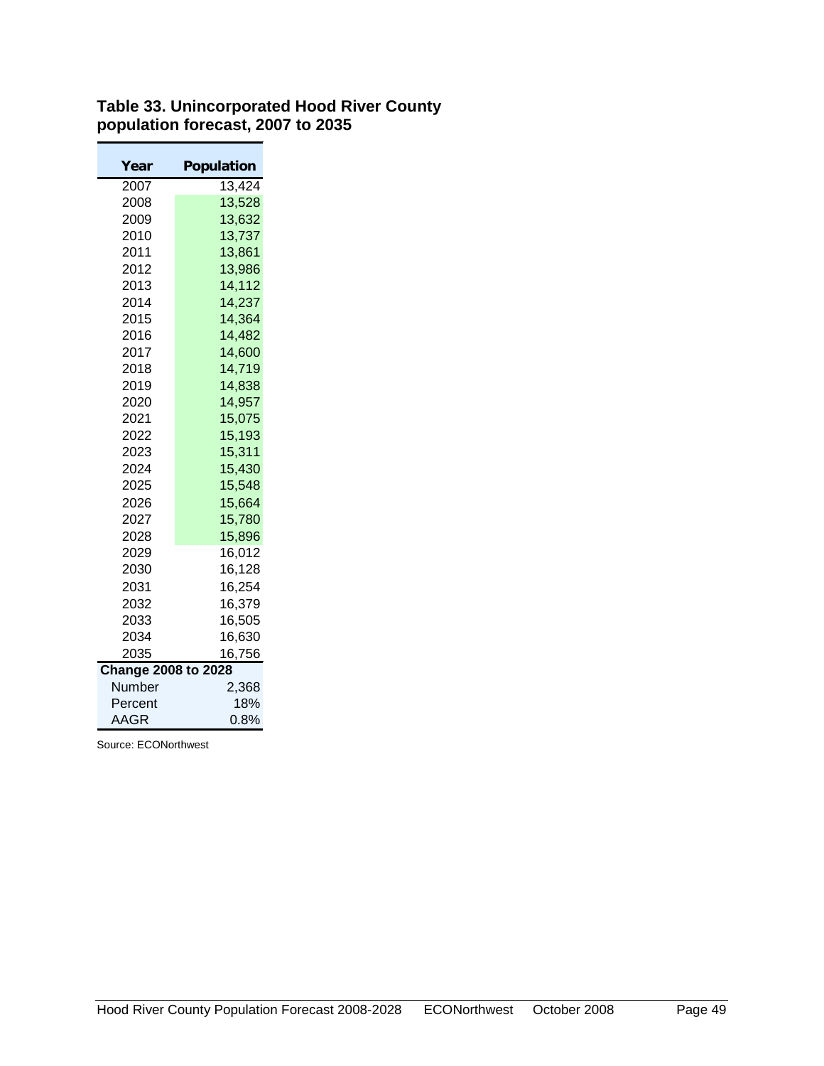**Table 33. Unincorporated Hood River County population forecast, 2007 to 2035**

| Year | Population |
|---|---|
| 2007 | 13,424 |
| 2008 | 13,528 |
| 2009 | 13,632 |
| 2010 | 13,737 |
| 2011 | 13,861 |
| 2012 | 13,986 |
| 2013 | 14,112 |
| 2014 | 14,237 |
| 2015 | 14,364 |
| 2016 | 14,482 |
| 2017 | 14,600 |
| 2018 | 14,719 |
| 2019 | 14,838 |
| 2020 | 14,957 |
| 2021 | 15,075 |
| 2022 | 15,193 |
| 2023 | 15,311 |
| 2024 | 15,430 |
| 2025 | 15,548 |
| 2026 | 15,664 |
| 2027 | 15,780 |
| 2028 | 15,896 |
| 2029 | 16,012 |
| 2030 | 16,128 |
| 2031 | 16,254 |
| 2032 | 16,379 |
| 2033 | 16,505 |
| 2034 | 16,630 |
| 2035 | 16,756 |
| **Change 2008 to 2028** | |
| Number | 2,368 |
| Percent | 18% |
| AAGR | 0.8% |

Source: ECONorthwest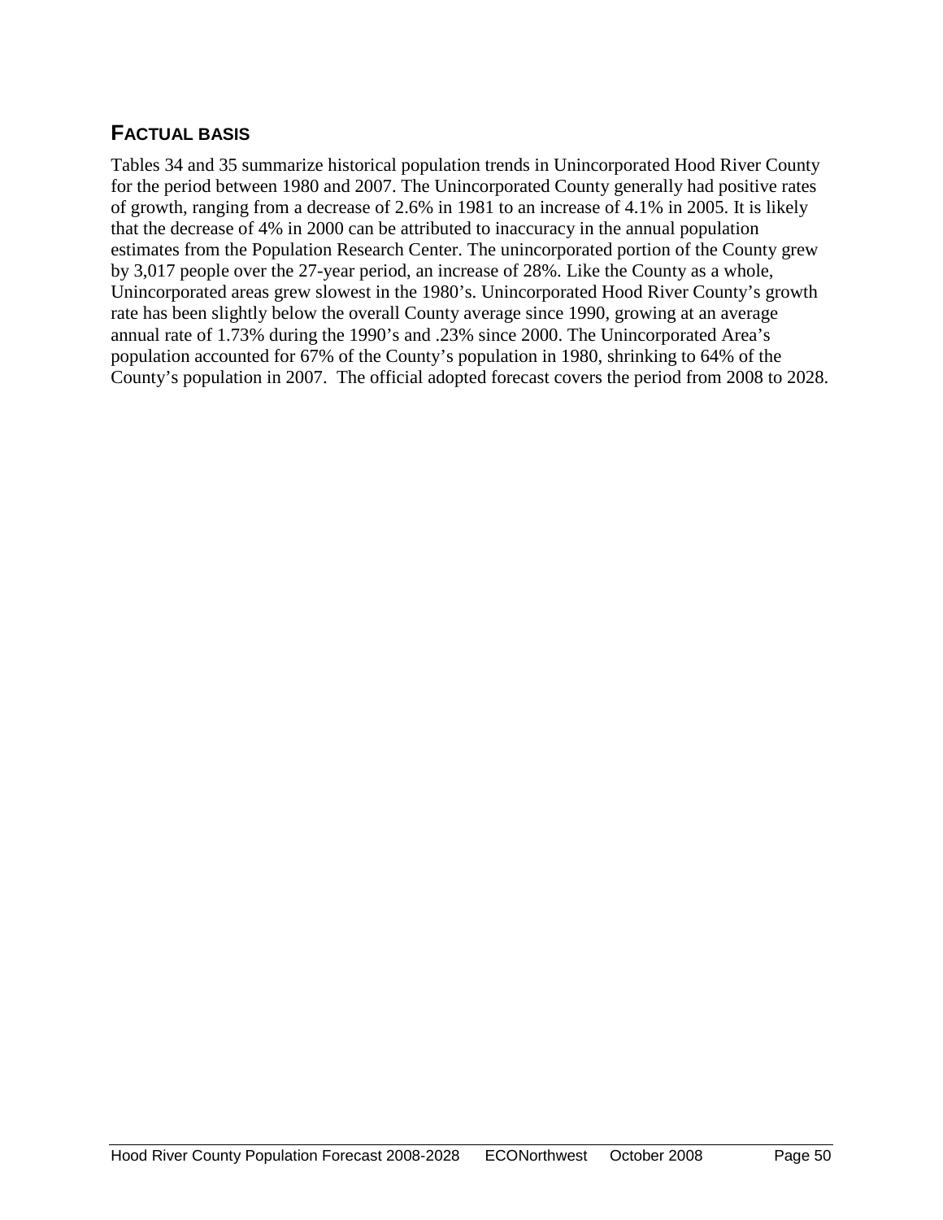## FACTUAL BASIS

Tables 34 and 35 summarize historical population trends in Unincorporated Hood River County for the period between 1980 and 2007. The Unincorporated County generally had positive rates of growth, ranging from a decrease of 2.6% in 1981 to an increase of 4.1% in 2005. It is likely that the decrease of 4% in 2000 can be attributed to inaccuracy in the annual population estimates from the Population Research Center. The unincorporated portion of the County grew by 3,017 people over the 27-year period, an increase of 28%. Like the County as a whole, Unincorporated areas grew slowest in the 1980's. Unincorporated Hood River County's growth rate has been slightly below the overall County average since 1990, growing at an average annual rate of 1.73% during the 1990's and .23% since 2000. The Unincorporated Area's population accounted for 67% of the County's population in 1980, shrinking to 64% of the County's population in 2007. The official adopted forecast covers the period from 2008 to 2028.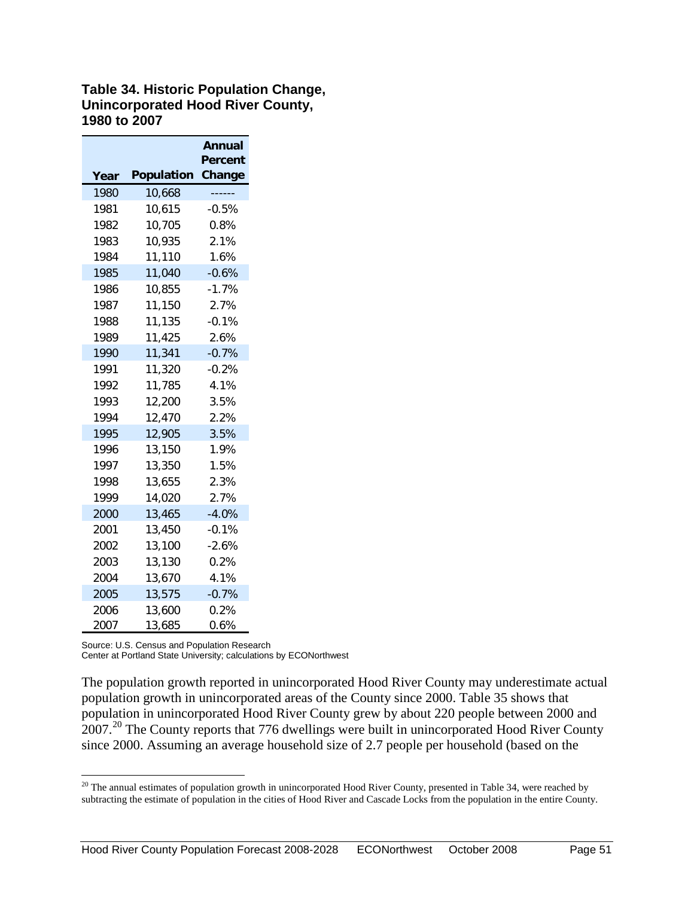**Table 34. Historic Population Change, Unincorporated Hood River County, 1980 to 2007**

| Year | Population | Annual Percent Change |
|---|---|---|
| 1980 | 10,668 | ------ |
| 1981 | 10,615 | -0.5% |
| 1982 | 10,705 | 0.8% |
| 1983 | 10,935 | 2.1% |
| 1984 | 11,110 | 1.6% |
| 1985 | 11,040 | -0.6% |
| 1986 | 10,855 | -1.7% |
| 1987 | 11,150 | 2.7% |
| 1988 | 11,135 | -0.1% |
| 1989 | 11,425 | 2.6% |
| 1990 | 11,341 | -0.7% |
| 1991 | 11,320 | -0.2% |
| 1992 | 11,785 | 4.1% |
| 1993 | 12,200 | 3.5% |
| 1994 | 12,470 | 2.2% |
| 1995 | 12,905 | 3.5% |
| 1996 | 13,150 | 1.9% |
| 1997 | 13,350 | 1.5% |
| 1998 | 13,655 | 2.3% |
| 1999 | 14,020 | 2.7% |
| 2000 | 13,465 | -4.0% |
| 2001 | 13,450 | -0.1% |
| 2002 | 13,100 | -2.6% |
| 2003 | 13,130 | 0.2% |
| 2004 | 13,670 | 4.1% |
| 2005 | 13,575 | -0.7% |
| 2006 | 13,600 | 0.2% |
| 2007 | 13,685 | 0.6% |

Source: U.S. Census and Population Research Center at Portland State University; calculations by ECONorthwest

The population growth reported in unincorporated Hood River County may underestimate actual population growth in unincorporated areas of the County since 2000. Table 35 shows that population in unincorporated Hood River County grew by about 220 people between 2000 and 2007.[20] The County reports that 776 dwellings were built in unincorporated Hood River County since 2000. Assuming an average household size of 2.7 people per household (based on the

[20] The annual estimates of population growth in unincorporated Hood River County, presented in Table 34, were reached by subtracting the estimate of population in the cities of Hood River and Cascade Locks from the population in the entire County.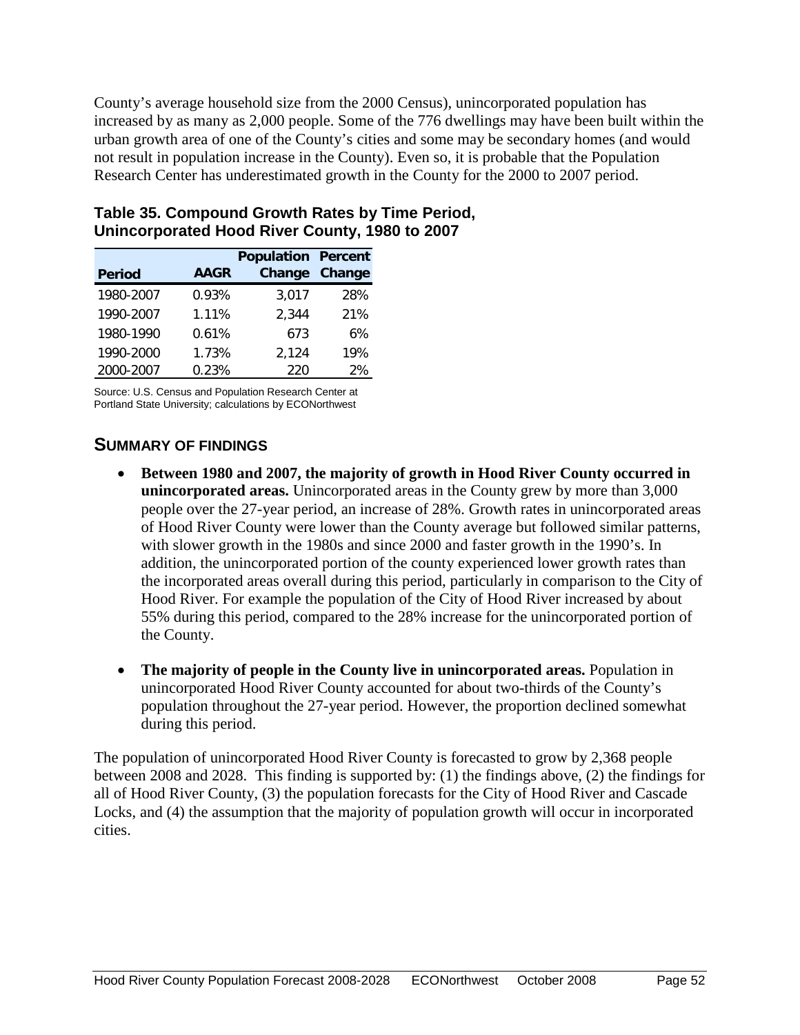County's average household size from the 2000 Census), unincorporated population has increased by as many as 2,000 people. Some of the 776 dwellings may have been built within the urban growth area of one of the County's cities and some may be secondary homes (and would not result in population increase in the County). Even so, it is probable that the Population Research Center has underestimated growth in the County for the 2000 to 2007 period.

**Table 35. Compound Growth Rates by Time Period, Unincorporated Hood River County, 1980 to 2007**

| Period | AAGR | Population Change | Percent Change |
|---|---|---|---|
| 1980-2007 | 0.93% | 3,017 | 28% |
| 1990-2007 | 1.11% | 2,344 | 21% |
| 1980-1990 | 0.61% | 673 | 6% |
| 1990-2000 | 1.73% | 2,124 | 19% |
| 2000-2007 | 0.23% | 220 | 2% |

Source: U.S. Census and Population Research Center at Portland State University; calculations by ECONorthwest

## SUMMARY OF FINDINGS

- **Between 1980 and 2007, the majority of growth in Hood River County occurred in unincorporated areas.** Unincorporated areas in the County grew by more than 3,000 people over the 27-year period, an increase of 28%. Growth rates in unincorporated areas of Hood River County were lower than the County average but followed similar patterns, with slower growth in the 1980s and since 2000 and faster growth in the 1990's. In addition, the unincorporated portion of the county experienced lower growth rates than the incorporated areas overall during this period, particularly in comparison to the City of Hood River. For example the population of the City of Hood River increased by about 55% during this period, compared to the 28% increase for the unincorporated portion of the County.

- **The majority of people in the County live in unincorporated areas.** Population in unincorporated Hood River County accounted for about two-thirds of the County's population throughout the 27-year period. However, the proportion declined somewhat during this period.

The population of unincorporated Hood River County is forecasted to grow by 2,368 people between 2008 and 2028. This finding is supported by: (1) the findings above, (2) the findings for all of Hood River County, (3) the population forecasts for the City of Hood River and Cascade Locks, and (4) the assumption that the majority of population growth will occur in incorporated cities.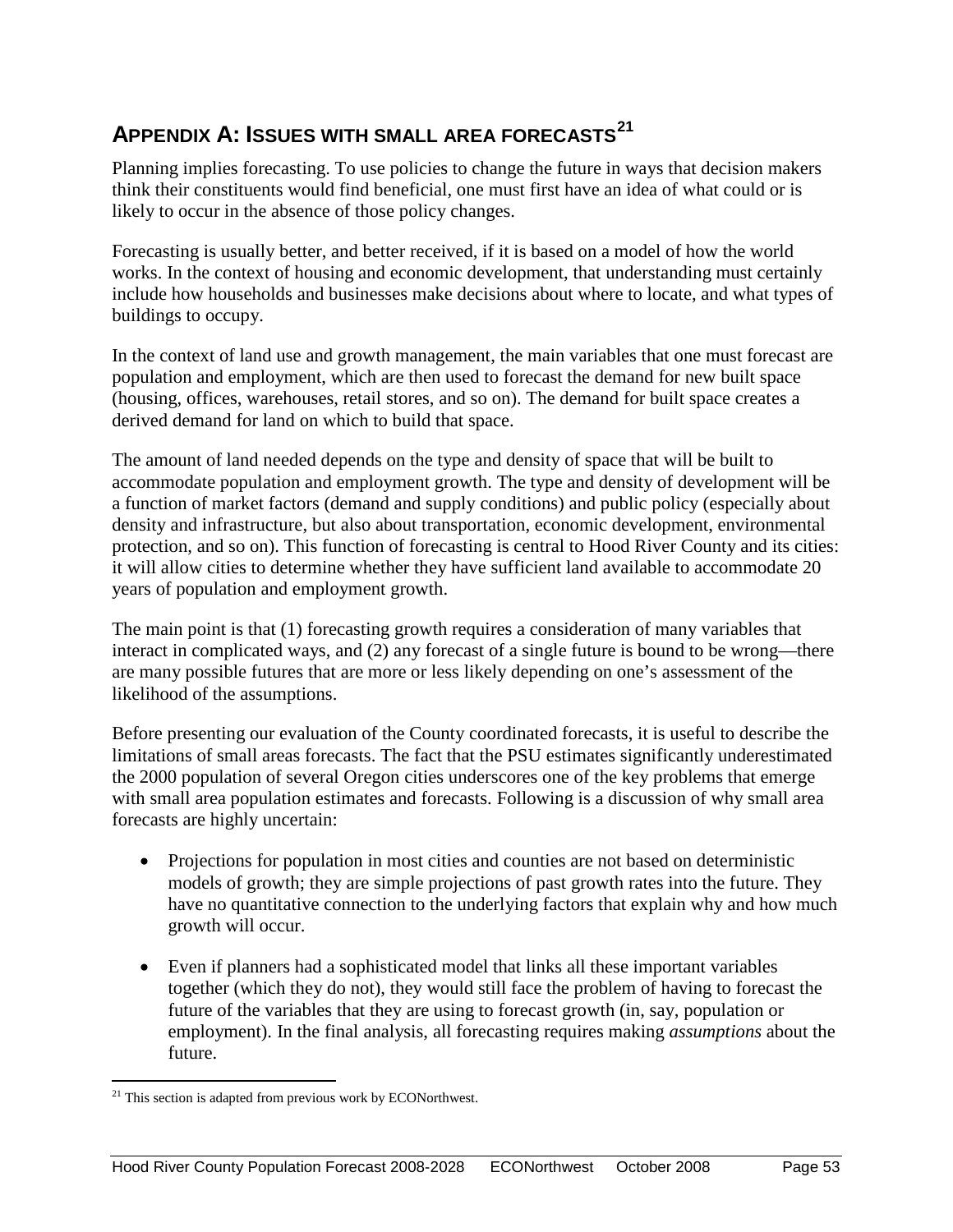## APPENDIX A: ISSUES WITH SMALL AREA FORECASTS[21]

Planning implies forecasting. To use policies to change the future in ways that decision makers think their constituents would find beneficial, one must first have an idea of what could or is likely to occur in the absence of those policy changes.

Forecasting is usually better, and better received, if it is based on a model of how the world works. In the context of housing and economic development, that understanding must certainly include how households and businesses make decisions about where to locate, and what types of buildings to occupy.

In the context of land use and growth management, the main variables that one must forecast are population and employment, which are then used to forecast the demand for new built space (housing, offices, warehouses, retail stores, and so on). The demand for built space creates a derived demand for land on which to build that space.

The amount of land needed depends on the type and density of space that will be built to accommodate population and employment growth. The type and density of development will be a function of market factors (demand and supply conditions) and public policy (especially about density and infrastructure, but also about transportation, economic development, environmental protection, and so on). This function of forecasting is central to Hood River County and its cities: it will allow cities to determine whether they have sufficient land available to accommodate 20 years of population and employment growth.

The main point is that (1) forecasting growth requires a consideration of many variables that interact in complicated ways, and (2) any forecast of a single future is bound to be wrong—there are many possible futures that are more or less likely depending on one's assessment of the likelihood of the assumptions.

Before presenting our evaluation of the County coordinated forecasts, it is useful to describe the limitations of small areas forecasts. The fact that the PSU estimates significantly underestimated the 2000 population of several Oregon cities underscores one of the key problems that emerge with small area population estimates and forecasts. Following is a discussion of why small area forecasts are highly uncertain:

- Projections for population in most cities and counties are not based on deterministic models of growth; they are simple projections of past growth rates into the future. They have no quantitative connection to the underlying factors that explain why and how much growth will occur.
- Even if planners had a sophisticated model that links all these important variables together (which they do not), they would still face the problem of having to forecast the future of the variables that they are using to forecast growth (in, say, population or employment). In the final analysis, all forecasting requires making *assumptions* about the future.

[21] This section is adapted from previous work by ECONorthwest.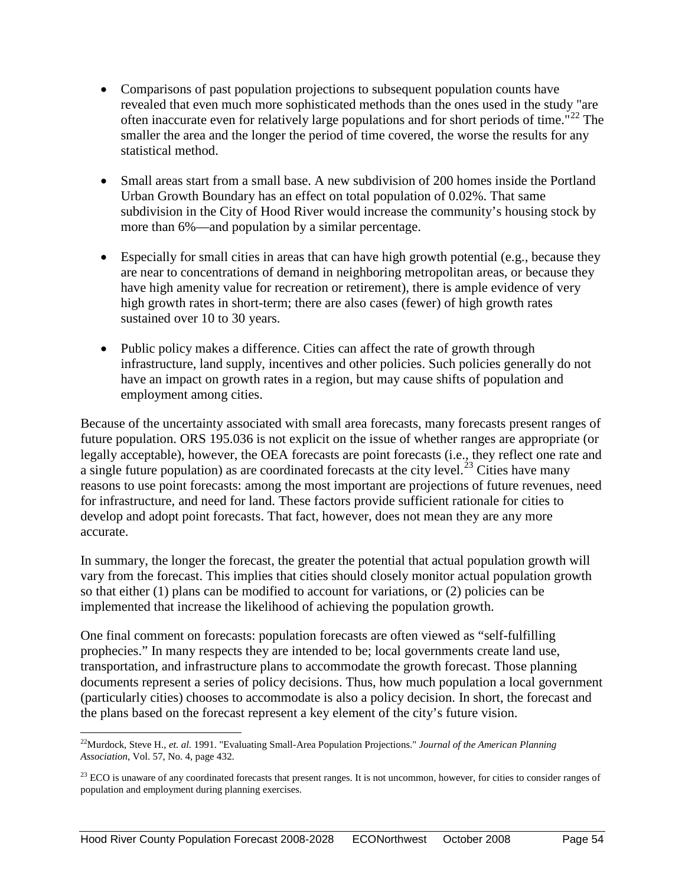- Comparisons of past population projections to subsequent population counts have revealed that even much more sophisticated methods than the ones used in the study "are often inaccurate even for relatively large populations and for short periods of time."[22] The smaller the area and the longer the period of time covered, the worse the results for any statistical method.

- Small areas start from a small base. A new subdivision of 200 homes inside the Portland Urban Growth Boundary has an effect on total population of 0.02%. That same subdivision in the City of Hood River would increase the community's housing stock by more than 6%—and population by a similar percentage.

- Especially for small cities in areas that can have high growth potential (e.g., because they are near to concentrations of demand in neighboring metropolitan areas, or because they have high amenity value for recreation or retirement), there is ample evidence of very high growth rates in short-term; there are also cases (fewer) of high growth rates sustained over 10 to 30 years.

- Public policy makes a difference. Cities can affect the rate of growth through infrastructure, land supply, incentives and other policies. Such policies generally do not have an impact on growth rates in a region, but may cause shifts of population and employment among cities.

Because of the uncertainty associated with small area forecasts, many forecasts present ranges of future population. ORS 195.036 is not explicit on the issue of whether ranges are appropriate (or legally acceptable), however, the OEA forecasts are point forecasts (i.e., they reflect one rate and a single future population) as are coordinated forecasts at the city level.[23] Cities have many reasons to use point forecasts: among the most important are projections of future revenues, need for infrastructure, and need for land. These factors provide sufficient rationale for cities to develop and adopt point forecasts. That fact, however, does not mean they are any more accurate.

In summary, the longer the forecast, the greater the potential that actual population growth will vary from the forecast. This implies that cities should closely monitor actual population growth so that either (1) plans can be modified to account for variations, or (2) policies can be implemented that increase the likelihood of achieving the population growth.

One final comment on forecasts: population forecasts are often viewed as "self-fulfilling prophecies." In many respects they are intended to be; local governments create land use, transportation, and infrastructure plans to accommodate the growth forecast. Those planning documents represent a series of policy decisions. Thus, how much population a local government (particularly cities) chooses to accommodate is also a policy decision. In short, the forecast and the plans based on the forecast represent a key element of the city's future vision.

---

[22] Murdock, Steve H., *et. al.* 1991. "Evaluating Small-Area Population Projections." *Journal of the American Planning Association*, Vol. 57, No. 4, page 432.

[23] ECO is unaware of any coordinated forecasts that present ranges. It is not uncommon, however, for cities to consider ranges of population and employment during planning exercises.